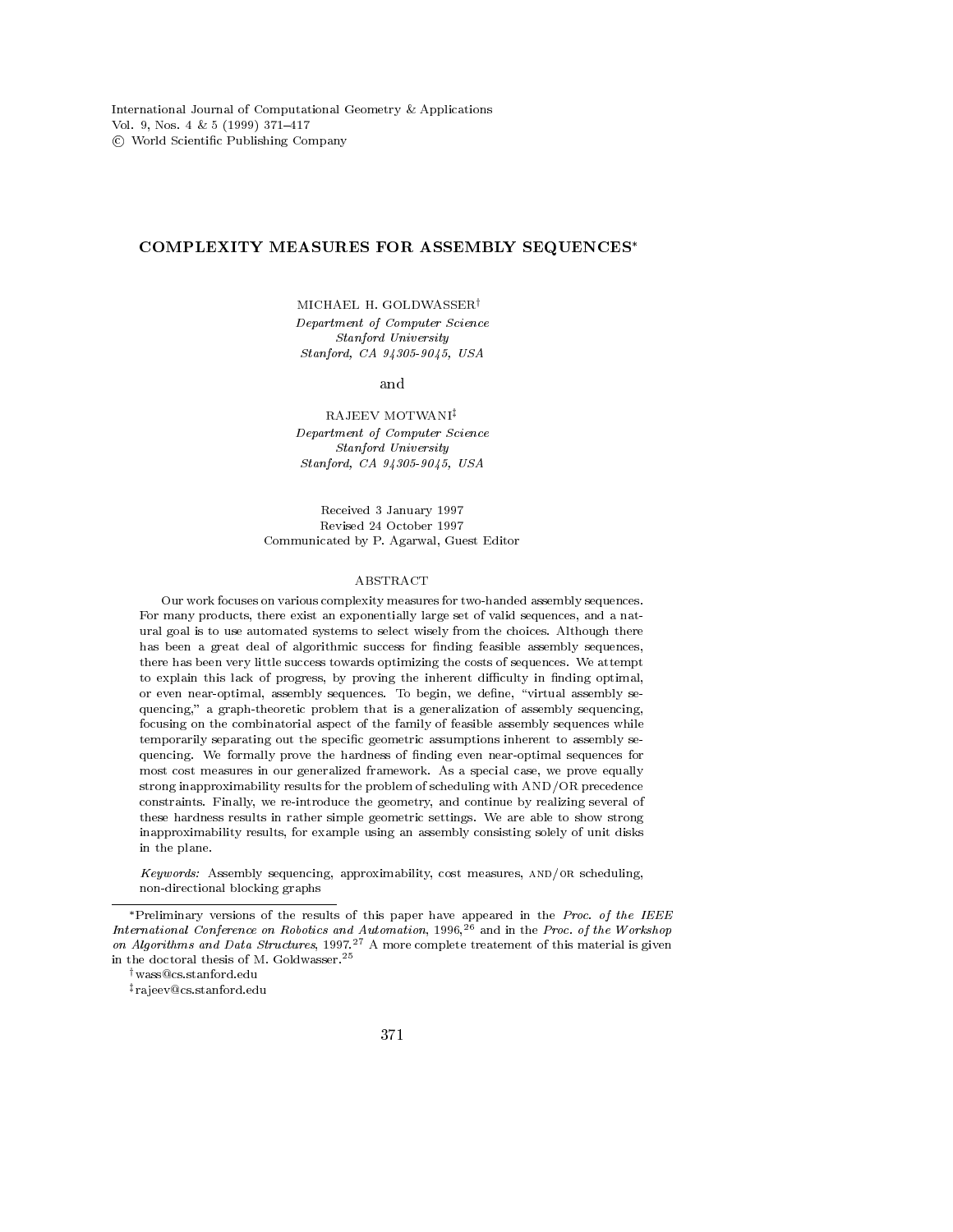# COMPLEXITY MEASURES FOR ASSEMBLY SEQUENCES*

MICHAEL H. GOLDWASSER†

*Department of Computer Science*
*Stanford University*
*Stanford, CA 94305-9045, USA*

and

RAJEEV MOTWANI‡

*Department of Computer Science*
*Stanford University*
*Stanford, CA 94305-9045, USA*

Received 3 January 1997
Revised 24 October 1997
Communicated by P. Agarwal, Guest Editor

## ABSTRACT

Our work focuses on various complexity measures for two-handed assembly sequences. For many products, there exist an exponentially large set of valid sequences, and a natural goal is to use automated systems to select wisely from the choices. Although there has been a great deal of algorithmic success for finding feasible assembly sequences, there has been very little success towards optimizing the costs of sequences. We attempt to explain this lack of progress, by proving the inherent difficulty in finding optimal, or even near-optimal, assembly sequences. To begin, we define, "virtual assembly sequencing," a graph-theoretic problem that is a generalization of assembly sequencing, focusing on the combinatorial aspect of the family of feasible assembly sequences while temporarily separating out the specific geometric assumptions inherent to assembly sequencing. We formally prove the hardness of finding even near-optimal sequences for most cost measures in our generalized framework. As a special case, we prove equally strong inapproximability results for the problem of scheduling with AND/OR precedence constraints. Finally, we re-introduce the geometry, and continue by realizing several of these hardness results in rather simple geometric settings. We are able to show strong inapproximability results, for example using an assembly consisting solely of unit disks in the plane.

*Keywords:* Assembly sequencing, approximability, cost measures, AND/OR scheduling, non-directional blocking graphs

---

*Preliminary versions of the results of this paper have appeared in the *Proc. of the IEEE International Conference on Robotics and Automation*, 1996,[26] and in the *Proc. of the Workshop on Algorithms and Data Structures*, 1997.[27] A more complete treatement of this material is given in the doctoral thesis of M. Goldwasser.[25]

†wass@cs.stanford.edu

‡rajeev@cs.stanford.edu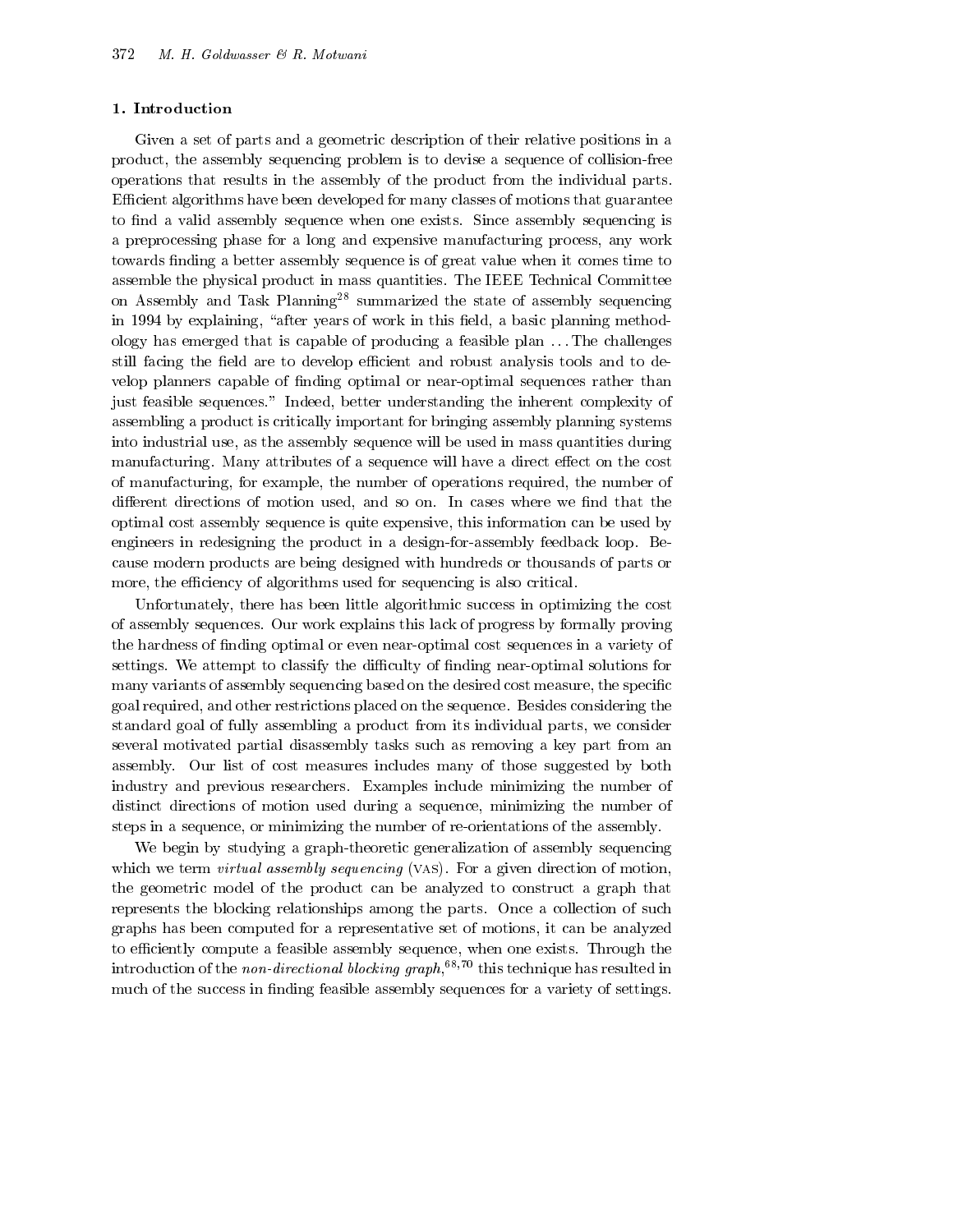## 1. Introduction

Given a set of parts and a geometric description of their relative positions in a product, the assembly sequencing problem is to devise a sequence of collision-free operations that results in the assembly of the product from the individual parts. Efficient algorithms have been developed for many classes of motions that guarantee to find a valid assembly sequence when one exists. Since assembly sequencing is a preprocessing phase for a long and expensive manufacturing process, any work towards finding a better assembly sequence is of great value when it comes time to assemble the physical product in mass quantities. The IEEE Technical Committee on Assembly and Task Planning[28] summarized the state of assembly sequencing in 1994 by explaining, "after years of work in this field, a basic planning methodology has emerged that is capable of producing a feasible plan ... The challenges still facing the field are to develop efficient and robust analysis tools and to develop planners capable of finding optimal or near-optimal sequences rather than just feasible sequences." Indeed, better understanding the inherent complexity of assembling a product is critically important for bringing assembly planning systems into industrial use, as the assembly sequence will be used in mass quantities during manufacturing. Many attributes of a sequence will have a direct effect on the cost of manufacturing, for example, the number of operations required, the number of different directions of motion used, and so on. In cases where we find that the optimal cost assembly sequence is quite expensive, this information can be used by engineers in redesigning the product in a design-for-assembly feedback loop. Because modern products are being designed with hundreds or thousands of parts or more, the efficiency of algorithms used for sequencing is also critical.

Unfortunately, there has been little algorithmic success in optimizing the cost of assembly sequences. Our work explains this lack of progress by formally proving the hardness of finding optimal or even near-optimal cost sequences in a variety of settings. We attempt to classify the difficulty of finding near-optimal solutions for many variants of assembly sequencing based on the desired cost measure, the specific goal required, and other restrictions placed on the sequence. Besides considering the standard goal of fully assembling a product from its individual parts, we consider several motivated partial disassembly tasks such as removing a key part from an assembly. Our list of cost measures includes many of those suggested by both industry and previous researchers. Examples include minimizing the number of distinct directions of motion used during a sequence, minimizing the number of steps in a sequence, or minimizing the number of re-orientations of the assembly.

We begin by studying a graph-theoretic generalization of assembly sequencing which we term *virtual assembly sequencing* (VAS). For a given direction of motion, the geometric model of the product can be analyzed to construct a graph that represents the blocking relationships among the parts. Once a collection of such graphs has been computed for a representative set of motions, it can be analyzed to efficiently compute a feasible assembly sequence, when one exists. Through the introduction of the *non-directional blocking graph*,[68,70] this technique has resulted in much of the success in finding feasible assembly sequences for a variety of settings.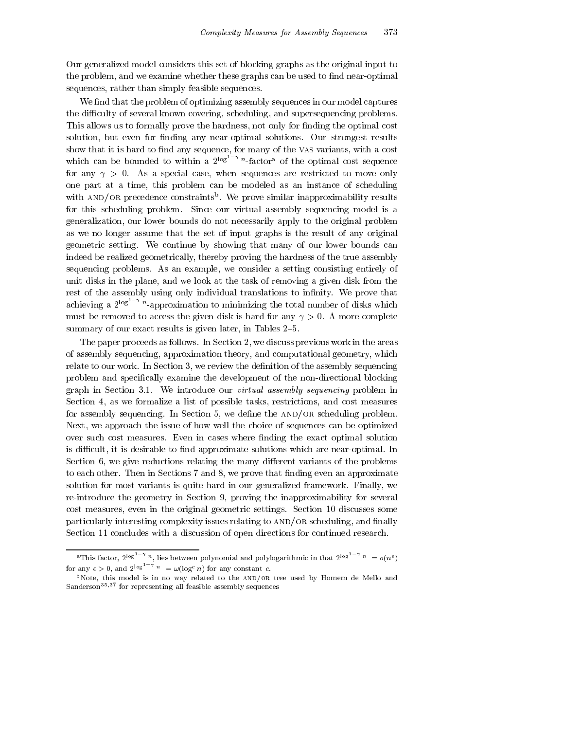Our generalized model considers this set of blocking graphs as the original input to the problem, and we examine whether these graphs can be used to find near-optimal sequences, rather than simply feasible sequences.

We find that the problem of optimizing assembly sequences in our model captures the difficulty of several known covering, scheduling, and supersequencing problems. This allows us to formally prove the hardness, not only for finding the optimal cost solution, but even for finding any near-optimal solutions. Our strongest results show that it is hard to find any sequence, for many of the VAS variants, with a cost which can be bounded to within a $2^{\log^{1-\gamma} n}$-factor[a] of the optimal cost sequence for any $\gamma > 0$. As a special case, when sequences are restricted to move only one part at a time, this problem can be modeled as an instance of scheduling with AND/OR precedence constraints[b]. We prove similar inapproximability results for this scheduling problem. Since our virtual assembly sequencing model is a generalization, our lower bounds do not necessarily apply to the original problem as we no longer assume that the set of input graphs is the result of any original geometric setting. We continue by showing that many of our lower bounds can indeed be realized geometrically, thereby proving the hardness of the true assembly sequencing problems. As an example, we consider a setting consisting entirely of unit disks in the plane, and we look at the task of removing a given disk from the rest of the assembly using only individual translations to infinity. We prove that achieving a $2^{\log^{1-\gamma} n}$-approximation to minimizing the total number of disks which must be removed to access the given disk is hard for any $\gamma > 0$. A more complete summary of our exact results is given later, in Tables 2–5.

The paper proceeds as follows. In Section 2, we discuss previous work in the areas of assembly sequencing, approximation theory, and computational geometry, which relate to our work. In Section 3, we review the definition of the assembly sequencing problem and specifically examine the development of the non-directional blocking graph in Section 3.1. We introduce our *virtual assembly sequencing* problem in Section 4, as we formalize a list of possible tasks, restrictions, and cost measures for assembly sequencing. In Section 5, we define the AND/OR scheduling problem. Next, we approach the issue of how well the choice of sequences can be optimized over such cost measures. Even in cases where finding the exact optimal solution is difficult, it is desirable to find approximate solutions which are near-optimal. In Section 6, we give reductions relating the many different variants of the problems to each other. Then in Sections 7 and 8, we prove that finding even an approximate solution for most variants is quite hard in our generalized framework. Finally, we re-introduce the geometry in Section 9, proving the inapproximability for several cost measures, even in the original geometric settings. Section 10 discusses some particularly interesting complexity issues relating to AND/OR scheduling, and finally Section 11 concludes with a discussion of open directions for continued research.

---

[a]This factor, $2^{\log^{1-\gamma} n}$, lies between polynomial and polylogarithmic in that $2^{\log^{1-\gamma} n} = o(n^{\epsilon})$ for any $\epsilon > 0$, and $2^{\log^{1-\gamma} n} = \omega(\log^{c} n)$ for any constant $c$.

[b]Note, this model is in no way related to the AND/OR tree used by Homem de Mello and Sanderson[35,37] for representing all feasible assembly sequences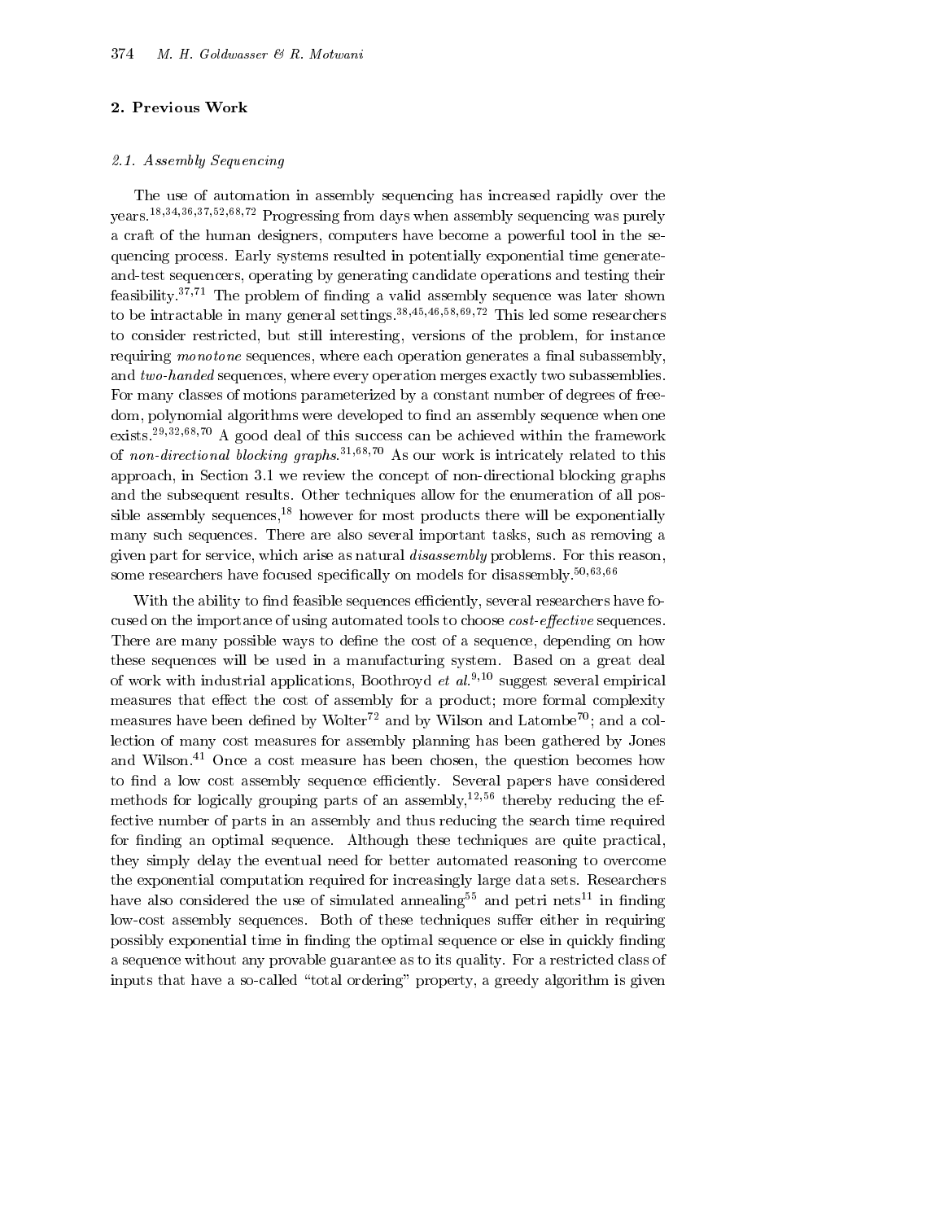## 2. Previous Work

### 2.1. Assembly Sequencing

The use of automation in assembly sequencing has increased rapidly over the years.[18,34,36,37,52,68,72] Progressing from days when assembly sequencing was purely a craft of the human designers, computers have become a powerful tool in the sequencing process. Early systems resulted in potentially exponential time generate-and-test sequencers, operating by generating candidate operations and testing their feasibility.[37,71] The problem of finding a valid assembly sequence was later shown to be intractable in many general settings.[38,45,46,58,69,72] This led some researchers to consider restricted, but still interesting, versions of the problem, for instance requiring *monotone* sequences, where each operation generates a final subassembly, and *two-handed* sequences, where every operation merges exactly two subassemblies. For many classes of motions parameterized by a constant number of degrees of freedom, polynomial algorithms were developed to find an assembly sequence when one exists.[29,32,68,70] A good deal of this success can be achieved within the framework of *non-directional blocking graphs*.[31,68,70] As our work is intricately related to this approach, in Section 3.1 we review the concept of non-directional blocking graphs and the subsequent results. Other techniques allow for the enumeration of all possible assembly sequences,[18] however for most products there will be exponentially many such sequences. There are also several important tasks, such as removing a given part for service, which arise as natural *disassembly* problems. For this reason, some researchers have focused specifically on models for disassembly.[50,63,66]

With the ability to find feasible sequences efficiently, several researchers have focused on the importance of using automated tools to choose *cost-effective* sequences. There are many possible ways to define the cost of a sequence, depending on how these sequences will be used in a manufacturing system. Based on a great deal of work with industrial applications, Boothroyd *et al.*[9,10] suggest several empirical measures that effect the cost of assembly for a product; more formal complexity measures have been defined by Wolter[72] and by Wilson and Latombe[70]; and a collection of many cost measures for assembly planning has been gathered by Jones and Wilson.[41] Once a cost measure has been chosen, the question becomes how to find a low cost assembly sequence efficiently. Several papers have considered methods for logically grouping parts of an assembly,[12,56] thereby reducing the effective number of parts in an assembly and thus reducing the search time required for finding an optimal sequence. Although these techniques are quite practical, they simply delay the eventual need for better automated reasoning to overcome the exponential computation required for increasingly large data sets. Researchers have also considered the use of simulated annealing[55] and petri nets[11] in finding low-cost assembly sequences. Both of these techniques suffer either in requiring possibly exponential time in finding the optimal sequence or else in quickly finding a sequence without any provable guarantee as to its quality. For a restricted class of inputs that have a so-called "total ordering" property, a greedy algorithm is given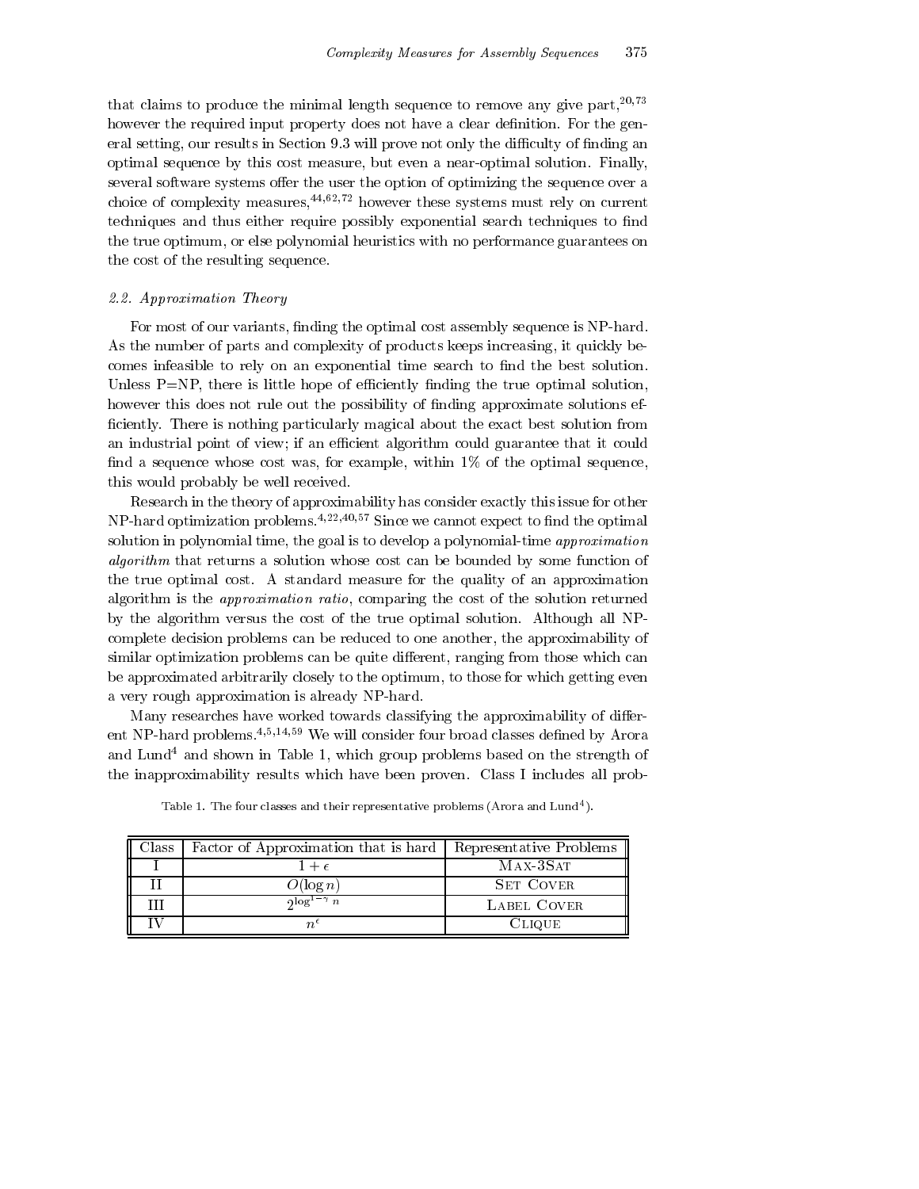that claims to produce the minimal length sequence to remove any give part,[20,73] however the required input property does not have a clear definition. For the general setting, our results in Section 9.3 will prove not only the difficulty of finding an optimal sequence by this cost measure, but even a near-optimal solution. Finally, several software systems offer the user the option of optimizing the sequence over a choice of complexity measures,[44,62,72] however these systems must rely on current techniques and thus either require possibly exponential search techniques to find the true optimum, or else polynomial heuristics with no performance guarantees on the cost of the resulting sequence.

### *2.2. Approximation Theory*

For most of our variants, finding the optimal cost assembly sequence is NP-hard. As the number of parts and complexity of products keeps increasing, it quickly becomes infeasible to rely on an exponential time search to find the best solution. Unless P=NP, there is little hope of efficiently finding the true optimal solution, however this does not rule out the possibility of finding approximate solutions efficiently. There is nothing particularly magical about the exact best solution from an industrial point of view; if an efficient algorithm could guarantee that it could find a sequence whose cost was, for example, within 1% of the optimal sequence, this would probably be well received.

Research in the theory of approximability has consider exactly this issue for other NP-hard optimization problems.[4,22,40,57] Since we cannot expect to find the optimal solution in polynomial time, the goal is to develop a polynomial-time *approximation algorithm* that returns a solution whose cost can be bounded by some function of the true optimal cost. A standard measure for the quality of an approximation algorithm is the *approximation ratio*, comparing the cost of the solution returned by the algorithm versus the cost of the true optimal solution. Although all NP-complete decision problems can be reduced to one another, the approximability of similar optimization problems can be quite different, ranging from those which can be approximated arbitrarily closely to the optimum, to those for which getting even a very rough approximation is already NP-hard.

Many researches have worked towards classifying the approximability of different NP-hard problems.[4,5,14,59] We will consider four broad classes defined by Arora and Lund[4] and shown in Table 1, which group problems based on the strength of the inapproximability results which have been proven. Class I includes all prob-

Table 1. The four classes and their representative problems (Arora and Lund[4]).

| Class | Factor of Approximation that is hard | Representative Problems |
|---|---|---|
| I | $1+\epsilon$ | MAX-3SAT |
| II | $O(\log n)$ | SET COVER |
| III | $2^{\log^{1-\gamma} n}$ | LABEL COVER |
| IV | $n^{\epsilon}$ | CLIQUE |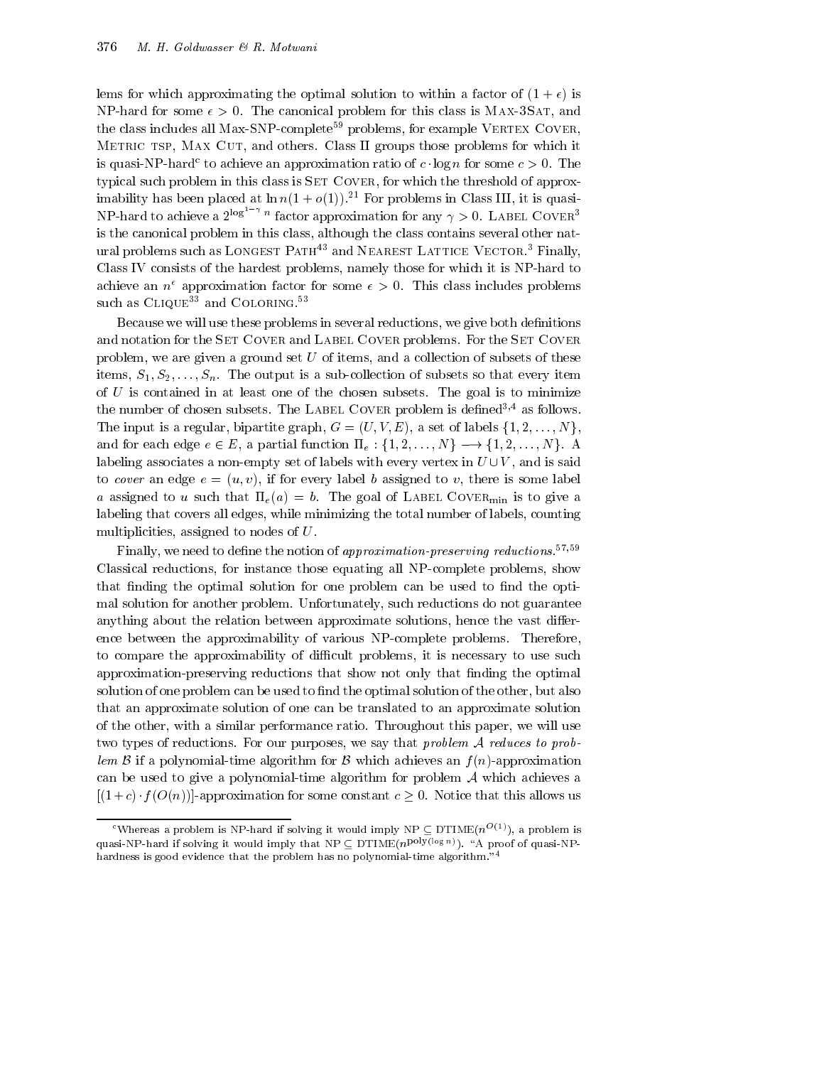lems for which approximating the optimal solution to within a factor of $(1+\epsilon)$ is NP-hard for some $\epsilon > 0$. The canonical problem for this class is Max-3Sat, and the class includes all Max-SNP-complete[59] problems, for example Vertex Cover, Metric tsp, Max Cut, and others. Class II groups those problems for which it is quasi-NP-hard[c] to achieve an approximation ratio of $c \cdot \log n$ for some $c > 0$. The typical such problem in this class is Set Cover, for which the threshold of approximability has been placed at $\ln n(1 + o(1))$.[21] For problems in Class III, it is quasi-NP-hard to achieve a $2^{\log^{1-\gamma} n}$ factor approximation for any $\gamma > 0$. Label Cover[3] is the canonical problem in this class, although the class contains several other natural problems such as Longest Path[43] and Nearest Lattice Vector.[3] Finally, Class IV consists of the hardest problems, namely those for which it is NP-hard to achieve an $n^\epsilon$ approximation factor for some $\epsilon > 0$. This class includes problems such as Clique[33] and Coloring.[53]

Because we will use these problems in several reductions, we give both definitions and notation for the Set Cover and Label Cover problems. For the Set Cover problem, we are given a ground set $U$ of items, and a collection of subsets of these items, $S_1, S_2, \ldots, S_n$. The output is a sub-collection of subsets so that every item of $U$ is contained in at least one of the chosen subsets. The goal is to minimize the number of chosen subsets. The Label Cover problem is defined[3,4] as follows. The input is a regular, bipartite graph, $G = (U, V, E)$, a set of labels $\{1, 2, \ldots, N\}$, and for each edge $e \in E$, a partial function $\Pi_e : \{1, 2, \ldots, N\} \longrightarrow \{1, 2, \ldots, N\}$. A labeling associates a non-empty set of labels with every vertex in $U \cup V$, and is said to *cover* an edge $e = (u, v)$, if for every label $b$ assigned to $v$, there is some label $a$ assigned to $u$ such that $\Pi_e(a) = b$. The goal of Label Cover$_{\min}$ is to give a labeling that covers all edges, while minimizing the total number of labels, counting multiplicities, assigned to nodes of $U$.

Finally, we need to define the notion of *approximation-preserving reductions*.[57,59] Classical reductions, for instance those equating all NP-complete problems, show that finding the optimal solution for one problem can be used to find the optimal solution for another problem. Unfortunately, such reductions do not guarantee anything about the relation between approximate solutions, hence the vast difference between the approximability of various NP-complete problems. Therefore, to compare the approximability of difficult problems, it is necessary to use such approximation-preserving reductions that show not only that finding the optimal solution of one problem can be used to find the optimal solution of the other, but also that an approximate solution of one can be translated to an approximate solution of the other, with a similar performance ratio. Throughout this paper, we will use two types of reductions. For our purposes, we say that *problem $\mathcal{A}$ reduces to problem $\mathcal{B}$* if a polynomial-time algorithm for $\mathcal{B}$ which achieves an $f(n)$-approximation can be used to give a polynomial-time algorithm for problem $\mathcal{A}$ which achieves a $[(1+c) \cdot f(O(n))]$-approximation for some constant $c \geq 0$. Notice that this allows us

---

[c] Whereas a problem is NP-hard if solving it would imply NP $\subseteq$ DTIME$(n^{O(1)})$, a problem is quasi-NP-hard if solving it would imply that NP $\subseteq$ DTIME$(n^{\text{poly}(\log n)})$. "A proof of quasi-NP-hardness is good evidence that the problem has no polynomial-time algorithm."[4]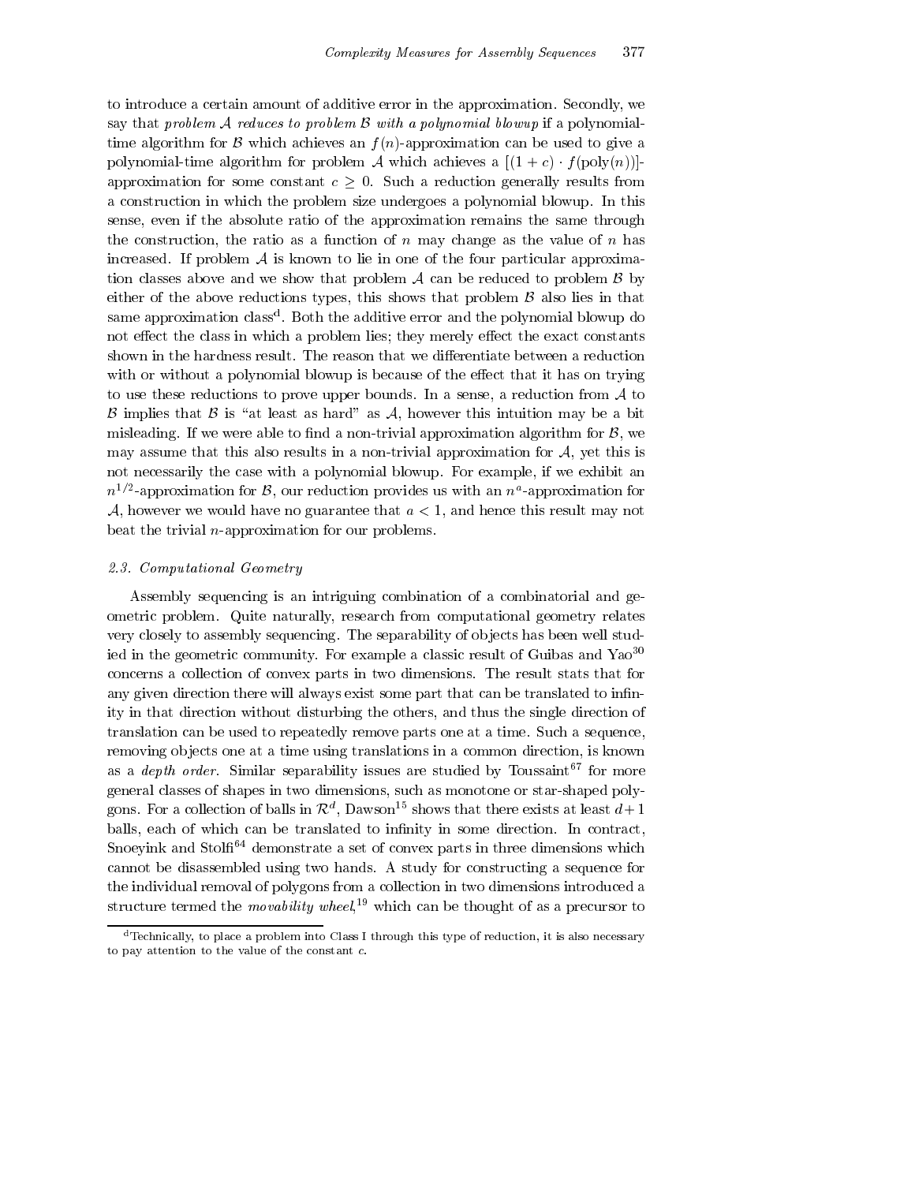to introduce a certain amount of additive error in the approximation. Secondly, we say that *problem $\mathcal{A}$ reduces to problem $\mathcal{B}$ with a polynomial blowup* if a polynomial-time algorithm for $\mathcal{B}$ which achieves an $f(n)$-approximation can be used to give a polynomial-time algorithm for problem $\mathcal{A}$ which achieves a $[(1+c)\cdot f(\text{poly}(n))]$-approximation for some constant $c \geq 0$. Such a reduction generally results from a construction in which the problem size undergoes a polynomial blowup. In this sense, even if the absolute ratio of the approximation remains the same through the construction, the ratio as a function of $n$ may change as the value of $n$ has increased. If problem $\mathcal{A}$ is known to lie in one of the four particular approximation classes above and we show that problem $\mathcal{A}$ can be reduced to problem $\mathcal{B}$ by either of the above reductions types, this shows that problem $\mathcal{B}$ also lies in that same approximation class[d]. Both the additive error and the polynomial blowup do not effect the class in which a problem lies; they merely effect the exact constants shown in the hardness result. The reason that we differentiate between a reduction with or without a polynomial blowup is because of the effect that it has on trying to use these reductions to prove upper bounds. In a sense, a reduction from $\mathcal{A}$ to $\mathcal{B}$ implies that $\mathcal{B}$ is "at least as hard" as $\mathcal{A}$, however this intuition may be a bit misleading. If we were able to find a non-trivial approximation algorithm for $\mathcal{B}$, we may assume that this also results in a non-trivial approximation for $\mathcal{A}$, yet this is not necessarily the case with a polynomial blowup. For example, if we exhibit an $n^{1/2}$-approximation for $\mathcal{B}$, our reduction provides us with an $n^a$-approximation for $\mathcal{A}$, however we would have no guarantee that $a < 1$, and hence this result may not beat the trivial $n$-approximation for our problems.

### *2.3. Computational Geometry*

Assembly sequencing is an intriguing combination of a combinatorial and geometric problem. Quite naturally, research from computational geometry relates very closely to assembly sequencing. The separability of objects has been well studied in the geometric community. For example a classic result of Guibas and Yao[30] concerns a collection of convex parts in two dimensions. The result stats that for any given direction there will always exist some part that can be translated to infinity in that direction without disturbing the others, and thus the single direction of translation can be used to repeatedly remove parts one at a time. Such a sequence, removing objects one at a time using translations in a common direction, is known as a *depth order*. Similar separability issues are studied by Toussaint[67] for more general classes of shapes in two dimensions, such as monotone or star-shaped polygons. For a collection of balls in $\mathcal{R}^d$, Dawson[15] shows that there exists at least $d+1$ balls, each of which can be translated to infinity in some direction. In contract, Snoeyink and Stolfi[64] demonstrate a set of convex parts in three dimensions which cannot be disassembled using two hands. A study for constructing a sequence for the individual removal of polygons from a collection in two dimensions introduced a structure termed the *movability wheel*,[19] which can be thought of as a precursor to

[d]Technically, to place a problem into Class I through this type of reduction, it is also necessary to pay attention to the value of the constant $c$.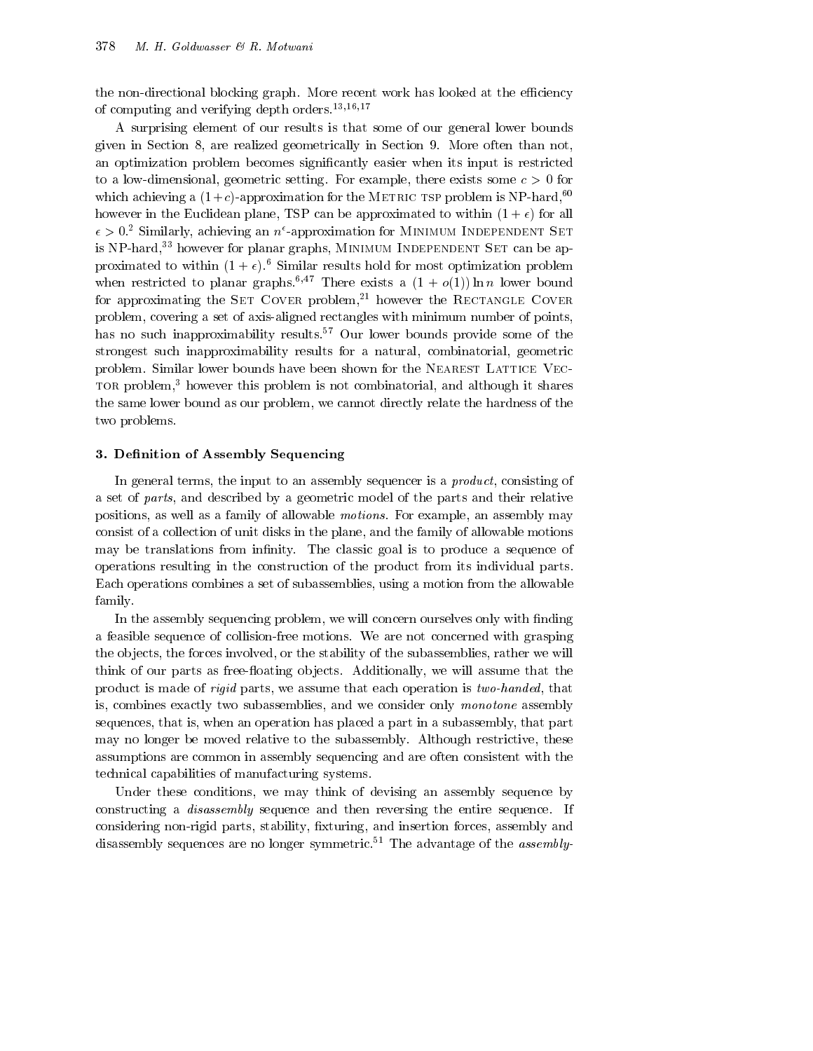the non-directional blocking graph. More recent work has looked at the efficiency of computing and verifying depth orders.[13,16,17]

A surprising element of our results is that some of our general lower bounds given in Section 8, are realized geometrically in Section 9. More often than not, an optimization problem becomes significantly easier when its input is restricted to a low-dimensional, geometric setting. For example, there exists some $c > 0$ for which achieving a $(1+c)$-approximation for the Metric tsp problem is NP-hard,[60] however in the Euclidean plane, TSP can be approximated to within $(1+\epsilon)$ for all $\epsilon > 0$.[2] Similarly, achieving an $n^{\epsilon}$-approximation for Minimum Independent Set is NP-hard,[33] however for planar graphs, Minimum Independent Set can be approximated to within $(1+\epsilon)$.[6] Similar results hold for most optimization problem when restricted to planar graphs.[6,47] There exists a $(1+o(1)) \ln n$ lower bound for approximating the Set Cover problem,[21] however the Rectangle Cover problem, covering a set of axis-aligned rectangles with minimum number of points, has no such inapproximability results.[57] Our lower bounds provide some of the strongest such inapproximability results for a natural, combinatorial, geometric problem. Similar lower bounds have been shown for the Nearest Lattice Vector problem,[3] however this problem is not combinatorial, and although it shares the same lower bound as our problem, we cannot directly relate the hardness of the two problems.

## 3. Definition of Assembly Sequencing

In general terms, the input to an assembly sequencer is a *product*, consisting of a set of *parts*, and described by a geometric model of the parts and their relative positions, as well as a family of allowable *motions*. For example, an assembly may consist of a collection of unit disks in the plane, and the family of allowable motions may be translations from infinity. The classic goal is to produce a sequence of operations resulting in the construction of the product from its individual parts. Each operations combines a set of subassemblies, using a motion from the allowable family.

In the assembly sequencing problem, we will concern ourselves only with finding a feasible sequence of collision-free motions. We are not concerned with grasping the objects, the forces involved, or the stability of the subassemblies, rather we will think of our parts as free-floating objects. Additionally, we will assume that the product is made of *rigid* parts, we assume that each operation is *two-handed*, that is, combines exactly two subassemblies, and we consider only *monotone* assembly sequences, that is, when an operation has placed a part in a subassembly, that part may no longer be moved relative to the subassembly. Although restrictive, these assumptions are common in assembly sequencing and are often consistent with the technical capabilities of manufacturing systems.

Under these conditions, we may think of devising an assembly sequence by constructing a *disassembly* sequence and then reversing the entire sequence. If considering non-rigid parts, stability, fixturing, and insertion forces, assembly and disassembly sequences are no longer symmetric.[51] The advantage of the *assembly-*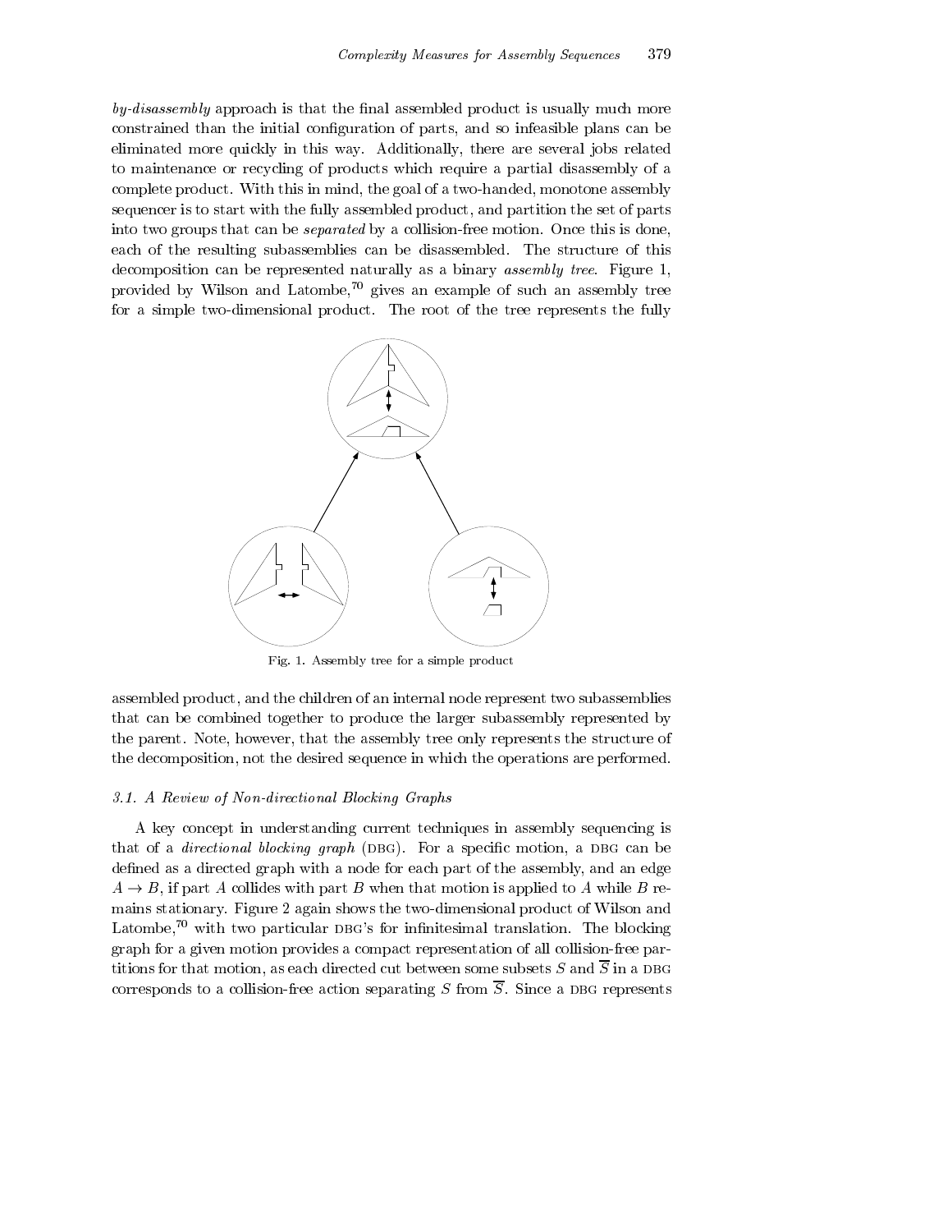*by-disassembly* approach is that the final assembled product is usually much more constrained than the initial configuration of parts, and so infeasible plans can be eliminated more quickly in this way. Additionally, there are several jobs related to maintenance or recycling of products which require a partial disassembly of a complete product. With this in mind, the goal of a two-handed, monotone assembly sequencer is to start with the fully assembled product, and partition the set of parts into two groups that can be *separated* by a collision-free motion. Once this is done, each of the resulting subassemblies can be disassembled. The structure of this decomposition can be represented naturally as a binary *assembly tree*. Figure 1, provided by Wilson and Latombe,[70] gives an example of such an assembly tree for a simple two-dimensional product. The root of the tree represents the fully

Fig. 1. Assembly tree for a simple product

assembled product, and the children of an internal node represent two subassemblies that can be combined together to produce the larger subassembly represented by the parent. Note, however, that the assembly tree only represents the structure of the decomposition, not the desired sequence in which the operations are performed.

### 3.1. A Review of Non-directional Blocking Graphs

A key concept in understanding current techniques in assembly sequencing is that of a *directional blocking graph* (DBG). For a specific motion, a DBG can be defined as a directed graph with a node for each part of the assembly, and an edge $A \rightarrow B$, if part $A$ collides with part $B$ when that motion is applied to $A$ while $B$ remains stationary. Figure 2 again shows the two-dimensional product of Wilson and Latombe,[70] with two particular DBG's for infinitesimal translation. The blocking graph for a given motion provides a compact representation of all collision-free partitions for that motion, as each directed cut between some subsets $S$ and $\overline{S}$ in a DBG corresponds to a collision-free action separating $S$ from $\overline{S}$. Since a DBG represents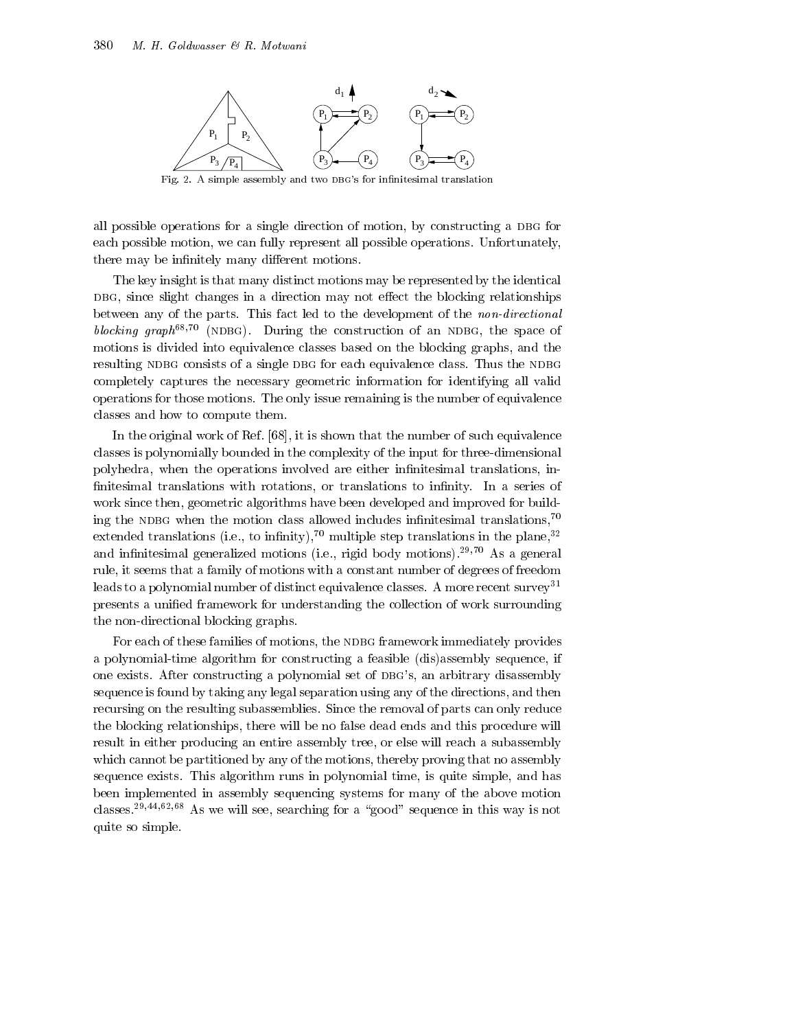Fig. 2. A simple assembly and two DBG's for infinitesimal translation

all possible operations for a single direction of motion, by constructing a DBG for each possible motion, we can fully represent all possible operations. Unfortunately, there may be infinitely many different motions.

The key insight is that many distinct motions may be represented by the identical DBG, since slight changes in a direction may not effect the blocking relationships between any of the parts. This fact led to the development of the *non-directional blocking graph*[68,70] (NDBG). During the construction of an NDBG, the space of motions is divided into equivalence classes based on the blocking graphs, and the resulting NDBG consists of a single DBG for each equivalence class. Thus the NDBG completely captures the necessary geometric information for identifying all valid operations for those motions. The only issue remaining is the number of equivalence classes and how to compute them.

In the original work of Ref. [68], it is shown that the number of such equivalence classes is polynomially bounded in the complexity of the input for three-dimensional polyhedra, when the operations involved are either infinitesimal translations, infinitesimal translations with rotations, or translations to infinity. In a series of work since then, geometric algorithms have been developed and improved for building the NDBG when the motion class allowed includes infinitesimal translations,[70] extended translations (i.e., to infinity),[70] multiple step translations in the plane,[32] and infinitesimal generalized motions (i.e., rigid body motions).[29,70] As a general rule, it seems that a family of motions with a constant number of degrees of freedom leads to a polynomial number of distinct equivalence classes. A more recent survey[31] presents a unified framework for understanding the collection of work surrounding the non-directional blocking graphs.

For each of these families of motions, the NDBG framework immediately provides a polynomial-time algorithm for constructing a feasible (dis)assembly sequence, if one exists. After constructing a polynomial set of DBG's, an arbitrary disassembly sequence is found by taking any legal separation using any of the directions, and then recursing on the resulting subassemblies. Since the removal of parts can only reduce the blocking relationships, there will be no false dead ends and this procedure will result in either producing an entire assembly tree, or else will reach a subassembly which cannot be partitioned by any of the motions, thereby proving that no assembly sequence exists. This algorithm runs in polynomial time, is quite simple, and has been implemented in assembly sequencing systems for many of the above motion classes.[29,44,62,68] As we will see, searching for a "good" sequence in this way is not quite so simple.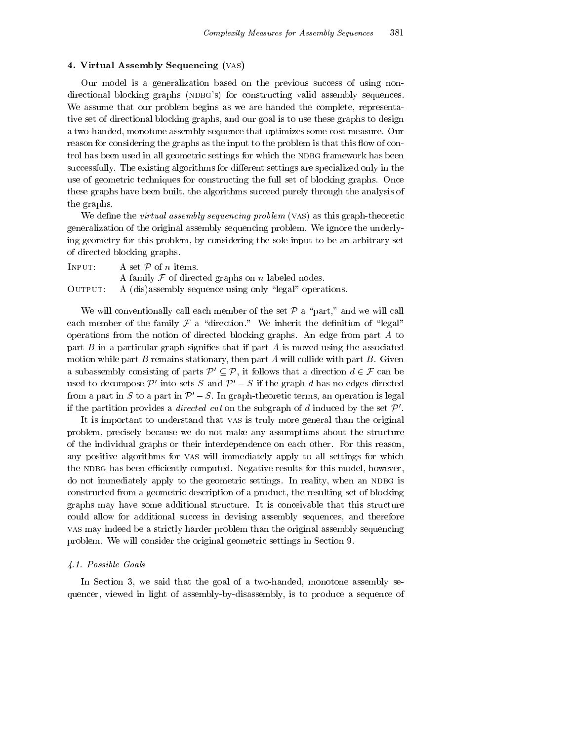## 4. Virtual Assembly Sequencing (VAS)

Our model is a generalization based on the previous success of using non-directional blocking graphs (NDBG's) for constructing valid assembly sequences. We assume that our problem begins as we are handed the complete, representative set of directional blocking graphs, and our goal is to use these graphs to design a two-handed, monotone assembly sequence that optimizes some cost measure. Our reason for considering the graphs as the input to the problem is that this flow of control has been used in all geometric settings for which the NDBG framework has been successfully. The existing algorithms for different settings are specialized only in the use of geometric techniques for constructing the full set of blocking graphs. Once these graphs have been built, the algorithms succeed purely through the analysis of the graphs.

We define the *virtual assembly sequencing problem* (VAS) as this graph-theoretic generalization of the original assembly sequencing problem. We ignore the underlying geometry for this problem, by considering the sole input to be an arbitrary set of directed blocking graphs.

| | |
|---|---|
| INPUT: | A set $\mathcal{P}$ of $n$ items. |
| | A family $\mathcal{F}$ of directed graphs on $n$ labeled nodes. |
| OUTPUT: | A (dis)assembly sequence using only "legal" operations. |

We will conventionally call each member of the set $\mathcal{P}$ a "part," and we will call each member of the family $\mathcal{F}$ a "direction." We inherit the definition of "legal" operations from the notion of directed blocking graphs. An edge from part $A$ to part $B$ in a particular graph signifies that if part $A$ is moved using the associated motion while part $B$ remains stationary, then part $A$ will collide with part $B$. Given a subassembly consisting of parts $\mathcal{P}' \subseteq \mathcal{P}$, it follows that a direction $d \in \mathcal{F}$ can be used to decompose $\mathcal{P}'$ into sets $S$ and $\mathcal{P}' - S$ if the graph $d$ has no edges directed from a part in $S$ to a part in $\mathcal{P}' - S$. In graph-theoretic terms, an operation is legal if the partition provides a *directed cut* on the subgraph of $d$ induced by the set $\mathcal{P}'$.

It is important to understand that VAS is truly more general than the original problem, precisely because we do not make any assumptions about the structure of the individual graphs or their interdependence on each other. For this reason, any positive algorithms for VAS will immediately apply to all settings for which the NDBG has been efficiently computed. Negative results for this model, however, do not immediately apply to the geometric settings. In reality, when an NDBG is constructed from a geometric description of a product, the resulting set of blocking graphs may have some additional structure. It is conceivable that this structure could allow for additional success in devising assembly sequences, and therefore VAS may indeed be a strictly harder problem than the original assembly sequencing problem. We will consider the original geometric settings in Section 9.

### 4.1. Possible Goals

In Section 3, we said that the goal of a two-handed, monotone assembly sequencer, viewed in light of assembly-by-disassembly, is to produce a sequence of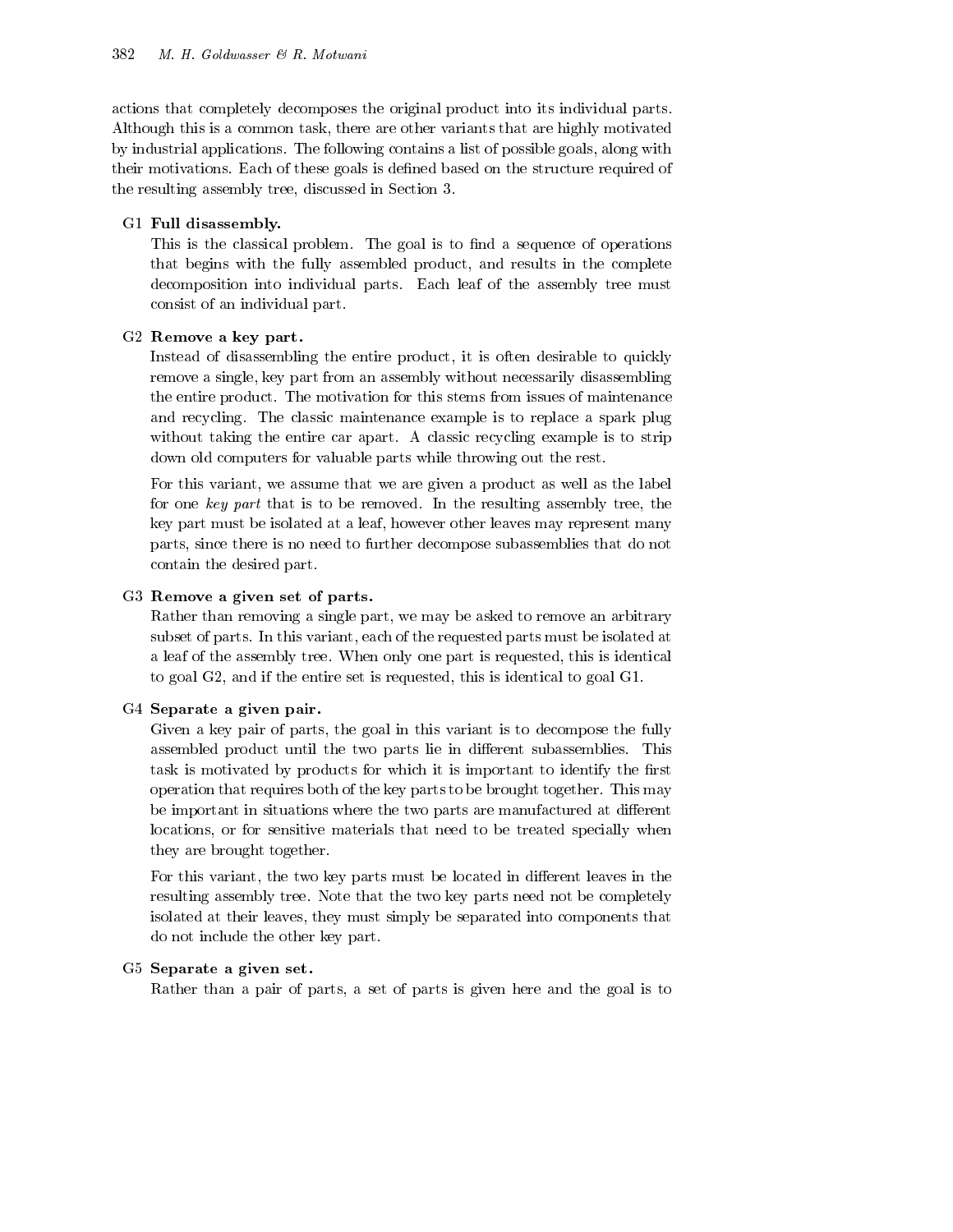actions that completely decomposes the original product into its individual parts. Although this is a common task, there are other variants that are highly motivated by industrial applications. The following contains a list of possible goals, along with their motivations. Each of these goals is defined based on the structure required of the resulting assembly tree, discussed in Section 3.

G1 **Full disassembly.**

This is the classical problem. The goal is to find a sequence of operations that begins with the fully assembled product, and results in the complete decomposition into individual parts. Each leaf of the assembly tree must consist of an individual part.

G2 **Remove a key part.**

Instead of disassembling the entire product, it is often desirable to quickly remove a single, key part from an assembly without necessarily disassembling the entire product. The motivation for this stems from issues of maintenance and recycling. The classic maintenance example is to replace a spark plug without taking the entire car apart. A classic recycling example is to strip down old computers for valuable parts while throwing out the rest.

For this variant, we assume that we are given a product as well as the label for one *key part* that is to be removed. In the resulting assembly tree, the key part must be isolated at a leaf, however other leaves may represent many parts, since there is no need to further decompose subassemblies that do not contain the desired part.

G3 **Remove a given set of parts.**

Rather than removing a single part, we may be asked to remove an arbitrary subset of parts. In this variant, each of the requested parts must be isolated at a leaf of the assembly tree. When only one part is requested, this is identical to goal G2, and if the entire set is requested, this is identical to goal G1.

G4 **Separate a given pair.**

Given a key pair of parts, the goal in this variant is to decompose the fully assembled product until the two parts lie in different subassemblies. This task is motivated by products for which it is important to identify the first operation that requires both of the key parts to be brought together. This may be important in situations where the two parts are manufactured at different locations, or for sensitive materials that need to be treated specially when they are brought together.

For this variant, the two key parts must be located in different leaves in the resulting assembly tree. Note that the two key parts need not be completely isolated at their leaves, they must simply be separated into components that do not include the other key part.

G5 **Separate a given set.**

Rather than a pair of parts, a set of parts is given here and the goal is to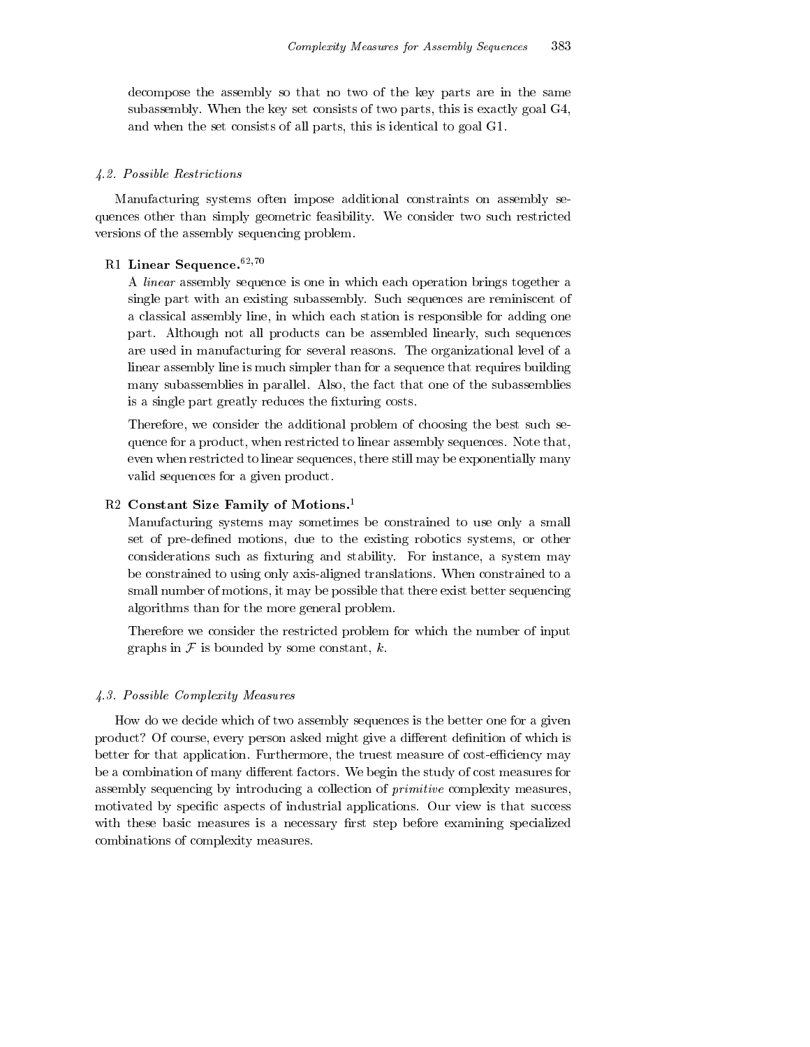decompose the assembly so that no two of the key parts are in the same subassembly. When the key set consists of two parts, this is exactly goal G4, and when the set consists of all parts, this is identical to goal G1.

### 4.2. Possible Restrictions

Manufacturing systems often impose additional constraints on assembly sequences other than simply geometric feasibility. We consider two such restricted versions of the assembly sequencing problem.

R1 **Linear Sequence.**[62,70]

A *linear* assembly sequence is one in which each operation brings together a single part with an existing subassembly. Such sequences are reminiscent of a classical assembly line, in which each station is responsible for adding one part. Although not all products can be assembled linearly, such sequences are used in manufacturing for several reasons. The organizational level of a linear assembly line is much simpler than for a sequence that requires building many subassemblies in parallel. Also, the fact that one of the subassemblies is a single part greatly reduces the fixturing costs.

Therefore, we consider the additional problem of choosing the best such sequence for a product, when restricted to linear assembly sequences. Note that, even when restricted to linear sequences, there still may be exponentially many valid sequences for a given product.

R2 **Constant Size Family of Motions.**[1]

Manufacturing systems may sometimes be constrained to use only a small set of pre-defined motions, due to the existing robotics systems, or other considerations such as fixturing and stability. For instance, a system may be constrained to using only axis-aligned translations. When constrained to a small number of motions, it may be possible that there exist better sequencing algorithms than for the more general problem.

Therefore we consider the restricted problem for which the number of input graphs in $\mathcal{F}$ is bounded by some constant, $k$.

### 4.3. Possible Complexity Measures

How do we decide which of two assembly sequences is the better one for a given product? Of course, every person asked might give a different definition of which is better for that application. Furthermore, the truest measure of cost-efficiency may be a combination of many different factors. We begin the study of cost measures for assembly sequencing by introducing a collection of *primitive* complexity measures, motivated by specific aspects of industrial applications. Our view is that success with these basic measures is a necessary first step before examining specialized combinations of complexity measures.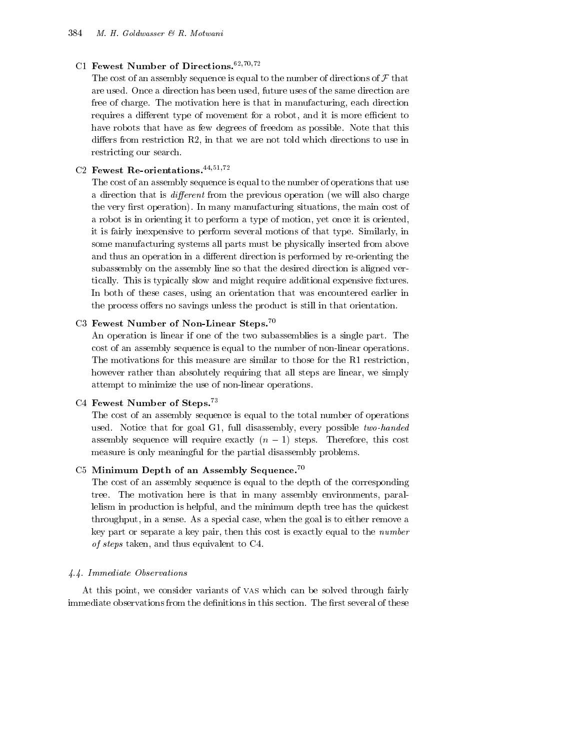C1 **Fewest Number of Directions.**[62,70,72]
The cost of an assembly sequence is equal to the number of directions of $\mathcal{F}$ that are used. Once a direction has been used, future uses of the same direction are free of charge. The motivation here is that in manufacturing, each direction requires a different type of movement for a robot, and it is more efficient to have robots that have as few degrees of freedom as possible. Note that this differs from restriction R2, in that we are not told which directions to use in restricting our search.

C2 **Fewest Re-orientations.**[44,51,72]
The cost of an assembly sequence is equal to the number of operations that use a direction that is *different* from the previous operation (we will also charge the very first operation). In many manufacturing situations, the main cost of a robot is in orienting it to perform a type of motion, yet once it is oriented, it is fairly inexpensive to perform several motions of that type. Similarly, in some manufacturing systems all parts must be physically inserted from above and thus an operation in a different direction is performed by re-orienting the subassembly on the assembly line so that the desired direction is aligned vertically. This is typically slow and might require additional expensive fixtures. In both of these cases, using an orientation that was encountered earlier in the process offers no savings unless the product is still in that orientation.

C3 **Fewest Number of Non-Linear Steps.**[70]
An operation is linear if one of the two subassemblies is a single part. The cost of an assembly sequence is equal to the number of non-linear operations. The motivations for this measure are similar to those for the R1 restriction, however rather than absolutely requiring that all steps are linear, we simply attempt to minimize the use of non-linear operations.

C4 **Fewest Number of Steps.**[73]
The cost of an assembly sequence is equal to the total number of operations used. Notice that for goal G1, full disassembly, every possible *two-handed* assembly sequence will require exactly $(n-1)$ steps. Therefore, this cost measure is only meaningful for the partial disassembly problems.

C5 **Minimum Depth of an Assembly Sequence.**[70]
The cost of an assembly sequence is equal to the depth of the corresponding tree. The motivation here is that in many assembly environments, parallelism in production is helpful, and the minimum depth tree has the quickest throughput, in a sense. As a special case, when the goal is to either remove a key part or separate a key pair, then this cost is exactly equal to the *number of steps* taken, and thus equivalent to C4.

### *4.4. Immediate Observations*

At this point, we consider variants of VAS which can be solved through fairly immediate observations from the definitions in this section. The first several of these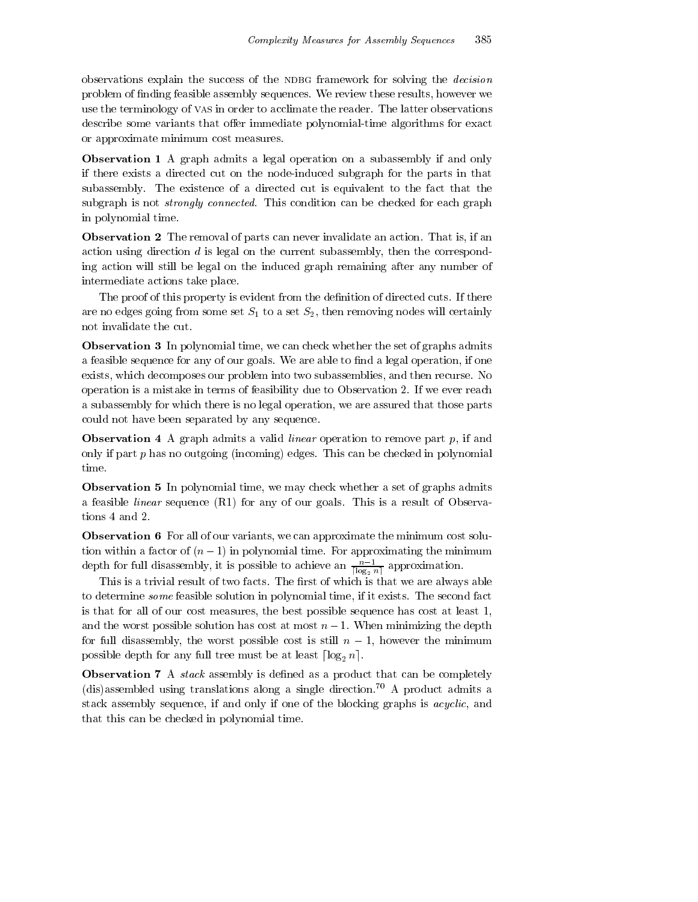observations explain the success of the NDBG framework for solving the *decision* problem of finding feasible assembly sequences. We review these results, however we use the terminology of VAS in order to acclimate the reader. The latter observations describe some variants that offer immediate polynomial-time algorithms for exact or approximate minimum cost measures.

**Observation 1** A graph admits a legal operation on a subassembly if and only if there exists a directed cut on the node-induced subgraph for the parts in that subassembly. The existence of a directed cut is equivalent to the fact that the subgraph is not *strongly connected*. This condition can be checked for each graph in polynomial time.

**Observation 2** The removal of parts can never invalidate an action. That is, if an action using direction $d$ is legal on the current subassembly, then the corresponding action will still be legal on the induced graph remaining after any number of intermediate actions take place.

The proof of this property is evident from the definition of directed cuts. If there are no edges going from some set $S_1$ to a set $S_2$, then removing nodes will certainly not invalidate the cut.

**Observation 3** In polynomial time, we can check whether the set of graphs admits a feasible sequence for any of our goals. We are able to find a legal operation, if one exists, which decomposes our problem into two subassemblies, and then recurse. No operation is a mistake in terms of feasibility due to Observation 2. If we ever reach a subassembly for which there is no legal operation, we are assured that those parts could not have been separated by any sequence.

**Observation 4** A graph admits a valid *linear* operation to remove part $p$, if and only if part $p$ has no outgoing (incoming) edges. This can be checked in polynomial time.

**Observation 5** In polynomial time, we may check whether a set of graphs admits a feasible *linear* sequence (R1) for any of our goals. This is a result of Observations 4 and 2.

**Observation 6** For all of our variants, we can approximate the minimum cost solution within a factor of $(n-1)$ in polynomial time. For approximating the minimum depth for full disassembly, it is possible to achieve an $\frac{n-1}{\lceil \log_2 n \rceil}$ approximation.

This is a trivial result of two facts. The first of which is that we are always able to determine *some* feasible solution in polynomial time, if it exists. The second fact is that for all of our cost measures, the best possible sequence has cost at least 1, and the worst possible solution has cost at most $n-1$. When minimizing the depth for full disassembly, the worst possible cost is still $n-1$, however the minimum possible depth for any full tree must be at least $\lceil \log_2 n \rceil$.

**Observation 7** A *stack* assembly is defined as a product that can be completely (dis)assembled using translations along a single direction.[70] A product admits a stack assembly sequence, if and only if one of the blocking graphs is *acyclic*, and that this can be checked in polynomial time.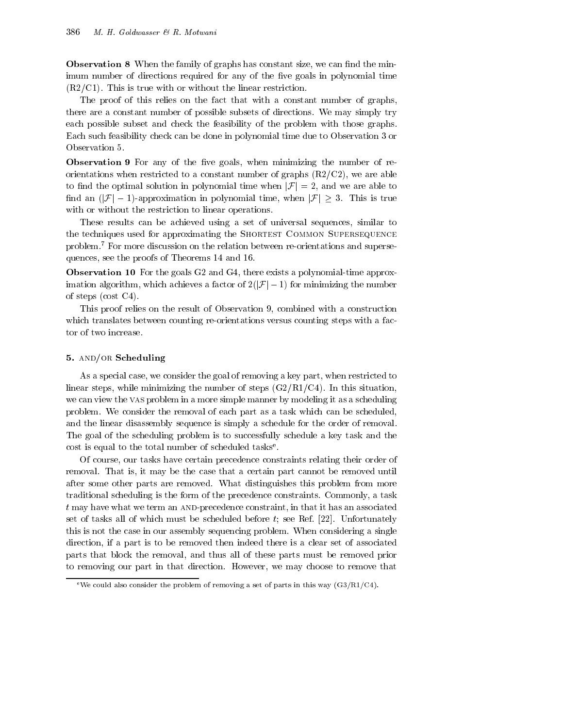**Observation 8** When the family of graphs has constant size, we can find the minimum number of directions required for any of the five goals in polynomial time (R2/C1). This is true with or without the linear restriction.

The proof of this relies on the fact that with a constant number of graphs, there are a constant number of possible subsets of directions. We may simply try each possible subset and check the feasibility of the problem with those graphs. Each such feasibility check can be done in polynomial time due to Observation 3 or Observation 5.

**Observation 9** For any of the five goals, when minimizing the number of re-orientations when restricted to a constant number of graphs (R2/C2), we are able to find the optimal solution in polynomial time when $|\mathcal{F}| = 2$, and we are able to find an $(|\mathcal{F}| - 1)$-approximation in polynomial time, when $|\mathcal{F}| \geq 3$. This is true with or without the restriction to linear operations.

These results can be achieved using a set of universal sequences, similar to the techniques used for approximating the Shortest Common Supersequence problem.[7] For more discussion on the relation between re-orientations and supersequences, see the proofs of Theorems 14 and 16.

**Observation 10** For the goals G2 and G4, there exists a polynomial-time approximation algorithm, which achieves a factor of $2(|\mathcal{F}| - 1)$ for minimizing the number of steps (cost C4).

This proof relies on the result of Observation 9, combined with a construction which translates between counting re-orientations versus counting steps with a factor of two increase.

## 5. AND/OR Scheduling

As a special case, we consider the goal of removing a key part, when restricted to linear steps, while minimizing the number of steps (G2/R1/C4). In this situation, we can view the VAS problem in a more simple manner by modeling it as a scheduling problem. We consider the removal of each part as a task which can be scheduled, and the linear disassembly sequence is simply a schedule for the order of removal. The goal of the scheduling problem is to successfully schedule a key task and the cost is equal to the total number of scheduled tasks[e].

Of course, our tasks have certain precedence constraints relating their order of removal. That is, it may be the case that a certain part cannot be removed until after some other parts are removed. What distinguishes this problem from more traditional scheduling is the form of the precedence constraints. Commonly, a task $t$ may have what we term an AND-precedence constraint, in that it has an associated set of tasks all of which must be scheduled before $t$; see Ref. [22]. Unfortunately this is not the case in our assembly sequencing problem. When considering a single direction, if a part is to be removed then indeed there is a clear set of associated parts that block the removal, and thus all of these parts must be removed prior to removing our part in that direction. However, we may choose to remove that

[e] We could also consider the problem of removing a set of parts in this way (G3/R1/C4).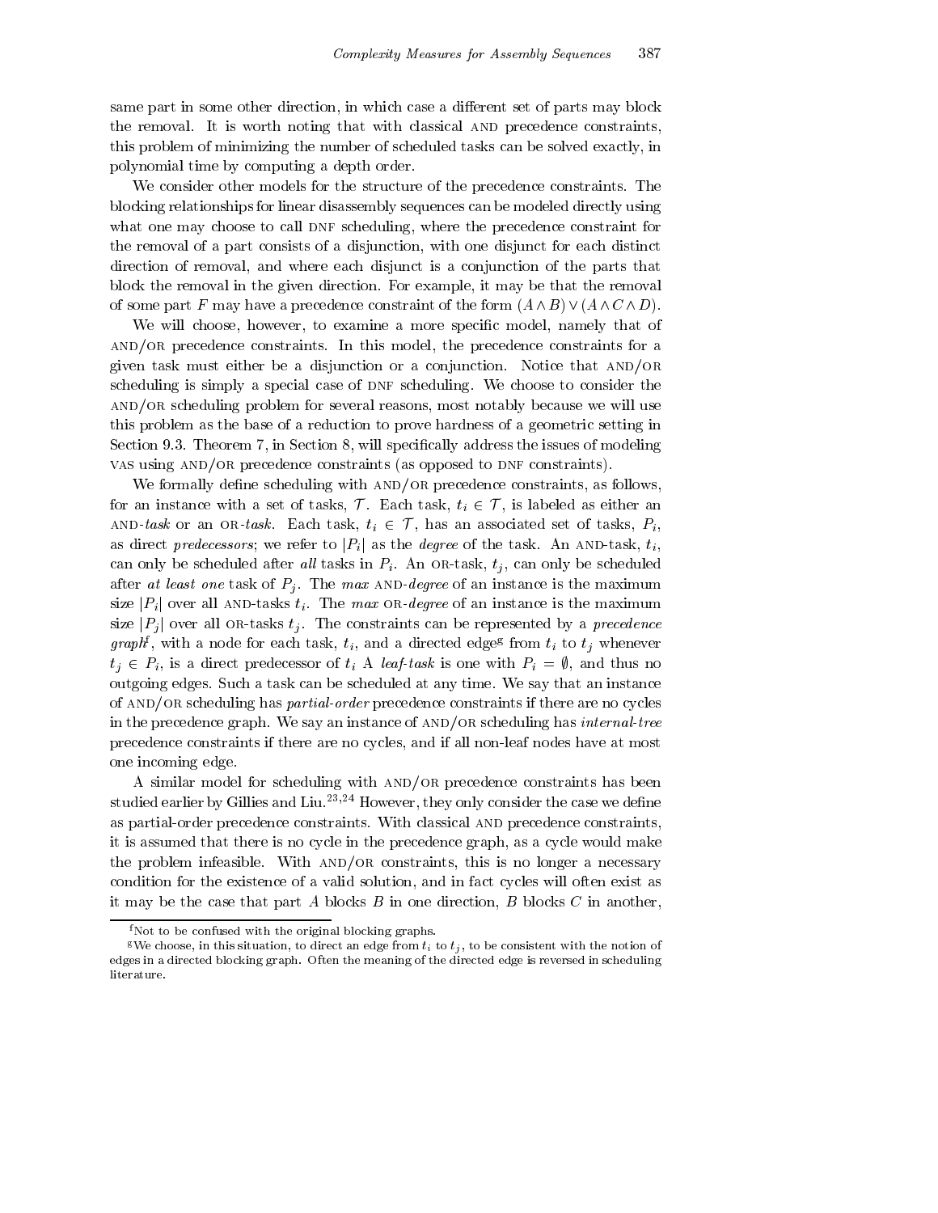same part in some other direction, in which case a different set of parts may block the removal. It is worth noting that with classical AND precedence constraints, this problem of minimizing the number of scheduled tasks can be solved exactly, in polynomial time by computing a depth order.

We consider other models for the structure of the precedence constraints. The blocking relationships for linear disassembly sequences can be modeled directly using what one may choose to call DNF scheduling, where the precedence constraint for the removal of a part consists of a disjunction, with one disjunct for each distinct direction of removal, and where each disjunct is a conjunction of the parts that block the removal in the given direction. For example, it may be that the removal of some part $F$ may have a precedence constraint of the form $(A \wedge B) \vee (A \wedge C \wedge D)$.

We will choose, however, to examine a more specific model, namely that of AND/OR precedence constraints. In this model, the precedence constraints for a given task must either be a disjunction or a conjunction. Notice that AND/OR scheduling is simply a special case of DNF scheduling. We choose to consider the AND/OR scheduling problem for several reasons, most notably because we will use this problem as the base of a reduction to prove hardness of a geometric setting in Section 9.3. Theorem 7, in Section 8, will specifically address the issues of modeling VAS using AND/OR precedence constraints (as opposed to DNF constraints).

We formally define scheduling with AND/OR precedence constraints, as follows, for an instance with a set of tasks, $\mathcal{T}$. Each task, $t_i \in \mathcal{T}$, is labeled as either an AND-*task* or an OR-*task*. Each task, $t_i \in \mathcal{T}$, has an associated set of tasks, $P_i$, as direct *predecessors*; we refer to $|P_i|$ as the *degree* of the task. An AND-task, $t_i$, can only be scheduled after *all* tasks in $P_i$. An OR-task, $t_j$, can only be scheduled after *at least one* task of $P_j$. The *max* AND-*degree* of an instance is the maximum size $|P_i|$ over all AND-tasks $t_i$. The *max* OR-*degree* of an instance is the maximum size $|P_j|$ over all OR-tasks $t_j$. The constraints can be represented by a *precedence graph*[f], with a node for each task, $t_i$, and a directed edge[g] from $t_i$ to $t_j$ whenever $t_j \in P_i$, is a direct predecessor of $t_i$ A *leaf-task* is one with $P_i = \emptyset$, and thus no outgoing edges. Such a task can be scheduled at any time. We say that an instance of AND/OR scheduling has *partial-order* precedence constraints if there are no cycles in the precedence graph. We say an instance of AND/OR scheduling has *internal-tree* precedence constraints if there are no cycles, and if all non-leaf nodes have at most one incoming edge.

A similar model for scheduling with AND/OR precedence constraints has been studied earlier by Gillies and Liu.[23,24] However, they only consider the case we define as partial-order precedence constraints. With classical AND precedence constraints, it is assumed that there is no cycle in the precedence graph, as a cycle would make the problem infeasible. With AND/OR constraints, this is no longer a necessary condition for the existence of a valid solution, and in fact cycles will often exist as it may be the case that part $A$ blocks $B$ in one direction, $B$ blocks $C$ in another,

[f] Not to be confused with the original blocking graphs.

[g] We choose, in this situation, to direct an edge from $t_i$ to $t_j$, to be consistent with the notion of edges in a directed blocking graph. Often the meaning of the directed edge is reversed in scheduling literature.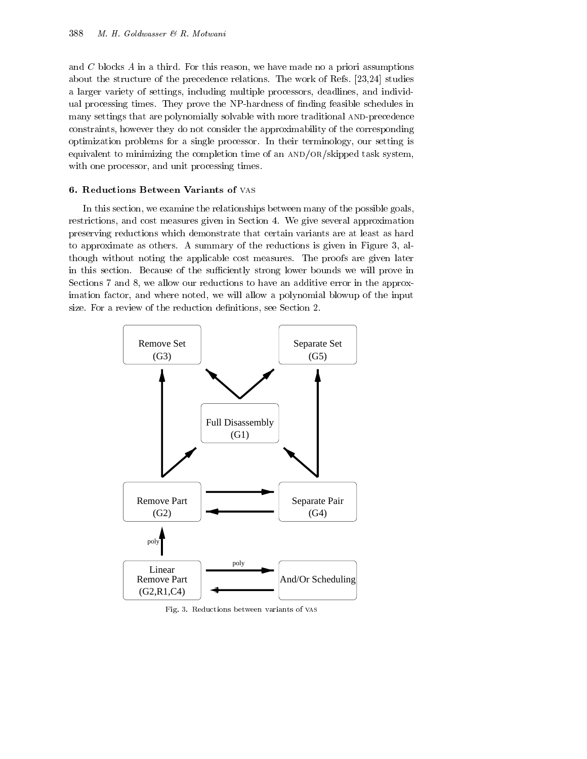and $C$ blocks $A$ in a third. For this reason, we have made no a priori assumptions about the structure of the precedence relations. The work of Refs. [23,24] studies a larger variety of settings, including multiple processors, deadlines, and individual processing times. They prove the NP-hardness of finding feasible schedules in many settings that are polynomially solvable with more traditional AND-precedence constraints, however they do not consider the approximability of the corresponding optimization problems for a single processor. In their terminology, our setting is equivalent to minimizing the completion time of an AND/OR/skipped task system, with one processor, and unit processing times.

## 6. Reductions Between Variants of VAS

In this section, we examine the relationships between many of the possible goals, restrictions, and cost measures given in Section 4. We give several approximation preserving reductions which demonstrate that certain variants are at least as hard to approximate as others. A summary of the reductions is given in Figure 3, although without noting the applicable cost measures. The proofs are given later in this section. Because of the sufficiently strong lower bounds we will prove in Sections 7 and 8, we allow our reductions to have an additive error in the approximation factor, and where noted, we will allow a polynomial blowup of the input size. For a review of the reduction definitions, see Section 2.

Fig. 3. Reductions between variants of VAS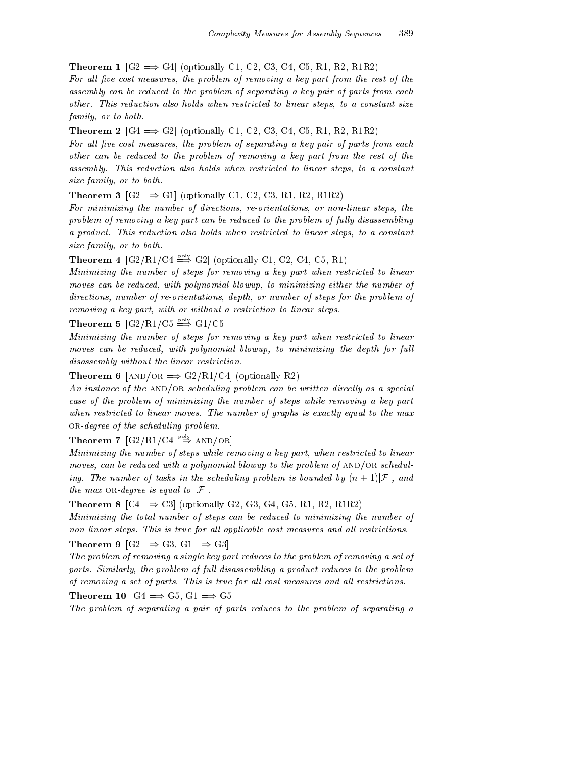**Theorem 1** [G2 $\Longrightarrow$ G4] (optionally C1, C2, C3, C4, C5, R1, R2, R1R2)
*For all five cost measures, the problem of removing a key part from the rest of the assembly can be reduced to the problem of separating a key pair of parts from each other. This reduction also holds when restricted to linear steps, to a constant size family, or to both.*

**Theorem 2** [G4 $\Longrightarrow$ G2] (optionally C1, C2, C3, C4, C5, R1, R2, R1R2)
*For all five cost measures, the problem of separating a key pair of parts from each other can be reduced to the problem of removing a key part from the rest of the assembly. This reduction also holds when restricted to linear steps, to a constant size family, or to both.*

**Theorem 3** [G2 $\Longrightarrow$ G1] (optionally C1, C2, C3, R1, R2, R1R2)
*For minimizing the number of directions, re-orientations, or non-linear steps, the problem of removing a key part can be reduced to the problem of fully disassembling a product. This reduction also holds when restricted to linear steps, to a constant size family, or to both.*

**Theorem 4** [G2/R1/C4 $\stackrel{\text{poly}}{\Longrightarrow}$ G2] (optionally C1, C2, C4, C5, R1)
*Minimizing the number of steps for removing a key part when restricted to linear moves can be reduced, with polynomial blowup, to minimizing either the number of directions, number of re-orientations, depth, or number of steps for the problem of removing a key part, with or without a restriction to linear steps.*

**Theorem 5** [G2/R1/C5 $\stackrel{\text{poly}}{\Longrightarrow}$ G1/C5]
*Minimizing the number of steps for removing a key part when restricted to linear moves can be reduced, with polynomial blowup, to minimizing the depth for full disassembly without the linear restriction.*

**Theorem 6** [AND/OR $\Longrightarrow$ G2/R1/C4] (optionally R2)
*An instance of the* AND/OR *scheduling problem can be written directly as a special case of the problem of minimizing the number of steps while removing a key part when restricted to linear moves. The number of graphs is exactly equal to the max* OR*-degree of the scheduling problem.*

**Theorem 7** [G2/R1/C4 $\stackrel{\text{poly}}{\Longrightarrow}$ AND/OR]
*Minimizing the number of steps while removing a key part, when restricted to linear moves, can be reduced with a polynomial blowup to the problem of* AND/OR *scheduling. The number of tasks in the scheduling problem is bounded by $(n+1)|\mathcal{F}|$, and the max* OR*-degree is equal to $|\mathcal{F}|$.*

**Theorem 8** [C4 $\Longrightarrow$ C3] (optionally G2, G3, G4, G5, R1, R2, R1R2)
*Minimizing the total number of steps can be reduced to minimizing the number of non-linear steps. This is true for all applicable cost measures and all restrictions.*

**Theorem 9** [G2 $\Longrightarrow$ G3, G1 $\Longrightarrow$ G3]
*The problem of removing a single key part reduces to the problem of removing a set of parts. Similarly, the problem of full disassembling a product reduces to the problem of removing a set of parts. This is true for all cost measures and all restrictions.*

**Theorem 10** [G4 $\Longrightarrow$ G5, G1 $\Longrightarrow$ G5]
*The problem of separating a pair of parts reduces to the problem of separating a*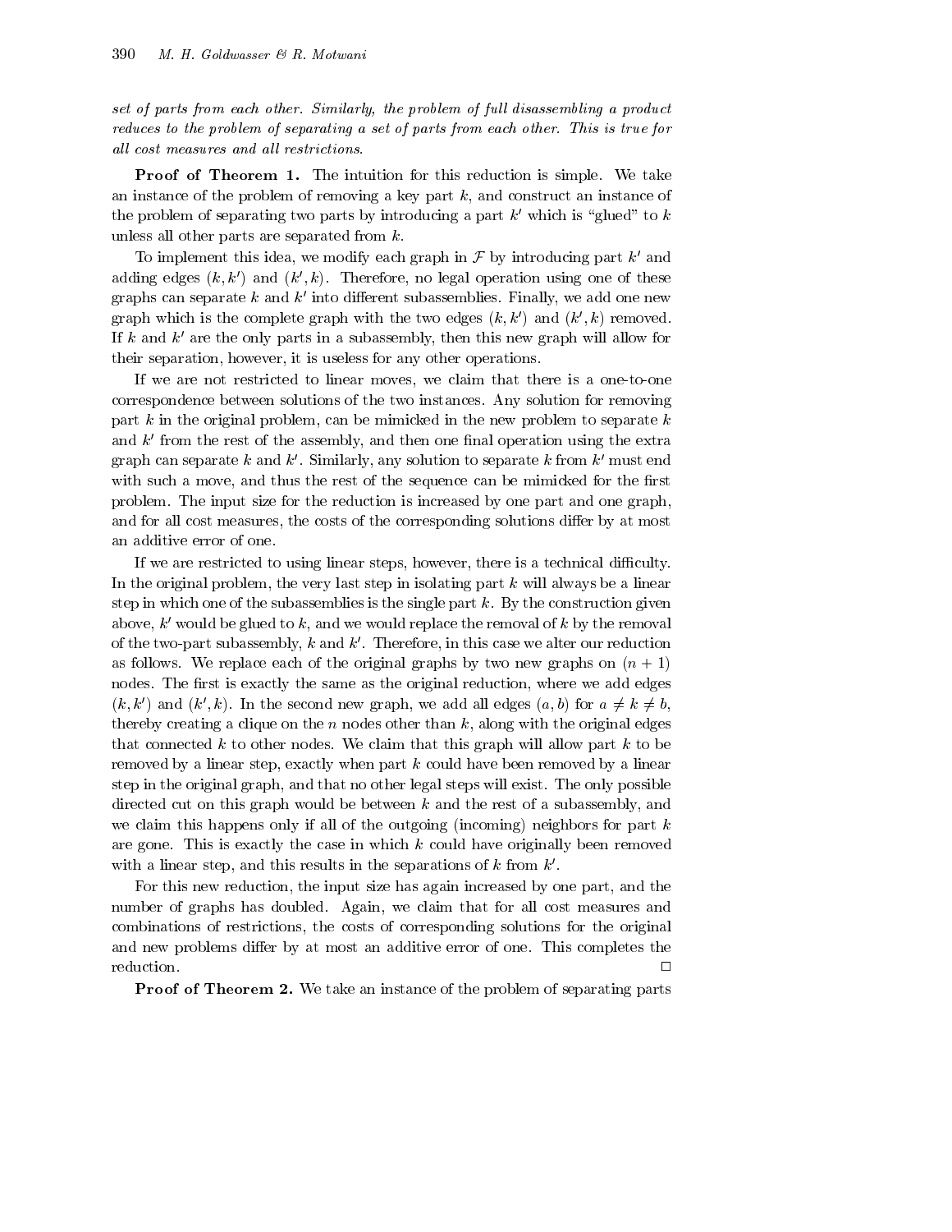*set of parts from each other. Similarly, the problem of full disassembling a product reduces to the problem of separating a set of parts from each other. This is true for all cost measures and all restrictions.*

**Proof of Theorem 1.** The intuition for this reduction is simple. We take an instance of the problem of removing a key part $k$, and construct an instance of the problem of separating two parts by introducing a part $k'$ which is "glued" to $k$ unless all other parts are separated from $k$.

To implement this idea, we modify each graph in $\mathcal{F}$ by introducing part $k'$ and adding edges $(k, k')$ and $(k', k)$. Therefore, no legal operation using one of these graphs can separate $k$ and $k'$ into different subassemblies. Finally, we add one new graph which is the complete graph with the two edges $(k, k')$ and $(k', k)$ removed. If $k$ and $k'$ are the only parts in a subassembly, then this new graph will allow for their separation, however, it is useless for any other operations.

If we are not restricted to linear moves, we claim that there is a one-to-one correspondence between solutions of the two instances. Any solution for removing part $k$ in the original problem, can be mimicked in the new problem to separate $k$ and $k'$ from the rest of the assembly, and then one final operation using the extra graph can separate $k$ and $k'$. Similarly, any solution to separate $k$ from $k'$ must end with such a move, and thus the rest of the sequence can be mimicked for the first problem. The input size for the reduction is increased by one part and one graph, and for all cost measures, the costs of the corresponding solutions differ by at most an additive error of one.

If we are restricted to using linear steps, however, there is a technical difficulty. In the original problem, the very last step in isolating part $k$ will always be a linear step in which one of the subassemblies is the single part $k$. By the construction given above, $k'$ would be glued to $k$, and we would replace the removal of $k$ by the removal of the two-part subassembly, $k$ and $k'$. Therefore, in this case we alter our reduction as follows. We replace each of the original graphs by two new graphs on $(n + 1)$ nodes. The first is exactly the same as the original reduction, where we add edges $(k, k')$ and $(k', k)$. In the second new graph, we add all edges $(a, b)$ for $a \neq k \neq b$, thereby creating a clique on the $n$ nodes other than $k$, along with the original edges that connected $k$ to other nodes. We claim that this graph will allow part $k$ to be removed by a linear step, exactly when part $k$ could have been removed by a linear step in the original graph, and that no other legal steps will exist. The only possible directed cut on this graph would be between $k$ and the rest of a subassembly, and we claim this happens only if all of the outgoing (incoming) neighbors for part $k$ are gone. This is exactly the case in which $k$ could have originally been removed with a linear step, and this results in the separations of $k$ from $k'$.

For this new reduction, the input size has again increased by one part, and the number of graphs has doubled. Again, we claim that for all cost measures and combinations of restrictions, the costs of corresponding solutions for the original and new problems differ by at most an additive error of one. This completes the reduction. $\square$

**Proof of Theorem 2.** We take an instance of the problem of separating parts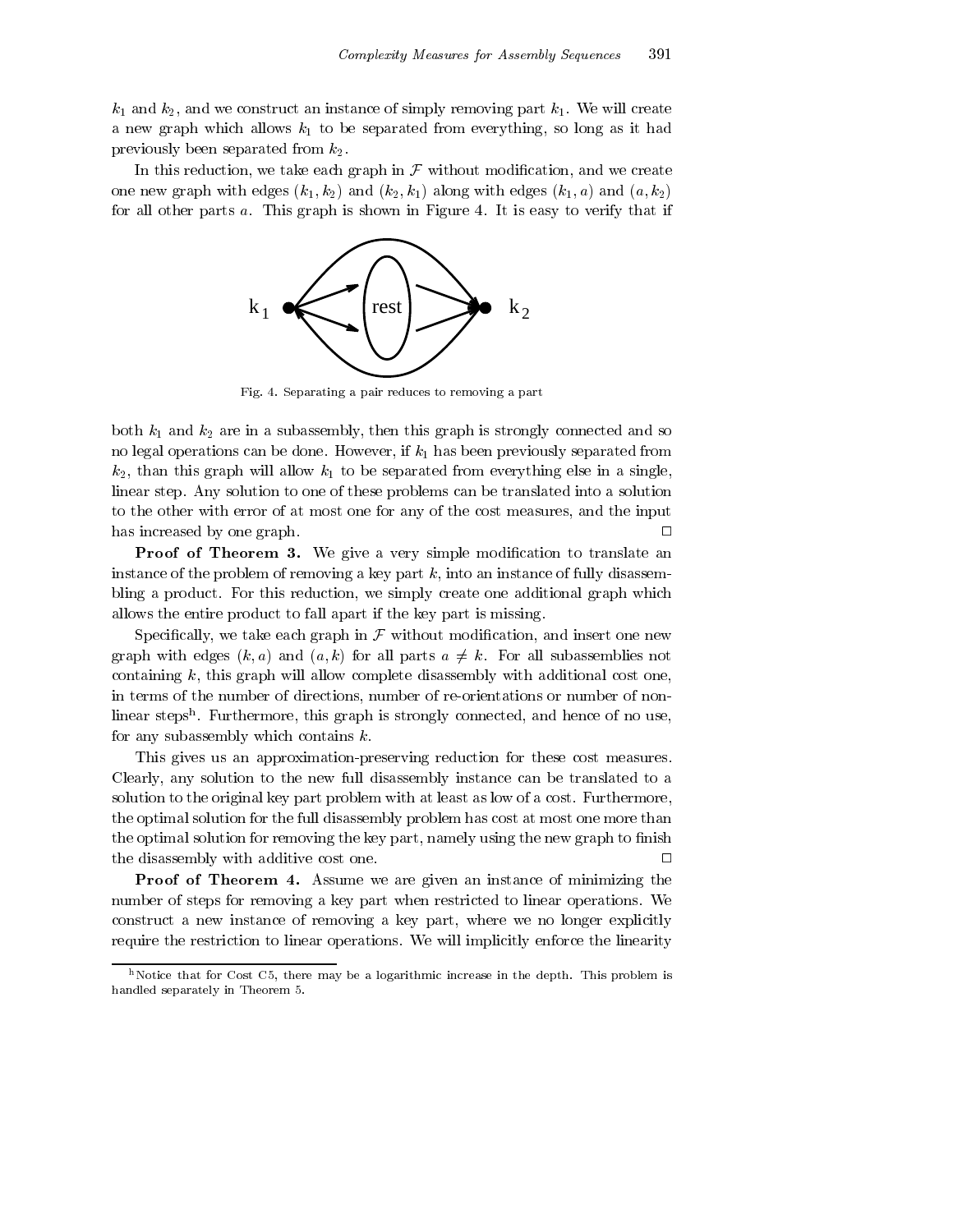$k_1$ and $k_2$, and we construct an instance of simply removing part $k_1$. We will create a new graph which allows $k_1$ to be separated from everything, so long as it had previously been separated from $k_2$.

In this reduction, we take each graph in $\mathcal{F}$ without modification, and we create one new graph with edges $(k_1, k_2)$ and $(k_2, k_1)$ along with edges $(k_1, a)$ and $(a, k_2)$ for all other parts $a$. This graph is shown in Figure 4. It is easy to verify that if

Fig. 4. Separating a pair reduces to removing a part

both $k_1$ and $k_2$ are in a subassembly, then this graph is strongly connected and so no legal operations can be done. However, if $k_1$ has been previously separated from $k_2$, than this graph will allow $k_1$ to be separated from everything else in a single, linear step. Any solution to one of these problems can be translated into a solution to the other with error of at most one for any of the cost measures, and the input has increased by one graph. □

**Proof of Theorem 3.** We give a very simple modification to translate an instance of the problem of removing a key part $k$, into an instance of fully disassembling a product. For this reduction, we simply create one additional graph which allows the entire product to fall apart if the key part is missing.

Specifically, we take each graph in $\mathcal{F}$ without modification, and insert one new graph with edges $(k, a)$ and $(a, k)$ for all parts $a \neq k$. For all subassemblies not containing $k$, this graph will allow complete disassembly with additional cost one, in terms of the number of directions, number of re-orientations or number of non-linear steps[h]. Furthermore, this graph is strongly connected, and hence of no use, for any subassembly which contains $k$.

This gives us an approximation-preserving reduction for these cost measures. Clearly, any solution to the new full disassembly instance can be translated to a solution to the original key part problem with at least as low of a cost. Furthermore, the optimal solution for the full disassembly problem has cost at most one more than the optimal solution for removing the key part, namely using the new graph to finish the disassembly with additive cost one. □

**Proof of Theorem 4.** Assume we are given an instance of minimizing the number of steps for removing a key part when restricted to linear operations. We construct a new instance of removing a key part, where we no longer explicitly require the restriction to linear operations. We will implicitly enforce the linearity

[h]Notice that for Cost C5, there may be a logarithmic increase in the depth. This problem is handled separately in Theorem 5.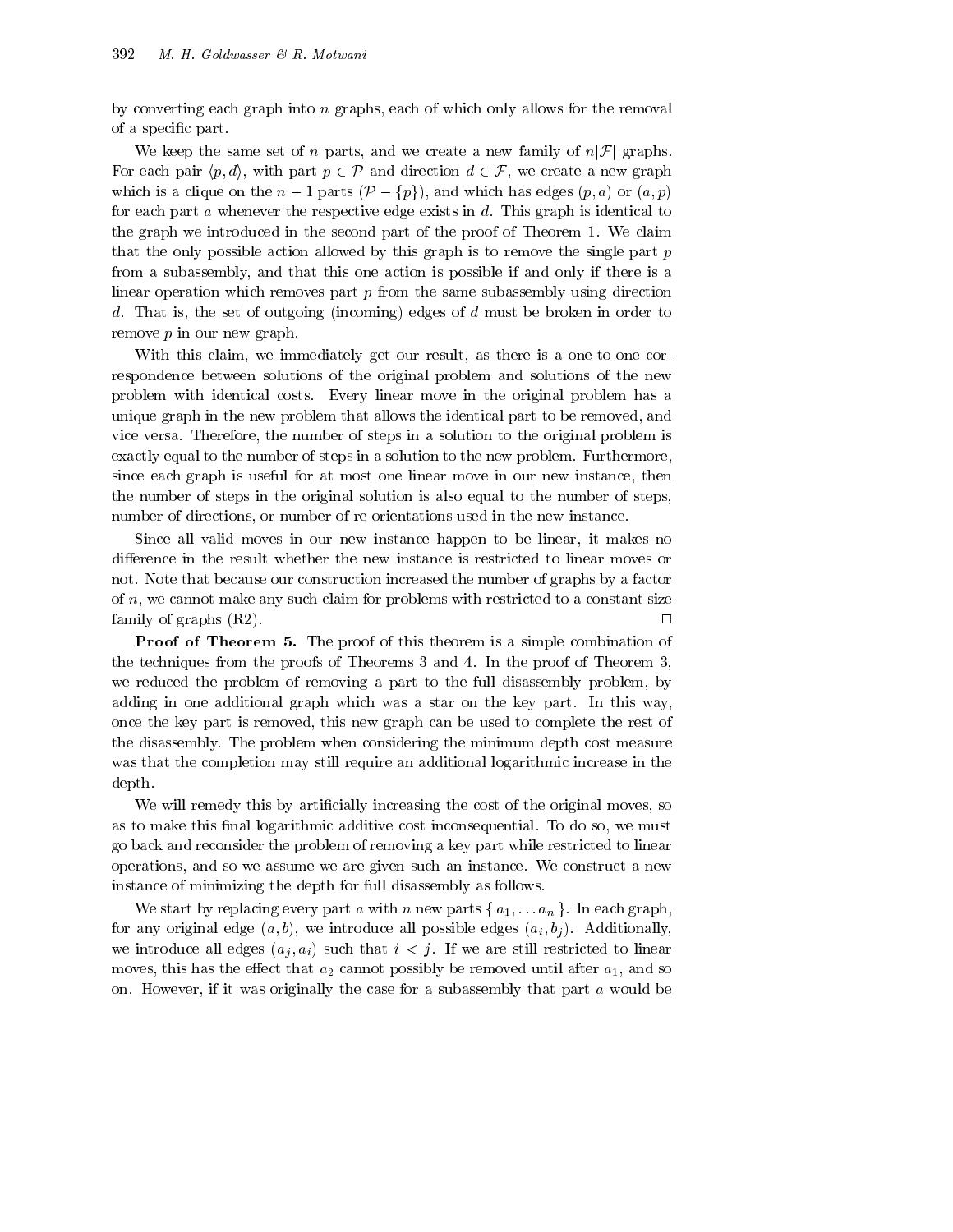by converting each graph into $n$ graphs, each of which only allows for the removal of a specific part.

We keep the same set of $n$ parts, and we create a new family of $n|\mathcal{F}|$ graphs. For each pair $\langle p, d \rangle$, with part $p \in \mathcal{P}$ and direction $d \in \mathcal{F}$, we create a new graph which is a clique on the $n-1$ parts $(\mathcal{P} - \{p\})$, and which has edges $(p, a)$ or $(a, p)$ for each part $a$ whenever the respective edge exists in $d$. This graph is identical to the graph we introduced in the second part of the proof of Theorem 1. We claim that the only possible action allowed by this graph is to remove the single part $p$ from a subassembly, and that this one action is possible if and only if there is a linear operation which removes part $p$ from the same subassembly using direction $d$. That is, the set of outgoing (incoming) edges of $d$ must be broken in order to remove $p$ in our new graph.

With this claim, we immediately get our result, as there is a one-to-one correspondence between solutions of the original problem and solutions of the new problem with identical costs. Every linear move in the original problem has a unique graph in the new problem that allows the identical part to be removed, and vice versa. Therefore, the number of steps in a solution to the original problem is exactly equal to the number of steps in a solution to the new problem. Furthermore, since each graph is useful for at most one linear move in our new instance, then the number of steps in the original solution is also equal to the number of steps, number of directions, or number of re-orientations used in the new instance.

Since all valid moves in our new instance happen to be linear, it makes no difference in the result whether the new instance is restricted to linear moves or not. Note that because our construction increased the number of graphs by a factor of $n$, we cannot make any such claim for problems with restricted to a constant size family of graphs (R2). □

**Proof of Theorem 5.** The proof of this theorem is a simple combination of the techniques from the proofs of Theorems 3 and 4. In the proof of Theorem 3, we reduced the problem of removing a part to the full disassembly problem, by adding in one additional graph which was a star on the key part. In this way, once the key part is removed, this new graph can be used to complete the rest of the disassembly. The problem when considering the minimum depth cost measure was that the completion may still require an additional logarithmic increase in the depth.

We will remedy this by artificially increasing the cost of the original moves, so as to make this final logarithmic additive cost inconsequential. To do so, we must go back and reconsider the problem of removing a key part while restricted to linear operations, and so we assume we are given such an instance. We construct a new instance of minimizing the depth for full disassembly as follows.

We start by replacing every part $a$ with $n$ new parts $\{ a_1, \ldots a_n \}$. In each graph, for any original edge $(a, b)$, we introduce all possible edges $(a_i, b_j)$. Additionally, we introduce all edges $(a_j, a_i)$ such that $i < j$. If we are still restricted to linear moves, this has the effect that $a_2$ cannot possibly be removed until after $a_1$, and so on. However, if it was originally the case for a subassembly that part $a$ would be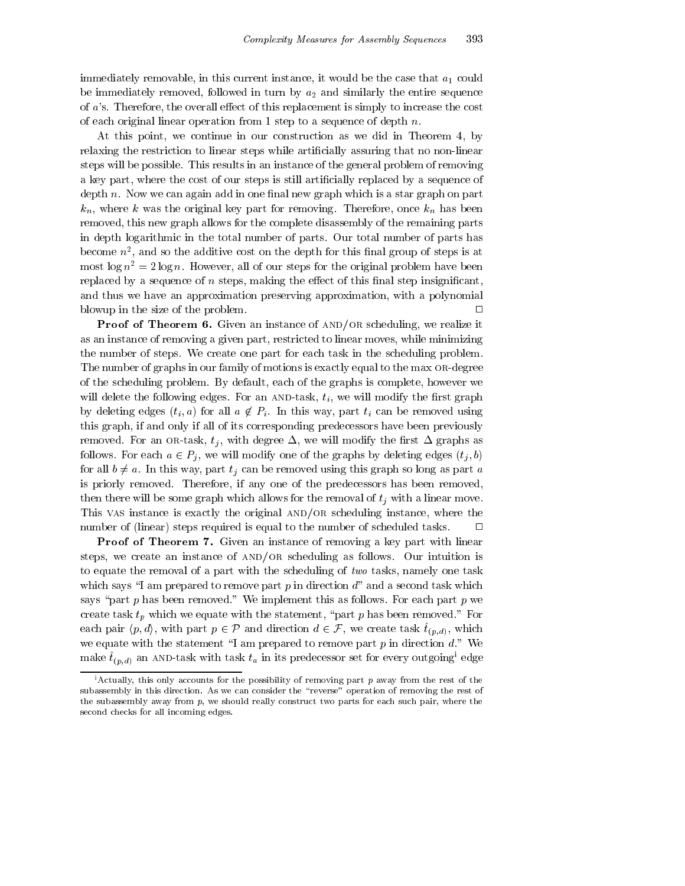immediately removable, in this current instance, it would be the case that $a_1$ could be immediately removed, followed in turn by $a_2$ and similarly the entire sequence of $a$'s. Therefore, the overall effect of this replacement is simply to increase the cost of each original linear operation from 1 step to a sequence of depth $n$.

At this point, we continue in our construction as we did in Theorem 4, by relaxing the restriction to linear steps while artificially assuring that no non-linear steps will be possible. This results in an instance of the general problem of removing a key part, where the cost of our steps is still artificially replaced by a sequence of depth $n$. Now we can again add in one final new graph which is a star graph on part $k_n$, where $k$ was the original key part for removing. Therefore, once $k_n$ has been removed, this new graph allows for the complete disassembly of the remaining parts in depth logarithmic in the total number of parts. Our total number of parts has become $n^2$, and so the additive cost on the depth for this final group of steps is at most $\log n^2 = 2 \log n$. However, all of our steps for the original problem have been replaced by a sequence of $n$ steps, making the effect of this final step insignificant, and thus we have an approximation preserving approximation, with a polynomial blowup in the size of the problem. □

**Proof of Theorem 6.** Given an instance of AND/OR scheduling, we realize it as an instance of removing a given part, restricted to linear moves, while minimizing the number of steps. We create one part for each task in the scheduling problem. The number of graphs in our family of motions is exactly equal to the max OR-degree of the scheduling problem. By default, each of the graphs is complete, however we will delete the following edges. For an AND-task, $t_i$, we will modify the first graph by deleting edges $(t_i, a)$ for all $a \notin P_i$. In this way, part $t_i$ can be removed using this graph, if and only if all of its corresponding predecessors have been previously removed. For an OR-task, $t_j$, with degree $\Delta$, we will modify the first $\Delta$ graphs as follows. For each $a \in P_j$, we will modify one of the graphs by deleting edges $(t_j, b)$ for all $b \neq a$. In this way, part $t_j$ can be removed using this graph so long as part $a$ is priorly removed. Therefore, if any one of the predecessors has been removed, then there will be some graph which allows for the removal of $t_j$ with a linear move. This VAS instance is exactly the original AND/OR scheduling instance, where the number of (linear) steps required is equal to the number of scheduled tasks. □

**Proof of Theorem 7.** Given an instance of removing a key part with linear steps, we create an instance of AND/OR scheduling as follows. Our intuition is to equate the removal of a part with the scheduling of *two* tasks, namely one task which says "I am prepared to remove part $p$ in direction $d$" and a second task which says "part $p$ has been removed." We implement this as follows. For each part $p$ we create task $t_p$ which we equate with the statement, "part $p$ has been removed." For each pair $\langle p, d \rangle$, with part $p \in \mathcal{P}$ and direction $d \in \mathcal{F}$, we create task $\hat{t}_{(p,d)}$, which we equate with the statement "I am prepared to remove part $p$ in direction $d$." We make $\hat{t}_{(p,d)}$ an AND-task with task $t_a$ in its predecessor set for every outgoing[i] edge

[i]Actually, this only accounts for the possibility of removing part $p$ away from the rest of the subassembly in this direction. As we can consider the "reverse" operation of removing the rest of the subassembly away from $p$, we should really construct two parts for each such pair, where the second checks for all incoming edges.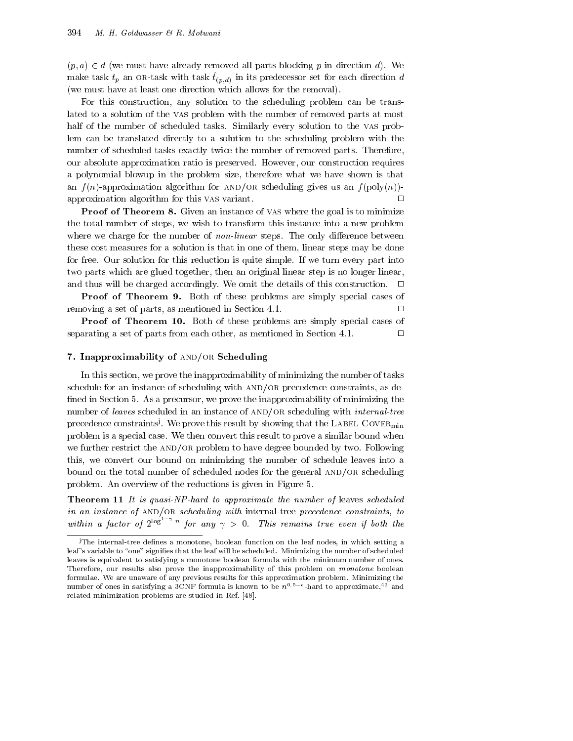$(p, a) \in d$ (we must have already removed all parts blocking $p$ in direction $d$). We make task $t_p$ an OR-task with task $\hat{t}_{(p,d)}$ in its predecessor set for each direction $d$ (we must have at least one direction which allows for the removal).

For this construction, any solution to the scheduling problem can be translated to a solution of the VAS problem with the number of removed parts at most half of the number of scheduled tasks. Similarly every solution to the VAS problem can be translated directly to a solution to the scheduling problem with the number of scheduled tasks exactly twice the number of removed parts. Therefore, our absolute approximation ratio is preserved. However, our construction requires a polynomial blowup in the problem size, therefore what we have shown is that an $f(n)$-approximation algorithm for AND/OR scheduling gives us an $f(\text{poly}(n))$-approximation algorithm for this VAS variant. □

**Proof of Theorem 8.** Given an instance of VAS where the goal is to minimize the total number of steps, we wish to transform this instance into a new problem where we charge for the number of *non-linear* steps. The only difference between these cost measures for a solution is that in one of them, linear steps may be done for free. Our solution for this reduction is quite simple. If we turn every part into two parts which are glued together, then an original linear step is no longer linear, and thus will be charged accordingly. We omit the details of this construction. □

**Proof of Theorem 9.** Both of these problems are simply special cases of removing a set of parts, as mentioned in Section 4.1. □

**Proof of Theorem 10.** Both of these problems are simply special cases of separating a set of parts from each other, as mentioned in Section 4.1. □

## 7. Inapproximability of AND/OR Scheduling

In this section, we prove the inapproximability of minimizing the number of tasks schedule for an instance of scheduling with AND/OR precedence constraints, as defined in Section 5. As a precursor, we prove the inapproximability of minimizing the number of *leaves* scheduled in an instance of AND/OR scheduling with *internal-tree* precedence constraints[j]. We prove this result by showing that the LABEL COVER$_{\min}$ problem is a special case. We then convert this result to prove a similar bound when we further restrict the AND/OR problem to have degree bounded by two. Following this, we convert our bound on minimizing the number of schedule leaves into a bound on the total number of scheduled nodes for the general AND/OR scheduling problem. An overview of the reductions is given in Figure 5.

**Theorem 11** *It is quasi-NP-hard to approximate the number of* leaves *scheduled in an instance of* AND/OR *scheduling with* internal-tree *precedence constraints, to within a factor of* $2^{\log^{1-\gamma} n}$ *for any* $\gamma > 0$. *This remains true even if both the*

[j]The internal-tree defines a monotone, boolean function on the leaf nodes, in which setting a leaf's variable to "one" signifies that the leaf will be scheduled. Minimizing the number of scheduled leaves is equivalent to satisfying a monotone boolean formula with the minimum number of ones. Therefore, our results also prove the inapproximability of this problem on *monotone* boolean formulae. We are unaware of any previous results for this approximation problem. Minimizing the number of ones in satisfying a 3CNF formula is known to be $n^{0.5-\epsilon}$-hard to approximate,[42] and related minimization problems are studied in Ref. [48].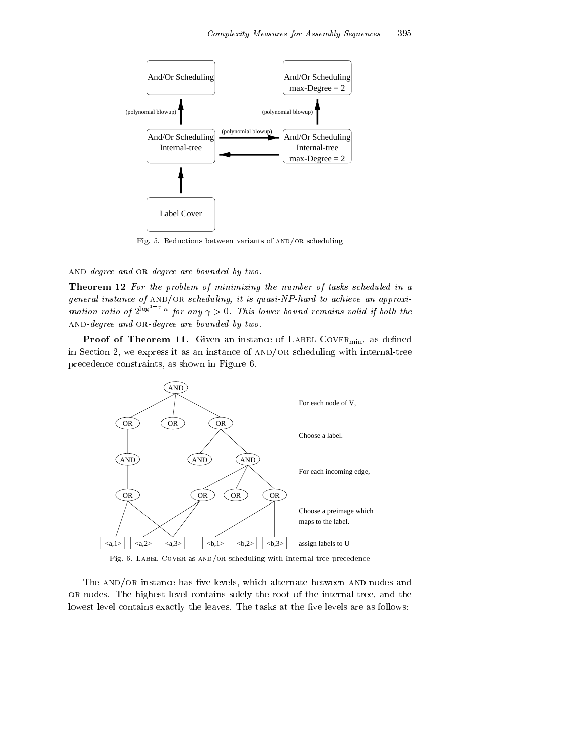Fig. 5. Reductions between variants of AND/OR scheduling

AND*-degree and* OR*-degree are bounded by two.*

**Theorem 12** *For the problem of minimizing the number of tasks scheduled in a general instance of* AND/OR *scheduling, it is quasi-NP-hard to achieve an approximation ratio of* $2^{\log^{1-\gamma} n}$ *for any* $\gamma > 0$*. This lower bound remains valid if both the* AND*-degree and* OR*-degree are bounded by two.*

**Proof of Theorem 11.** Given an instance of LABEL COVER$_{\min}$, as defined in Section 2, we express it as an instance of AND/OR scheduling with internal-tree precedence constraints, as shown in Figure 6.

Fig. 6. LABEL COVER as AND/OR scheduling with internal-tree precedence

The AND/OR instance has five levels, which alternate between AND-nodes and OR-nodes. The highest level contains solely the root of the internal-tree, and the lowest level contains exactly the leaves. The tasks at the five levels are as follows: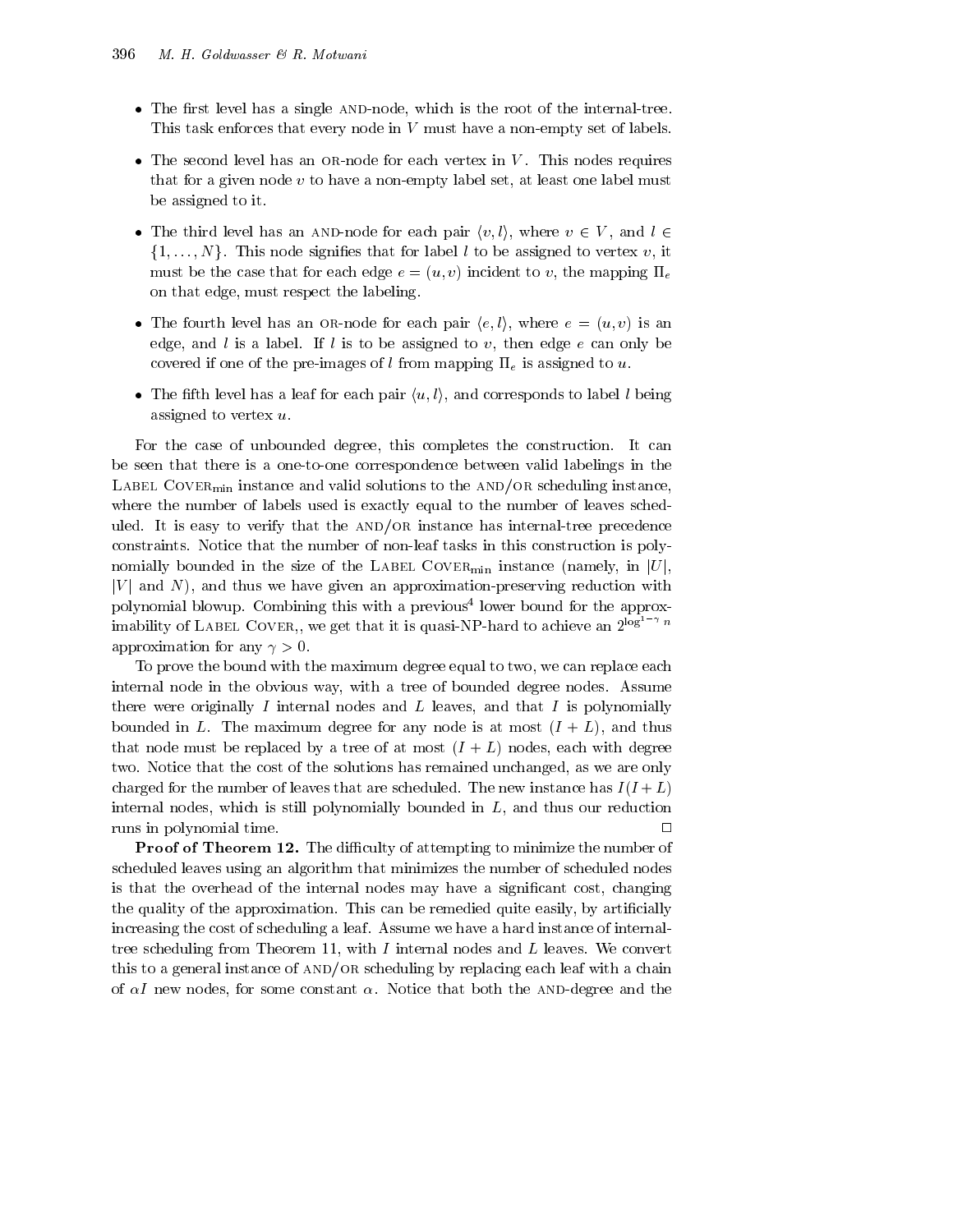- The first level has a single AND-node, which is the root of the internal-tree. This task enforces that every node in $V$ must have a non-empty set of labels.
- The second level has an OR-node for each vertex in $V$. This nodes requires that for a given node $v$ to have a non-empty label set, at least one label must be assigned to it.
- The third level has an AND-node for each pair $\langle v, l \rangle$, where $v \in V$, and $l \in \{1, \ldots, N\}$. This node signifies that for label $l$ to be assigned to vertex $v$, it must be the case that for each edge $e = (u, v)$ incident to $v$, the mapping $\Pi_e$ on that edge, must respect the labeling.
- The fourth level has an OR-node for each pair $\langle e, l \rangle$, where $e = (u, v)$ is an edge, and $l$ is a label. If $l$ is to be assigned to $v$, then edge $e$ can only be covered if one of the pre-images of $l$ from mapping $\Pi_e$ is assigned to $u$.
- The fifth level has a leaf for each pair $\langle u, l \rangle$, and corresponds to label $l$ being assigned to vertex $u$.

For the case of unbounded degree, this completes the construction. It can be seen that there is a one-to-one correspondence between valid labelings in the LABEL COVER$_{\text{min}}$ instance and valid solutions to the AND/OR scheduling instance, where the number of labels used is exactly equal to the number of leaves scheduled. It is easy to verify that the AND/OR instance has internal-tree precedence constraints. Notice that the number of non-leaf tasks in this construction is polynomially bounded in the size of the LABEL COVER$_{\text{min}}$ instance (namely, in $|U|$, $|V|$ and $N$), and thus we have given an approximation-preserving reduction with polynomial blowup. Combining this with a previous[4] lower bound for the approximability of LABEL COVER,, we get that it is quasi-NP-hard to achieve an $2^{\log^{1-\gamma} n}$ approximation for any $\gamma > 0$.

To prove the bound with the maximum degree equal to two, we can replace each internal node in the obvious way, with a tree of bounded degree nodes. Assume there were originally $I$ internal nodes and $L$ leaves, and that $I$ is polynomially bounded in $L$. The maximum degree for any node is at most $(I + L)$, and thus that node must be replaced by a tree of at most $(I + L)$ nodes, each with degree two. Notice that the cost of the solutions has remained unchanged, as we are only charged for the number of leaves that are scheduled. The new instance has $I(I + L)$ internal nodes, which is still polynomially bounded in $L$, and thus our reduction runs in polynomial time. □

**Proof of Theorem 12.** The difficulty of attempting to minimize the number of scheduled leaves using an algorithm that minimizes the number of scheduled nodes is that the overhead of the internal nodes may have a significant cost, changing the quality of the approximation. This can be remedied quite easily, by artificially increasing the cost of scheduling a leaf. Assume we have a hard instance of internal-tree scheduling from Theorem 11, with $I$ internal nodes and $L$ leaves. We convert this to a general instance of AND/OR scheduling by replacing each leaf with a chain of $\alpha I$ new nodes, for some constant $\alpha$. Notice that both the AND-degree and the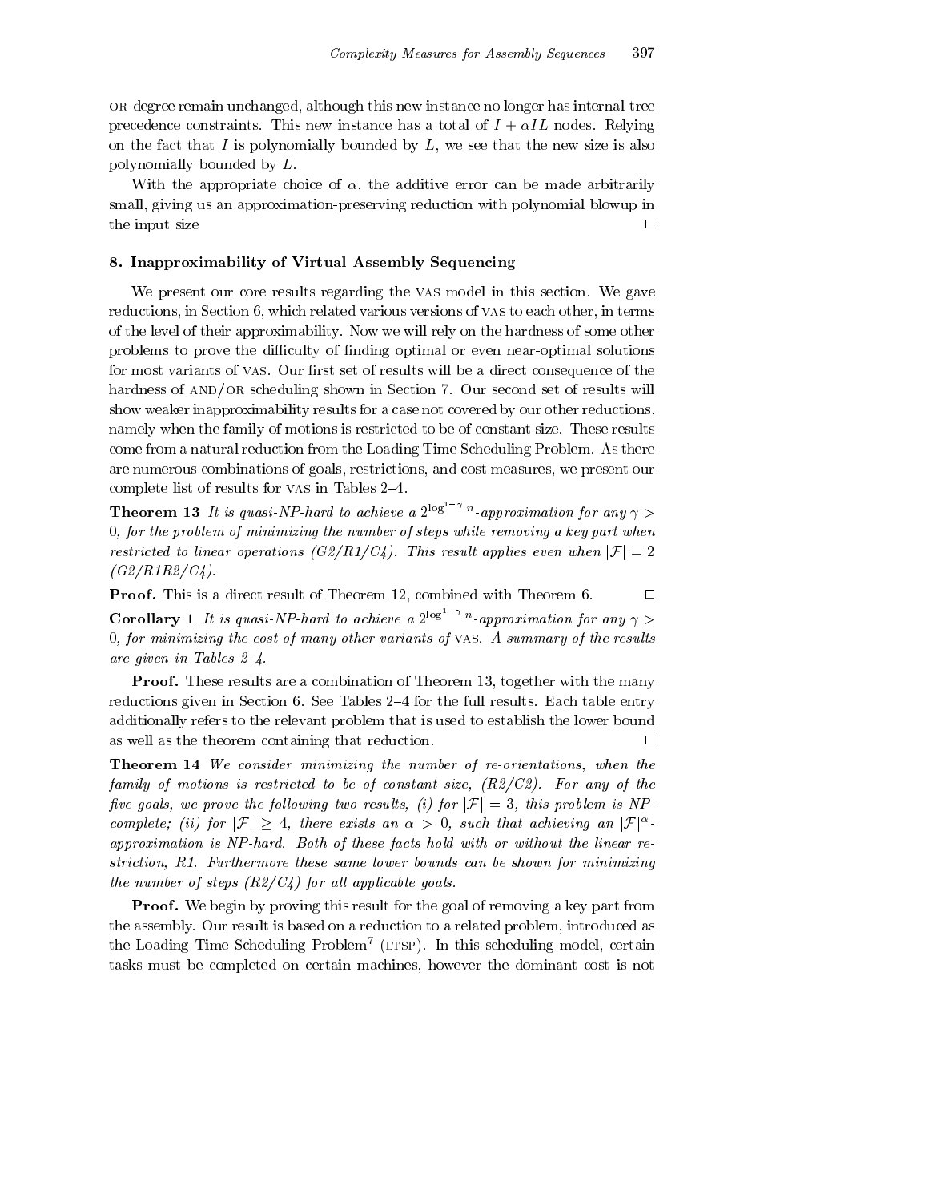OR-degree remain unchanged, although this new instance no longer has internal-tree precedence constraints. This new instance has a total of $I + \alpha IL$ nodes. Relying on the fact that $I$ is polynomially bounded by $L$, we see that the new size is also polynomially bounded by $L$.

With the appropriate choice of $\alpha$, the additive error can be made arbitrarily small, giving us an approximation-preserving reduction with polynomial blowup in the input size □

## 8. Inapproximability of Virtual Assembly Sequencing

We present our core results regarding the VAS model in this section. We gave reductions, in Section 6, which related various versions of VAS to each other, in terms of the level of their approximability. Now we will rely on the hardness of some other problems to prove the difficulty of finding optimal or even near-optimal solutions for most variants of VAS. Our first set of results will be a direct consequence of the hardness of AND/OR scheduling shown in Section 7. Our second set of results will show weaker inapproximability results for a case not covered by our other reductions, namely when the family of motions is restricted to be of constant size. These results come from a natural reduction from the Loading Time Scheduling Problem. As there are numerous combinations of goals, restrictions, and cost measures, we present our complete list of results for VAS in Tables 2–4.

**Theorem 13** *It is quasi-NP-hard to achieve a $2^{\log^{1-\gamma} n}$-approximation for any $\gamma > 0$, for the problem of minimizing the number of steps while removing a key part when restricted to linear operations (G2/R1/C4). This result applies even when $|\mathcal{F}| = 2$ (G2/R1R2/C4).*

**Proof.** This is a direct result of Theorem 12, combined with Theorem 6. □

**Corollary 1** *It is quasi-NP-hard to achieve a $2^{\log^{1-\gamma} n}$-approximation for any $\gamma > 0$, for minimizing the cost of many other variants of VAS. A summary of the results are given in Tables 2–4.*

**Proof.** These results are a combination of Theorem 13, together with the many reductions given in Section 6. See Tables 2–4 for the full results. Each table entry additionally refers to the relevant problem that is used to establish the lower bound as well as the theorem containing that reduction. □

**Theorem 14** *We consider minimizing the number of re-orientations, when the family of motions is restricted to be of constant size, (R2/C2). For any of the five goals, we prove the following two results, (i) for $|\mathcal{F}| = 3$, this problem is NP-complete; (ii) for $|\mathcal{F}| \geq 4$, there exists an $\alpha > 0$, such that achieving an $|\mathcal{F}|^{\alpha}$-approximation is NP-hard. Both of these facts hold with or without the linear restriction, R1. Furthermore these same lower bounds can be shown for minimizing the number of steps (R2/C4) for all applicable goals.*

**Proof.** We begin by proving this result for the goal of removing a key part from the assembly. Our result is based on a reduction to a related problem, introduced as the Loading Time Scheduling Problem[7] (LTSP). In this scheduling model, certain tasks must be completed on certain machines, however the dominant cost is not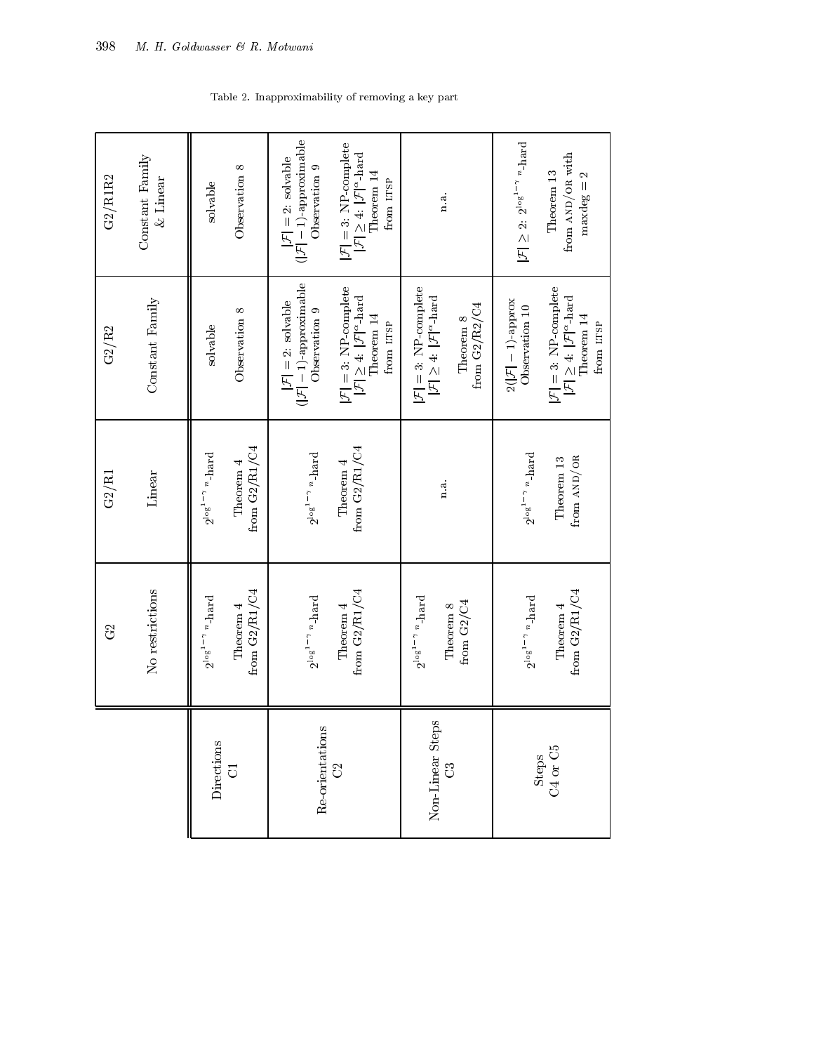Table 2. Inapproximability of removing a key part

| | G2 No restrictions | G2/R1 Linear | G2/R2 Constant Family | G2/R1R2 Constant Family & Linear |
|---|---|---|---|---|
| Directions C1 | $2^{\log^{1-\gamma} n}$-hard<br>Theorem 4<br>from G2/R1/C4 | $2^{\log^{1-\gamma} n}$-hard<br>Theorem 4<br>from G2/R1/C4 | solvable<br>Observation 8 | solvable<br>Observation 8 |
| Re-orientations C2 | $2^{\log^{1-\gamma} n}$-hard<br>Theorem 4<br>from G2/R1/C4 | $2^{\log^{1-\gamma} n}$-hard<br>Theorem 4<br>from G2/R1/C4 | $\lvert\mathcal{F}\rvert = 2$: solvable<br>$(\lvert\mathcal{F}\rvert - 1)$-approximable<br>Observation 9<br>$\lvert\mathcal{F}\rvert = 3$: NP-complete<br>$\lvert\mathcal{F}\rvert \geq 4$: $\lvert\mathcal{F}\rvert^{\alpha}$-hard<br>Theorem 14<br>from LTSP | $\lvert\mathcal{F}\rvert = 2$: solvable<br>$(\lvert\mathcal{F}\rvert - 1)$-approximable<br>Observation 9<br>$\lvert\mathcal{F}\rvert = 3$: NP-complete<br>$\lvert\mathcal{F}\rvert \geq 4$: $\lvert\mathcal{F}\rvert^{\alpha}$-hard<br>Theorem 14<br>from LTSP |
| Non-Linear Steps C3 | $2^{\log^{1-\gamma} n}$-hard<br>Theorem 8<br>from G2/C4 | n.a. | $\lvert\mathcal{F}\rvert = 3$: NP-complete<br>$\lvert\mathcal{F}\rvert \geq 4$: $\lvert\mathcal{F}\rvert^{\alpha}$-hard<br>Theorem 8<br>from G2/R2/C4 | n.a. |
| Steps C4 or C5 | $2^{\log^{1-\gamma} n}$-hard<br>Theorem 4<br>from G2/R1/C4 | $2^{\log^{1-\gamma} n}$-hard<br>Theorem 13<br>from AND/OR | $2(\lvert\mathcal{F}\rvert - 1)$-approx<br>Observation 10<br>$\lvert\mathcal{F}\rvert = 3$: NP-complete<br>$\lvert\mathcal{F}\rvert \geq 4$: $\lvert\mathcal{F}\rvert^{\alpha}$-hard<br>Theorem 14<br>from LTSP | $\lvert\mathcal{F}\rvert \geq 2$: $2^{\log^{1-\gamma} n}$-hard<br>Theorem 13<br>from AND/OR with maxdeg = 2 |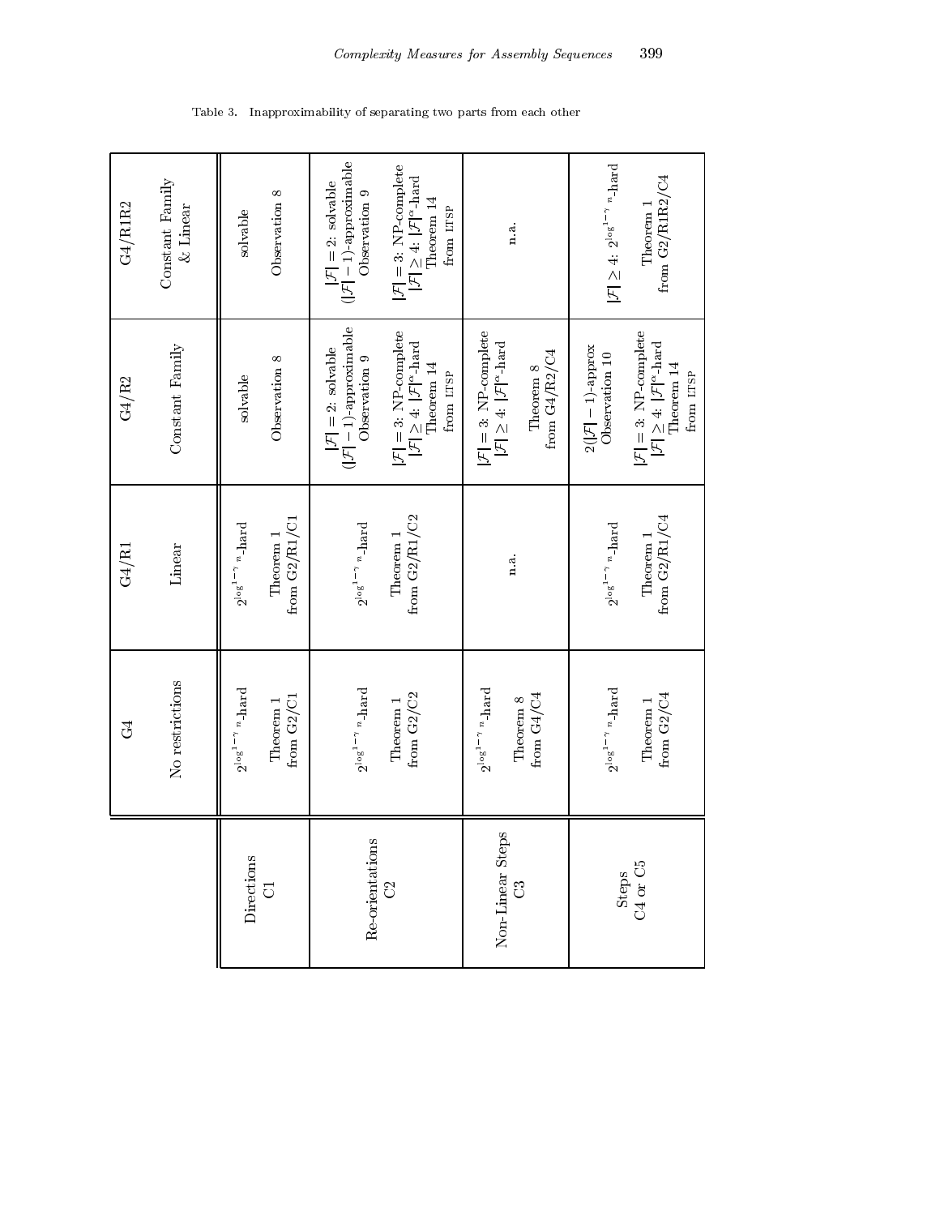Table 3. Inapproximability of separating two parts from each other

| | G4 No restrictions | G4/R1 Linear | G4/R2 Constant Family | G4/R1R2 Constant Family & Linear |
|---|---|---|---|---|
| Directions C1 | $2^{\log^{1-\gamma} n}$-hard<br>Theorem 1 from G2/C1 | $2^{\log^{1-\gamma} n}$-hard<br>Theorem 1 from G2/R1/C1 | solvable<br>Observation 8 | solvable<br>Observation 8 |
| Re-orientations C2 | $2^{\log^{1-\gamma} n}$-hard<br>Theorem 1 from G2/C2 | $2^{\log^{1-\gamma} n}$-hard<br>Theorem 1 from G2/R1/C2 | $\vert\mathcal{F}\vert = 2$: solvable<br>$(\vert\mathcal{F}\vert - 1)$-approximable<br>Observation 9<br>$\vert\mathcal{F}\vert = 3$: NP-complete<br>$\vert\mathcal{F}\vert \geq 4$: $\vert\mathcal{F}\vert^{\alpha}$-hard<br>Theorem 14 from LTSP | $\vert\mathcal{F}\vert = 2$: solvable<br>$(\vert\mathcal{F}\vert - 1)$-approximable<br>Observation 9<br>$\vert\mathcal{F}\vert = 3$: NP-complete<br>$\vert\mathcal{F}\vert \geq 4$: $\vert\mathcal{F}\vert^{\alpha}$-hard<br>Theorem 14 from LTSP |
| Non-Linear Steps C3 | $2^{\log^{1-\gamma} n}$-hard<br>Theorem 8 from G4/C4 | n.a. | $\vert\mathcal{F}\vert = 3$: NP-complete<br>$\vert\mathcal{F}\vert \geq 4$: $\vert\mathcal{F}\vert^{\alpha}$-hard<br>Theorem 8 from G4/R2/C4 | n.a. |
| Steps C4 or C5 | $2^{\log^{1-\gamma} n}$-hard<br>Theorem 1 from G2/C4 | $2^{\log^{1-\gamma} n}$-hard<br>Theorem 1 from G2/R1/C4 | $2(\vert\mathcal{F}\vert - 1)$-approx<br>Observation 10<br>$\vert\mathcal{F}\vert = 3$: NP-complete<br>$\vert\mathcal{F}\vert \geq 4$: $\vert\mathcal{F}\vert^{\alpha}$-hard<br>Theorem 14 from LTSP | $\vert\mathcal{F}\vert \geq 4$: $2^{\log^{1-\gamma} n}$-hard<br>Theorem 1 from G2/R1R2/C4 |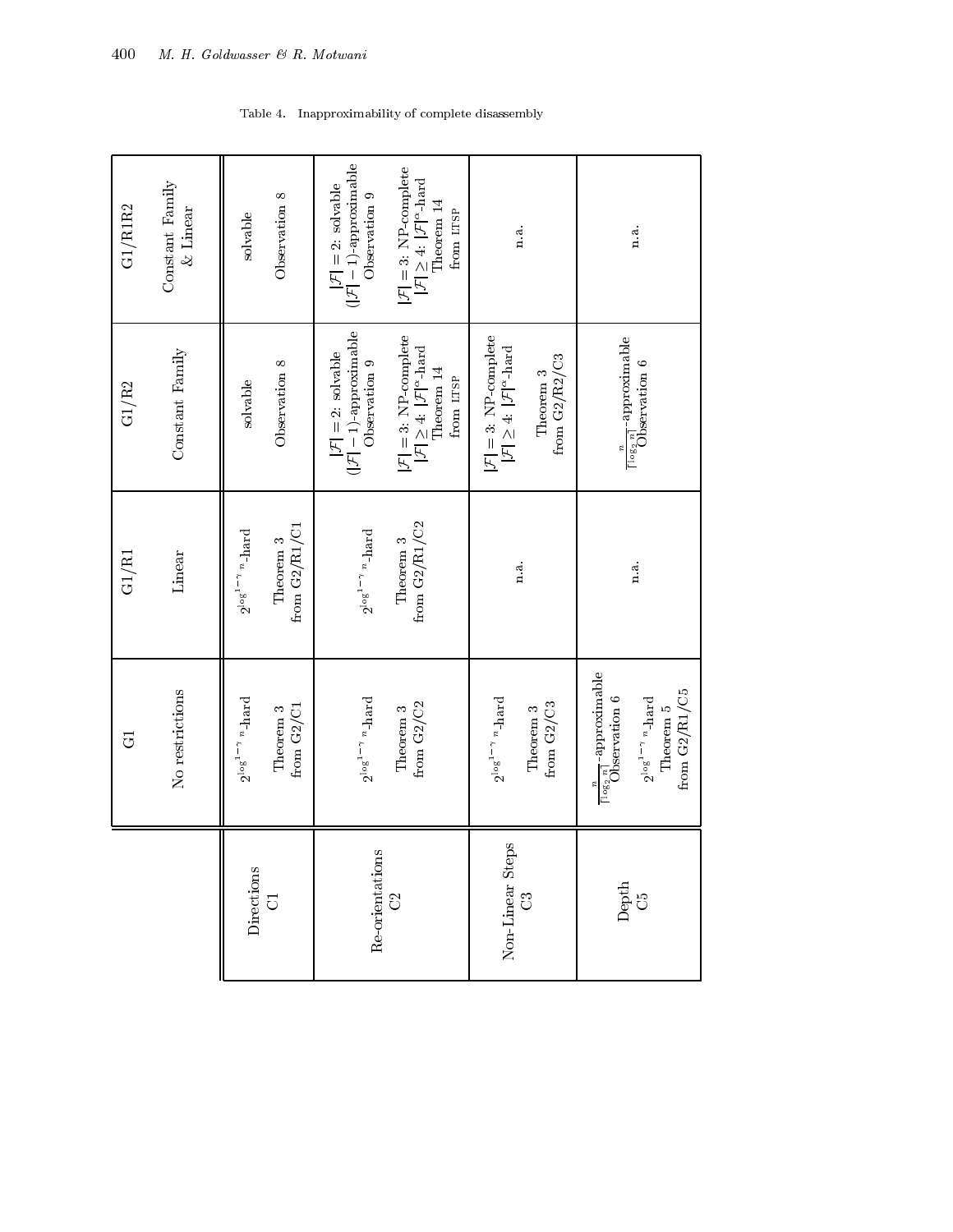Table 4. Inapproximability of complete disassembly

| | G1<br>No restrictions | G1/R1<br>Linear | G1/R2<br>Constant Family | G1/R1R2<br>Constant Family & Linear |
|---|---|---|---|---|
| Directions<br>C1 | $2^{\log^{1-\gamma} n}$-hard<br>Theorem 3<br>from G2/C1 | $2^{\log^{1-\gamma} n}$-hard<br>Theorem 3<br>from G2/R1/C1 | solvable<br>Observation 8 | solvable<br>Observation 8 |
| Re-orientations<br>C2 | $2^{\log^{1-\gamma} n}$-hard<br>Theorem 3<br>from G2/C2 | $2^{\log^{1-\gamma} n}$-hard<br>Theorem 3<br>from G2/R1/C2 | $\lvert\mathcal{F}\rvert = 2$: solvable<br>$(\lvert\mathcal{F}\rvert - 1)$-approximable<br>Observation 9<br>$\lvert\mathcal{F}\rvert = 3$: NP-complete<br>$\lvert\mathcal{F}\rvert \geq 4$: $\lvert\mathcal{F}\rvert^{\alpha}$-hard<br>Theorem 14<br>from LTSP | $\lvert\mathcal{F}\rvert = 2$: solvable<br>$(\lvert\mathcal{F}\rvert - 1)$-approximable<br>Observation 9<br>$\lvert\mathcal{F}\rvert = 3$: NP-complete<br>$\lvert\mathcal{F}\rvert \geq 4$: $\lvert\mathcal{F}\rvert^{\alpha}$-hard<br>Theorem 14<br>from LTSP |
| Non-Linear Steps<br>C3 | $2^{\log^{1-\gamma} n}$-hard<br>Theorem 3<br>from G2/C3 | n.a. | $\lvert\mathcal{F}\rvert = 3$: NP-complete<br>$\lvert\mathcal{F}\rvert \geq 4$: $\lvert\mathcal{F}\rvert^{\alpha}$-hard<br>Theorem 3<br>from G2/R2/C3 | n.a. |
| Depth<br>C5 | $\frac{n}{\lceil \log_2 n \rceil}$-approximable<br>Observation 6<br>$2^{\log^{1-\gamma} n}$-hard<br>Theorem 5<br>from G2/R1/C5 | n.a. | $\frac{n}{\lceil \log_2 n \rceil}$-approximable<br>Observation 6 | n.a. |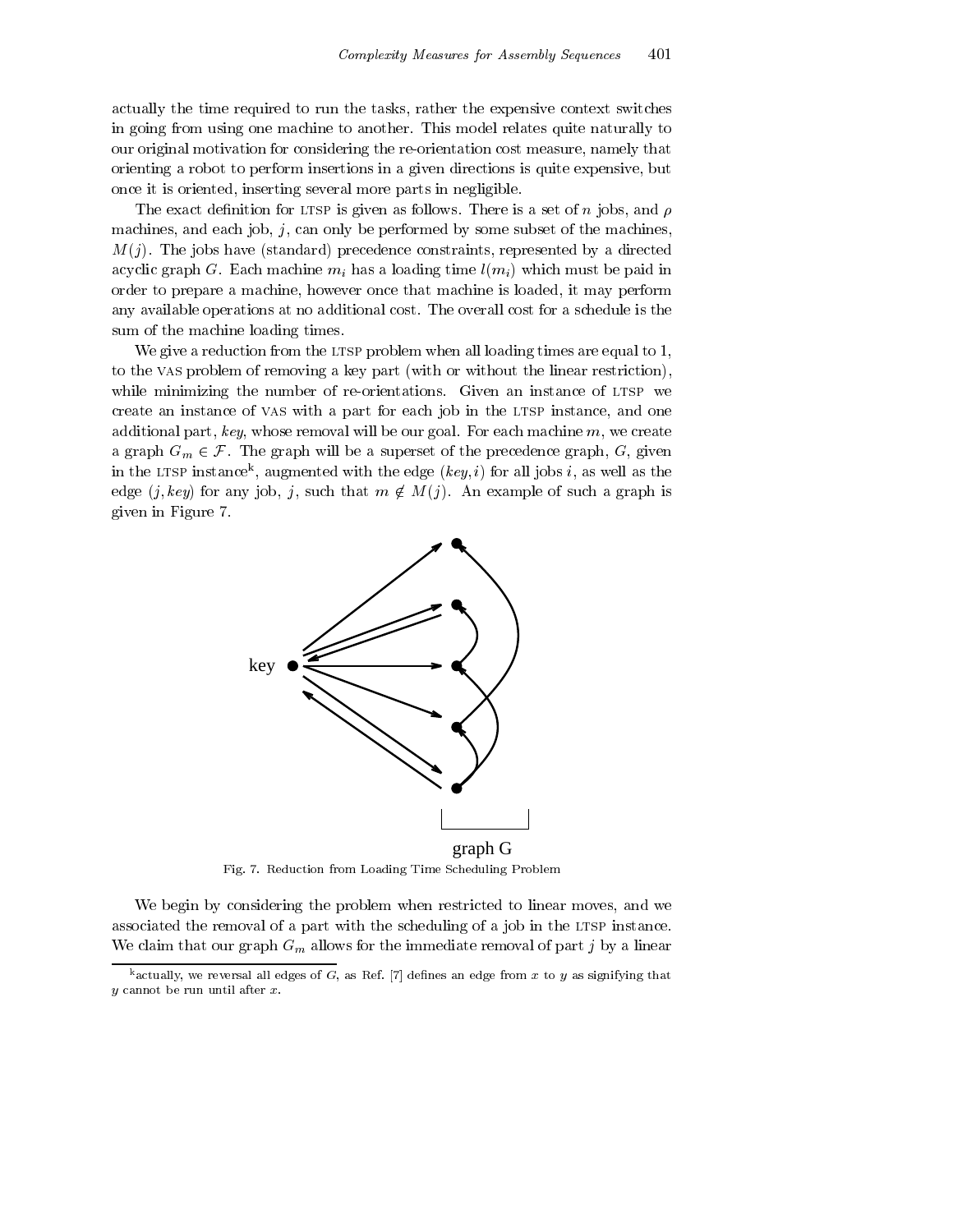actually the time required to run the tasks, rather the expensive context switches in going from using one machine to another. This model relates quite naturally to our original motivation for considering the re-orientation cost measure, namely that orienting a robot to perform insertions in a given directions is quite expensive, but once it is oriented, inserting several more parts in negligible.

The exact definition for LTSP is given as follows. There is a set of $n$ jobs, and $\rho$ machines, and each job, $j$, can only be performed by some subset of the machines, $M(j)$. The jobs have (standard) precedence constraints, represented by a directed acyclic graph $G$. Each machine $m_i$ has a loading time $l(m_i)$ which must be paid in order to prepare a machine, however once that machine is loaded, it may perform any available operations at no additional cost. The overall cost for a schedule is the sum of the machine loading times.

We give a reduction from the LTSP problem when all loading times are equal to 1, to the VAS problem of removing a key part (with or without the linear restriction), while minimizing the number of re-orientations. Given an instance of LTSP we create an instance of VAS with a part for each job in the LTSP instance, and one additional part, *key*, whose removal will be our goal. For each machine $m$, we create a graph $G_m \in \mathcal{F}$. The graph will be a superset of the precedence graph, $G$, given in the LTSP instance[k], augmented with the edge $(key, i)$ for all jobs $i$, as well as the edge $(j, key)$ for any job, $j$, such that $m \notin M(j)$. An example of such a graph is given in Figure 7.

Fig. 7. Reduction from Loading Time Scheduling Problem

We begin by considering the problem when restricted to linear moves, and we associated the removal of a part with the scheduling of a job in the LTSP instance. We claim that our graph $G_m$ allows for the immediate removal of part $j$ by a linear

[k] actually, we reversal all edges of $G$, as Ref. [7] defines an edge from $x$ to $y$ as signifying that $y$ cannot be run until after $x$.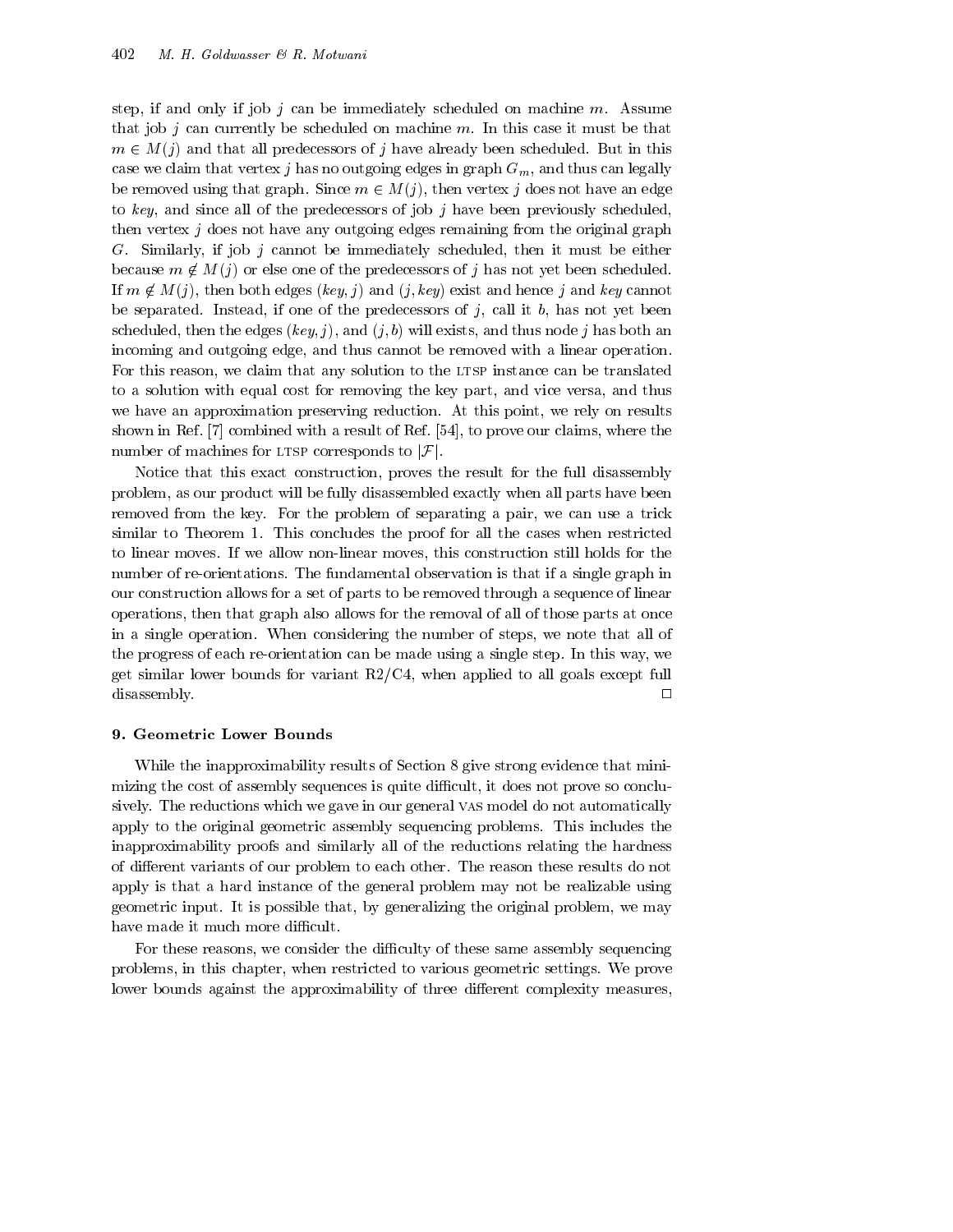step, if and only if job $j$ can be immediately scheduled on machine $m$. Assume that job $j$ can currently be scheduled on machine $m$. In this case it must be that $m \in M(j)$ and that all predecessors of $j$ have already been scheduled. But in this case we claim that vertex $j$ has no outgoing edges in graph $G_m$, and thus can legally be removed using that graph. Since $m \in M(j)$, then vertex $j$ does not have an edge to *key*, and since all of the predecessors of job $j$ have been previously scheduled, then vertex $j$ does not have any outgoing edges remaining from the original graph $G$. Similarly, if job $j$ cannot be immediately scheduled, then it must be either because $m \notin M(j)$ or else one of the predecessors of $j$ has not yet been scheduled. If $m \notin M(j)$, then both edges $(key, j)$ and $(j, key)$ exist and hence $j$ and *key* cannot be separated. Instead, if one of the predecessors of $j$, call it $b$, has not yet been scheduled, then the edges $(key, j)$, and $(j, b)$ will exists, and thus node $j$ has both an incoming and outgoing edge, and thus cannot be removed with a linear operation. For this reason, we claim that any solution to the LTSP instance can be translated to a solution with equal cost for removing the key part, and vice versa, and thus we have an approximation preserving reduction. At this point, we rely on results shown in Ref. [7] combined with a result of Ref. [54], to prove our claims, where the number of machines for LTSP corresponds to $|\mathcal{F}|$.

Notice that this exact construction, proves the result for the full disassembly problem, as our product will be fully disassembled exactly when all parts have been removed from the key. For the problem of separating a pair, we can use a trick similar to Theorem 1. This concludes the proof for all the cases when restricted to linear moves. If we allow non-linear moves, this construction still holds for the number of re-orientations. The fundamental observation is that if a single graph in our construction allows for a set of parts to be removed through a sequence of linear operations, then that graph also allows for the removal of all of those parts at once in a single operation. When considering the number of steps, we note that all of the progress of each re-orientation can be made using a single step. In this way, we get similar lower bounds for variant R2/C4, when applied to all goals except full disassembly. □

## 9. Geometric Lower Bounds

While the inapproximability results of Section 8 give strong evidence that minimizing the cost of assembly sequences is quite difficult, it does not prove so conclusively. The reductions which we gave in our general VAS model do not automatically apply to the original geometric assembly sequencing problems. This includes the inapproximability proofs and similarly all of the reductions relating the hardness of different variants of our problem to each other. The reason these results do not apply is that a hard instance of the general problem may not be realizable using geometric input. It is possible that, by generalizing the original problem, we may have made it much more difficult.

For these reasons, we consider the difficulty of these same assembly sequencing problems, in this chapter, when restricted to various geometric settings. We prove lower bounds against the approximability of three different complexity measures,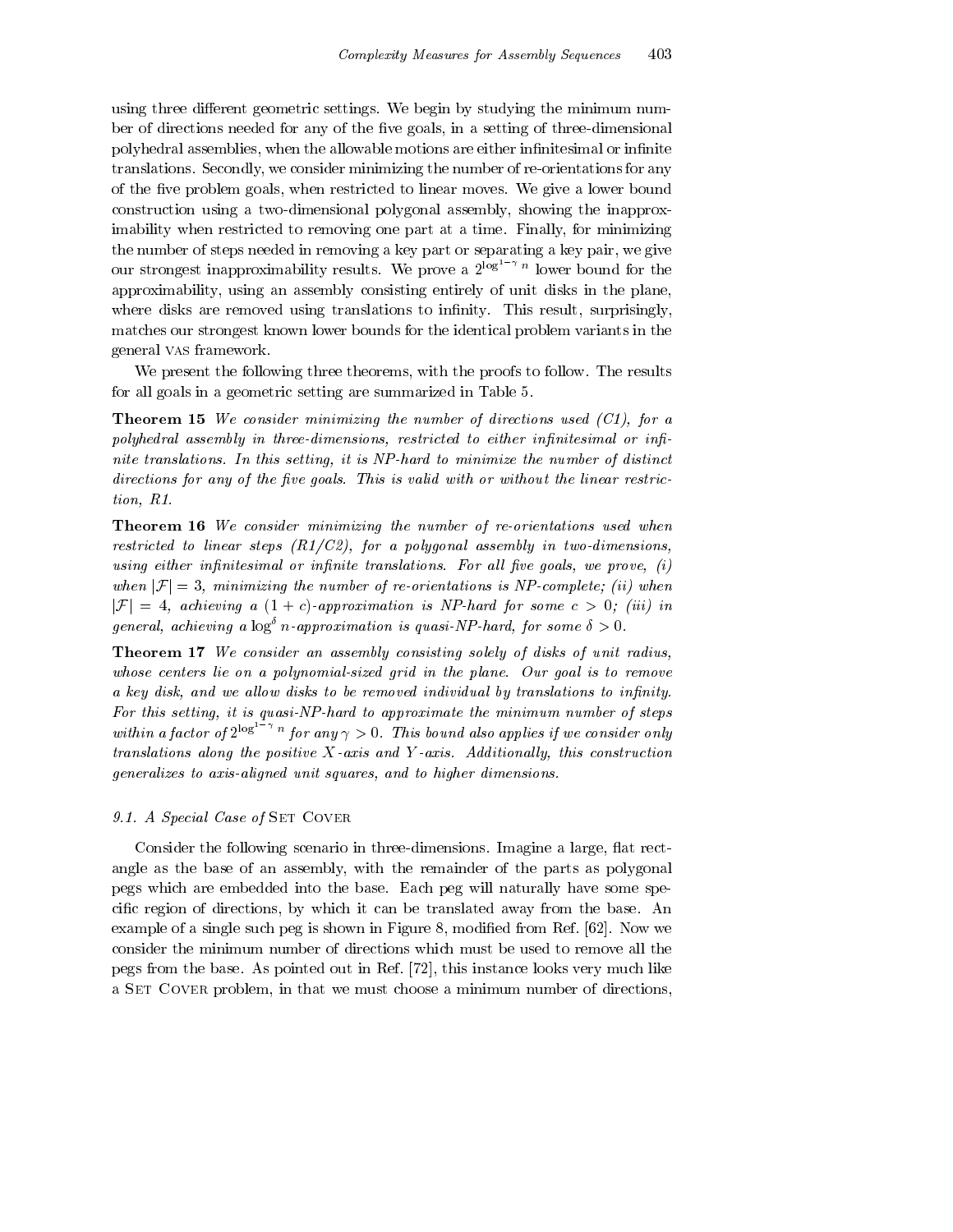using three different geometric settings. We begin by studying the minimum number of directions needed for any of the five goals, in a setting of three-dimensional polyhedral assemblies, when the allowable motions are either infinitesimal or infinite translations. Secondly, we consider minimizing the number of re-orientations for any of the five problem goals, when restricted to linear moves. We give a lower bound construction using a two-dimensional polygonal assembly, showing the inapproximability when restricted to removing one part at a time. Finally, for minimizing the number of steps needed in removing a key part or separating a key pair, we give our strongest inapproximability results. We prove a $2^{\log^{1-\gamma} n}$ lower bound for the approximability, using an assembly consisting entirely of unit disks in the plane, where disks are removed using translations to infinity. This result, surprisingly, matches our strongest known lower bounds for the identical problem variants in the general VAS framework.

We present the following three theorems, with the proofs to follow. The results for all goals in a geometric setting are summarized in Table 5.

**Theorem 15** *We consider minimizing the number of directions used (C1), for a polyhedral assembly in three-dimensions, restricted to either infinitesimal or infinite translations. In this setting, it is NP-hard to minimize the number of distinct directions for any of the five goals. This is valid with or without the linear restriction, R1.*

**Theorem 16** *We consider minimizing the number of re-orientations used when restricted to linear steps (R1/C2), for a polygonal assembly in two-dimensions, using either infinitesimal or infinite translations. For all five goals, we prove, (i) when $|\mathcal{F}| = 3$, minimizing the number of re-orientations is NP-complete; (ii) when $|\mathcal{F}| = 4$, achieving a $(1 + c)$-approximation is NP-hard for some $c > 0$; (iii) in general, achieving a $\log^{\delta} n$-approximation is quasi-NP-hard, for some $\delta > 0$.*

**Theorem 17** *We consider an assembly consisting solely of disks of unit radius, whose centers lie on a polynomial-sized grid in the plane. Our goal is to remove a key disk, and we allow disks to be removed individual by translations to infinity. For this setting, it is quasi-NP-hard to approximate the minimum number of steps within a factor of $2^{\log^{1-\gamma} n}$ for any $\gamma > 0$. This bound also applies if we consider only translations along the positive $X$-axis and $Y$-axis. Additionally, this construction generalizes to axis-aligned unit squares, and to higher dimensions.*

### 9.1. A Special Case of SET COVER

Consider the following scenario in three-dimensions. Imagine a large, flat rectangle as the base of an assembly, with the remainder of the parts as polygonal pegs which are embedded into the base. Each peg will naturally have some specific region of directions, by which it can be translated away from the base. An example of a single such peg is shown in Figure 8, modified from Ref. [62]. Now we consider the minimum number of directions which must be used to remove all the pegs from the base. As pointed out in Ref. [72], this instance looks very much like a SET COVER problem, in that we must choose a minimum number of directions,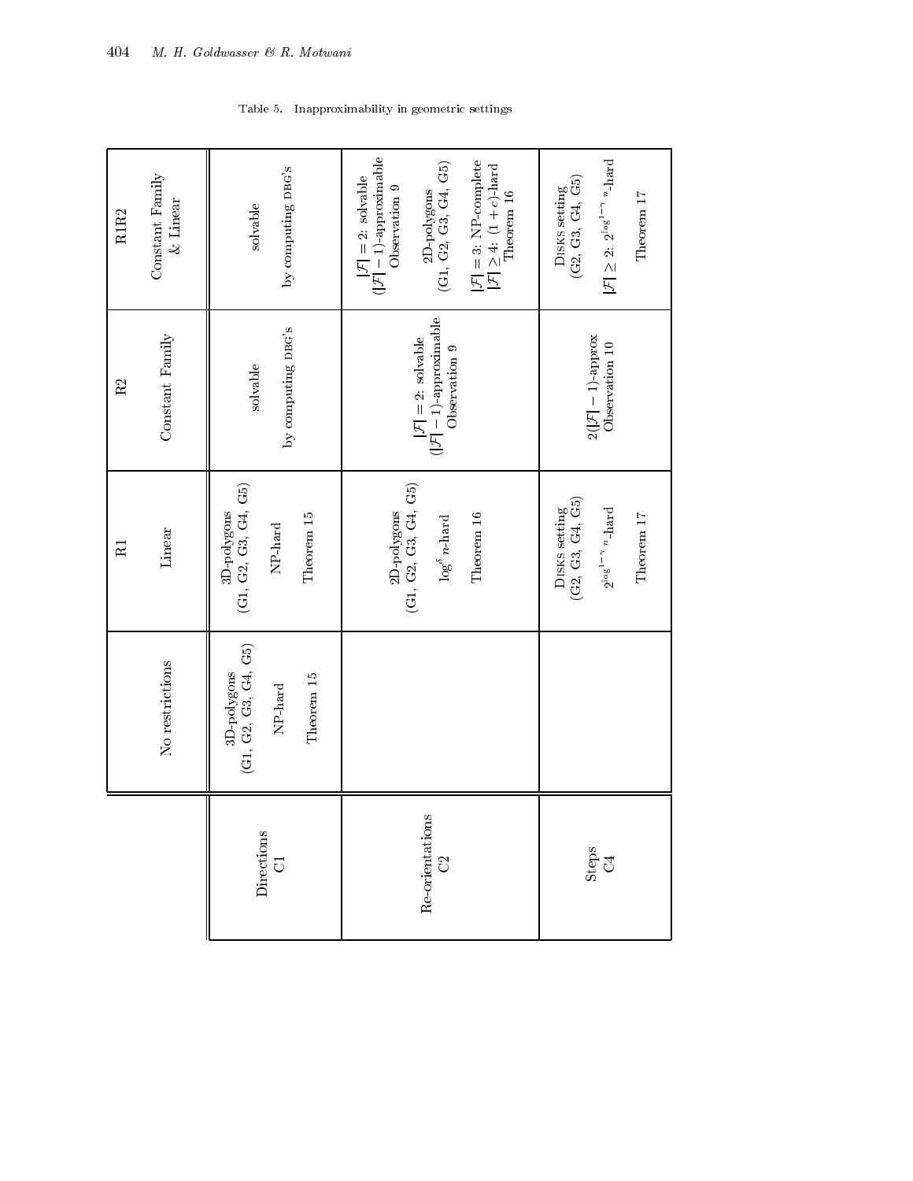Table 5. Inapproximability in geometric settings

| | No restrictions | R1 Linear | R2 Constant Family | R1R2 Constant Family & Linear |
|---|---|---|---|---|
| Directions C1 | 3D-polygons (G1, G2, G3, G4, G5) NP-hard Theorem 15 | 3D-polygons (G1, G2, G3, G4, G5) NP-hard Theorem 15 | solvable by computing DBG's | solvable by computing DBG's |
| Re-orientations C2 | | 2D-polygons (G1, G2, G3, G4, G5) $\log^{\delta} n$-hard Theorem 16 | $\|\mathcal{F}\| = 2$: solvable $(\|\mathcal{F}\| - 1)$-approximable Observation 9 | $\|\mathcal{F}\| = 2$: solvable $(\|\mathcal{F}\| - 1)$-approximable Observation 9; 2D-polygons (G1, G2, G3, G4, G5) $\|\mathcal{F}\| = 3$: NP-complete $\|\mathcal{F}\| \geq 4$: $(1+c)$-hard Theorem 16 |
| Steps C4 | | Disks setting (G2, G3, G4, G5) $2^{\log^{1-\gamma} n}$-hard Theorem 17 | $2(\|\mathcal{F}\| - 1)$-approx Observation 10 | Disks setting (G2, G3, G4, G5) $\|\mathcal{F}\| \geq 2$: $2^{\log^{1-\gamma} n}$-hard Theorem 17 |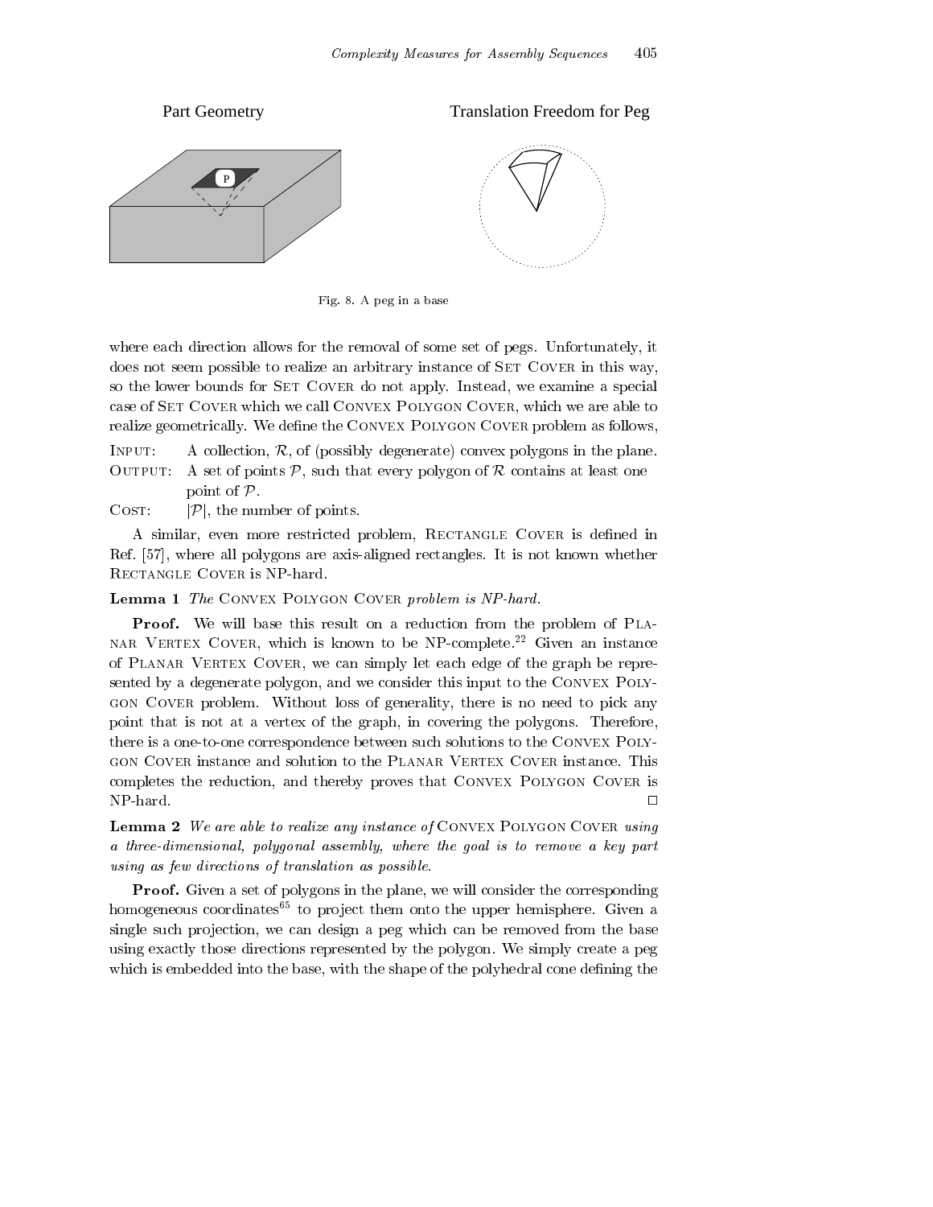Part Geometry

Translation Freedom for Peg

Fig. 8. A peg in a base

where each direction allows for the removal of some set of pegs. Unfortunately, it does not seem possible to realize an arbitrary instance of SET COVER in this way, so the lower bounds for SET COVER do not apply. Instead, we examine a special case of SET COVER which we call CONVEX POLYGON COVER, which we are able to realize geometrically. We define the CONVEX POLYGON COVER problem as follows,

INPUT: A collection, $\mathcal{R}$, of (possibly degenerate) convex polygons in the plane.
OUTPUT: A set of points $\mathcal{P}$, such that every polygon of $\mathcal{R}$ contains at least one point of $\mathcal{P}$.
COST: $|\mathcal{P}|$, the number of points.

A similar, even more restricted problem, RECTANGLE COVER is defined in Ref. [57], where all polygons are axis-aligned rectangles. It is not known whether RECTANGLE COVER is NP-hard.

**Lemma 1** *The* CONVEX POLYGON COVER *problem is NP-hard.*

**Proof.** We will base this result on a reduction from the problem of PLANAR VERTEX COVER, which is known to be NP-complete.[22] Given an instance of PLANAR VERTEX COVER, we can simply let each edge of the graph be represented by a degenerate polygon, and we consider this input to the CONVEX POLYGON COVER problem. Without loss of generality, there is no need to pick any point that is not at a vertex of the graph, in covering the polygons. Therefore, there is a one-to-one correspondence between such solutions to the CONVEX POLYGON COVER instance and solution to the PLANAR VERTEX COVER instance. This completes the reduction, and thereby proves that CONVEX POLYGON COVER is NP-hard. □

**Lemma 2** *We are able to realize any instance of* CONVEX POLYGON COVER *using a three-dimensional, polygonal assembly, where the goal is to remove a key part using as few directions of translation as possible.*

**Proof.** Given a set of polygons in the plane, we will consider the corresponding homogeneous coordinates[65] to project them onto the upper hemisphere. Given a single such projection, we can design a peg which can be removed from the base using exactly those directions represented by the polygon. We simply create a peg which is embedded into the base, with the shape of the polyhedral cone defining the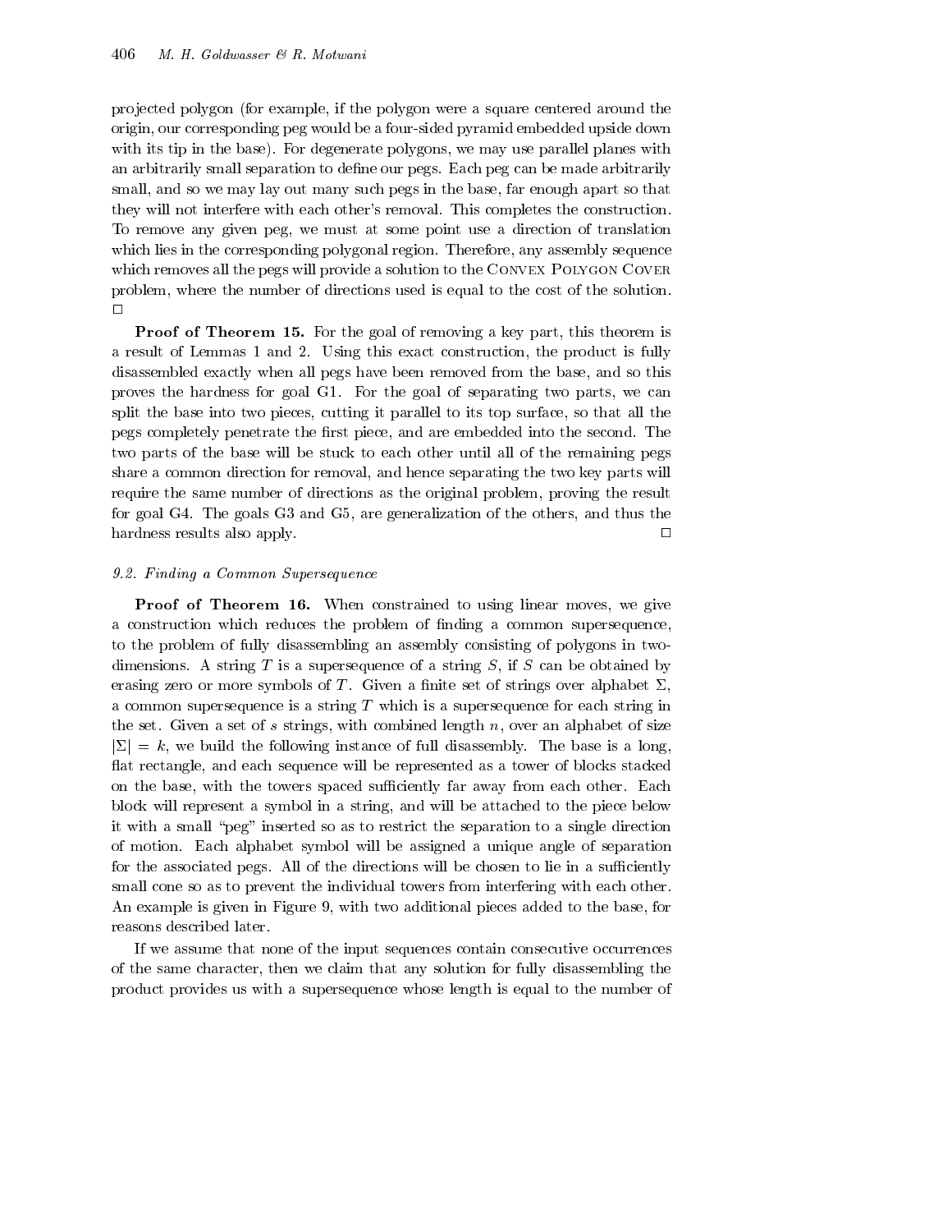projected polygon (for example, if the polygon were a square centered around the origin, our corresponding peg would be a four-sided pyramid embedded upside down with its tip in the base). For degenerate polygons, we may use parallel planes with an arbitrarily small separation to define our pegs. Each peg can be made arbitrarily small, and so we may lay out many such pegs in the base, far enough apart so that they will not interfere with each other's removal. This completes the construction. To remove any given peg, we must at some point use a direction of translation which lies in the corresponding polygonal region. Therefore, any assembly sequence which removes all the pegs will provide a solution to the Convex Polygon Cover problem, where the number of directions used is equal to the cost of the solution. □

**Proof of Theorem 15.** For the goal of removing a key part, this theorem is a result of Lemmas 1 and 2. Using this exact construction, the product is fully disassembled exactly when all pegs have been removed from the base, and so this proves the hardness for goal G1. For the goal of separating two parts, we can split the base into two pieces, cutting it parallel to its top surface, so that all the pegs completely penetrate the first piece, and are embedded into the second. The two parts of the base will be stuck to each other until all of the remaining pegs share a common direction for removal, and hence separating the two key parts will require the same number of directions as the original problem, proving the result for goal G4. The goals G3 and G5, are generalization of the others, and thus the hardness results also apply. □

### 9.2. Finding a Common Supersequence

**Proof of Theorem 16.** When constrained to using linear moves, we give a construction which reduces the problem of finding a common supersequence, to the problem of fully disassembling an assembly consisting of polygons in two-dimensions. A string $T$ is a supersequence of a string $S$, if $S$ can be obtained by erasing zero or more symbols of $T$. Given a finite set of strings over alphabet $\Sigma$, a common supersequence is a string $T$ which is a supersequence for each string in the set. Given a set of $s$ strings, with combined length $n$, over an alphabet of size $|\Sigma| = k$, we build the following instance of full disassembly. The base is a long, flat rectangle, and each sequence will be represented as a tower of blocks stacked on the base, with the towers spaced sufficiently far away from each other. Each block will represent a symbol in a string, and will be attached to the piece below it with a small "peg" inserted so as to restrict the separation to a single direction of motion. Each alphabet symbol will be assigned a unique angle of separation for the associated pegs. All of the directions will be chosen to lie in a sufficiently small cone so as to prevent the individual towers from interfering with each other. An example is given in Figure 9, with two additional pieces added to the base, for reasons described later.

If we assume that none of the input sequences contain consecutive occurrences of the same character, then we claim that any solution for fully disassembling the product provides us with a supersequence whose length is equal to the number of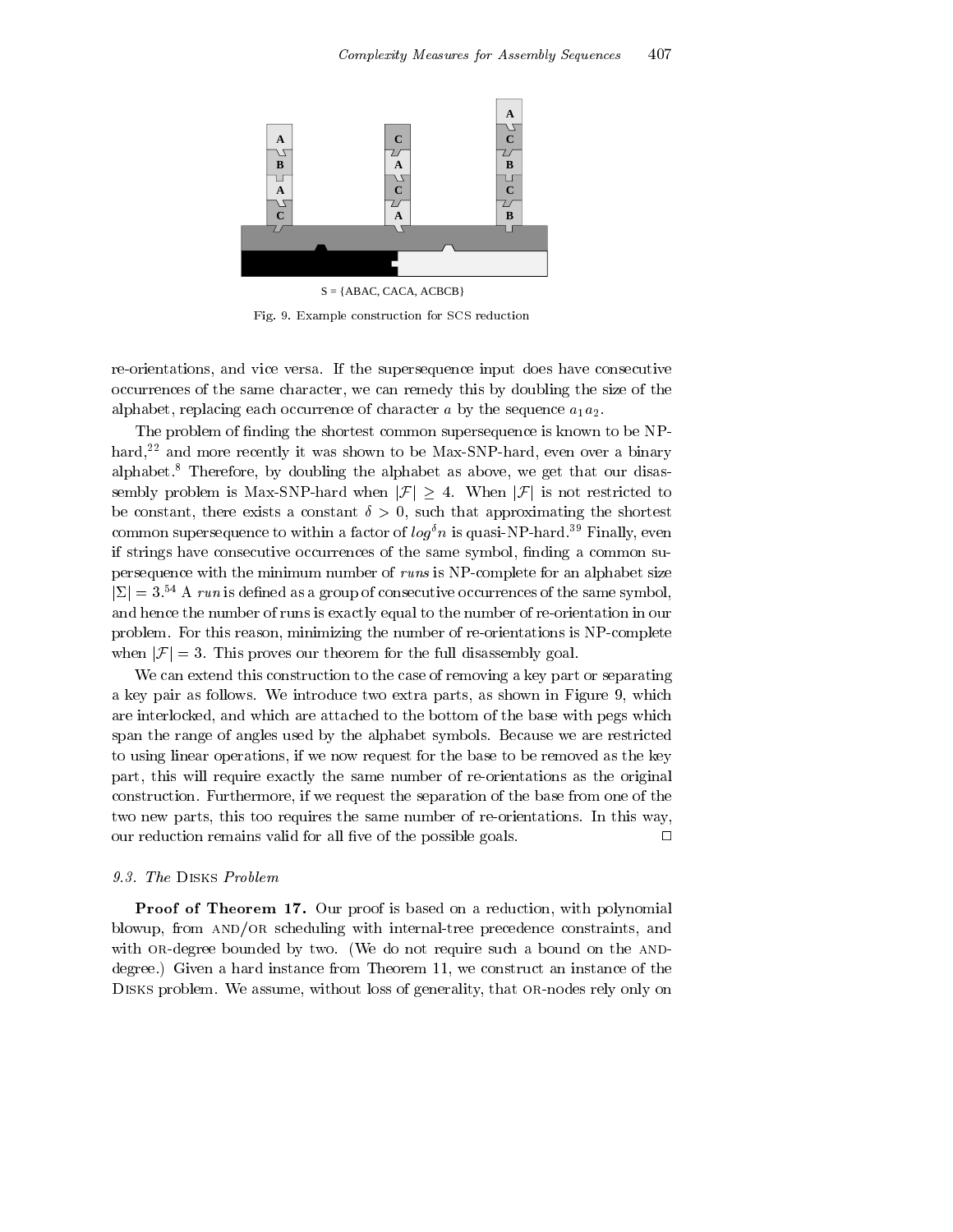S = {ABAC, CACA, ACBCB}

Fig. 9. Example construction for SCS reduction

re-orientations, and vice versa. If the supersequence input does have consecutive occurrences of the same character, we can remedy this by doubling the size of the alphabet, replacing each occurrence of character $a$ by the sequence $a_1 a_2$.

The problem of finding the shortest common supersequence is known to be NP-hard,[22] and more recently it was shown to be Max-SNP-hard, even over a binary alphabet.[8] Therefore, by doubling the alphabet as above, we get that our disassembly problem is Max-SNP-hard when $|\mathcal{F}| \geq 4$. When $|\mathcal{F}|$ is not restricted to be constant, there exists a constant $\delta > 0$, such that approximating the shortest common supersequence to within a factor of $log^{\delta} n$ is quasi-NP-hard.[39] Finally, even if strings have consecutive occurrences of the same symbol, finding a common supersequence with the minimum number of *runs* is NP-complete for an alphabet size $|\Sigma| = 3$.[54] A *run* is defined as a group of consecutive occurrences of the same symbol, and hence the number of runs is exactly equal to the number of re-orientation in our problem. For this reason, minimizing the number of re-orientations is NP-complete when $|\mathcal{F}| = 3$. This proves our theorem for the full disassembly goal.

We can extend this construction to the case of removing a key part or separating a key pair as follows. We introduce two extra parts, as shown in Figure 9, which are interlocked, and which are attached to the bottom of the base with pegs which span the range of angles used by the alphabet symbols. Because we are restricted to using linear operations, if we now request for the base to be removed as the key part, this will require exactly the same number of re-orientations as the original construction. Furthermore, if we request the separation of the base from one of the two new parts, this too requires the same number of re-orientations. In this way, our reduction remains valid for all five of the possible goals. □

### 9.3. The Disks Problem

**Proof of Theorem 17.** Our proof is based on a reduction, with polynomial blowup, from AND/OR scheduling with internal-tree precedence constraints, and with OR-degree bounded by two. (We do not require such a bound on the AND-degree.) Given a hard instance from Theorem 11, we construct an instance of the Disks problem. We assume, without loss of generality, that OR-nodes rely only on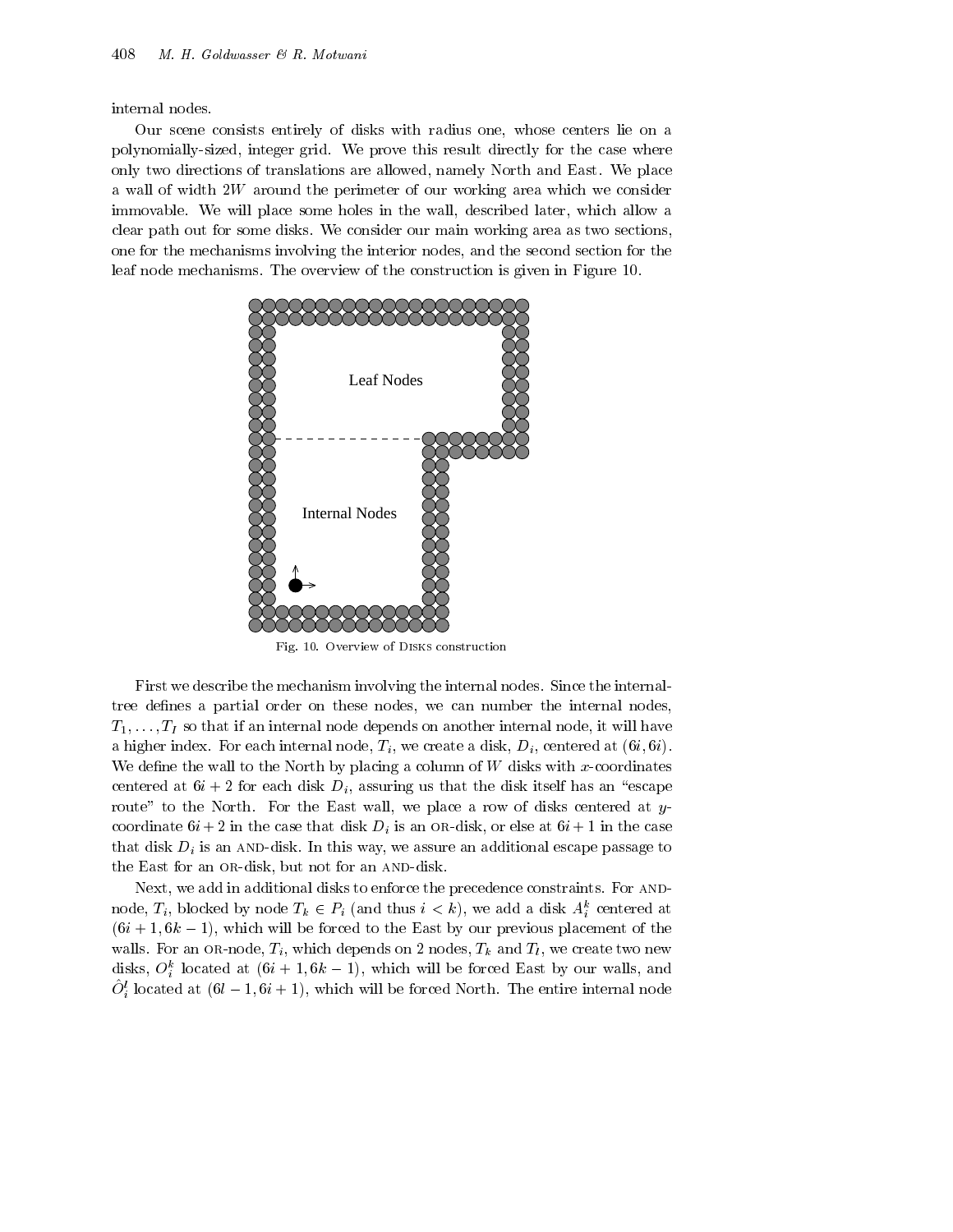internal nodes.

Our scene consists entirely of disks with radius one, whose centers lie on a polynomially-sized, integer grid. We prove this result directly for the case where only two directions of translations are allowed, namely North and East. We place a wall of width $2W$ around the perimeter of our working area which we consider immovable. We will place some holes in the wall, described later, which allow a clear path out for some disks. We consider our main working area as two sections, one for the mechanisms involving the interior nodes, and the second section for the leaf node mechanisms. The overview of the construction is given in Figure 10.

Leaf Nodes

Internal Nodes

Fig. 10. Overview of DISKS construction

First we describe the mechanism involving the internal nodes. Since the internal-tree defines a partial order on these nodes, we can number the internal nodes, $T_1, \ldots, T_I$ so that if an internal node depends on another internal node, it will have a higher index. For each internal node, $T_i$, we create a disk, $D_i$, centered at $(6i, 6i)$. We define the wall to the North by placing a column of $W$ disks with $x$-coordinates centered at $6i + 2$ for each disk $D_i$, assuring us that the disk itself has an "escape route" to the North. For the East wall, we place a row of disks centered at $y$-coordinate $6i + 2$ in the case that disk $D_i$ is an OR-disk, or else at $6i + 1$ in the case that disk $D_i$ is an AND-disk. In this way, we assure an additional escape passage to the East for an OR-disk, but not for an AND-disk.

Next, we add in additional disks to enforce the precedence constraints. For AND-node, $T_i$, blocked by node $T_k \in P_i$ (and thus $i < k$), we add a disk $A_i^k$ centered at $(6i + 1, 6k - 1)$, which will be forced to the East by our previous placement of the walls. For an OR-node, $T_i$, which depends on 2 nodes, $T_k$ and $T_l$, we create two new disks, $O_i^k$ located at $(6i + 1, 6k - 1)$, which will be forced East by our walls, and $\hat{O}_i^l$ located at $(6l - 1, 6i + 1)$, which will be forced North. The entire internal node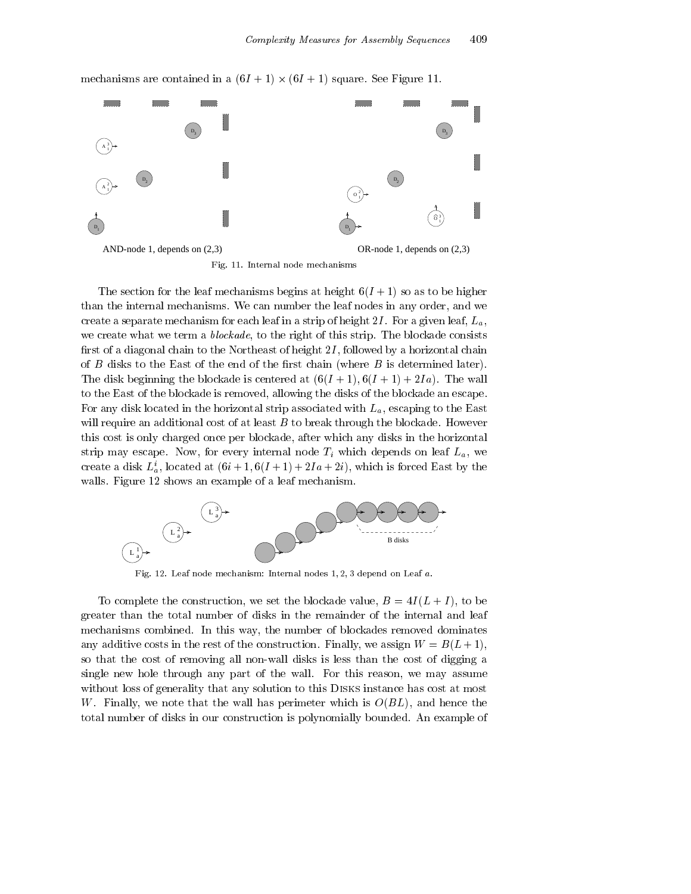mechanisms are contained in a $(6I+1) \times (6I+1)$ square. See Figure 11.

AND-node 1, depends on (2,3)

OR-node 1, depends on (2,3)

Fig. 11. Internal node mechanisms

The section for the leaf mechanisms begins at height $6(I+1)$ so as to be higher than the internal mechanisms. We can number the leaf nodes in any order, and we create a separate mechanism for each leaf in a strip of height $2I$. For a given leaf, $L_a$, we create what we term a *blockade*, to the right of this strip. The blockade consists first of a diagonal chain to the Northeast of height $2I$, followed by a horizontal chain of $B$ disks to the East of the end of the first chain (where $B$ is determined later). The disk beginning the blockade is centered at $(6(I+1), 6(I+1)+2Ia)$. The wall to the East of the blockade is removed, allowing the disks of the blockade an escape. For any disk located in the horizontal strip associated with $L_a$, escaping to the East will require an additional cost of at least $B$ to break through the blockade. However this cost is only charged once per blockade, after which any disks in the horizontal strip may escape. Now, for every internal node $T_i$ which depends on leaf $L_a$, we create a disk $L_a^i$, located at $(6i+1, 6(I+1)+2Ia+2i)$, which is forced East by the walls. Figure 12 shows an example of a leaf mechanism.

Fig. 12. Leaf node mechanism: Internal nodes 1, 2, 3 depend on Leaf $a$.

To complete the construction, we set the blockade value, $B = 4I(L+I)$, to be greater than the total number of disks in the remainder of the internal and leaf mechanisms combined. In this way, the number of blockades removed dominates any additive costs in the rest of the construction. Finally, we assign $W = B(L+1)$, so that the cost of removing all non-wall disks is less than the cost of digging a single new hole through any part of the wall. For this reason, we may assume without loss of generality that any solution to this Disks instance has cost at most $W$. Finally, we note that the wall has perimeter which is $O(BL)$, and hence the total number of disks in our construction is polynomially bounded. An example of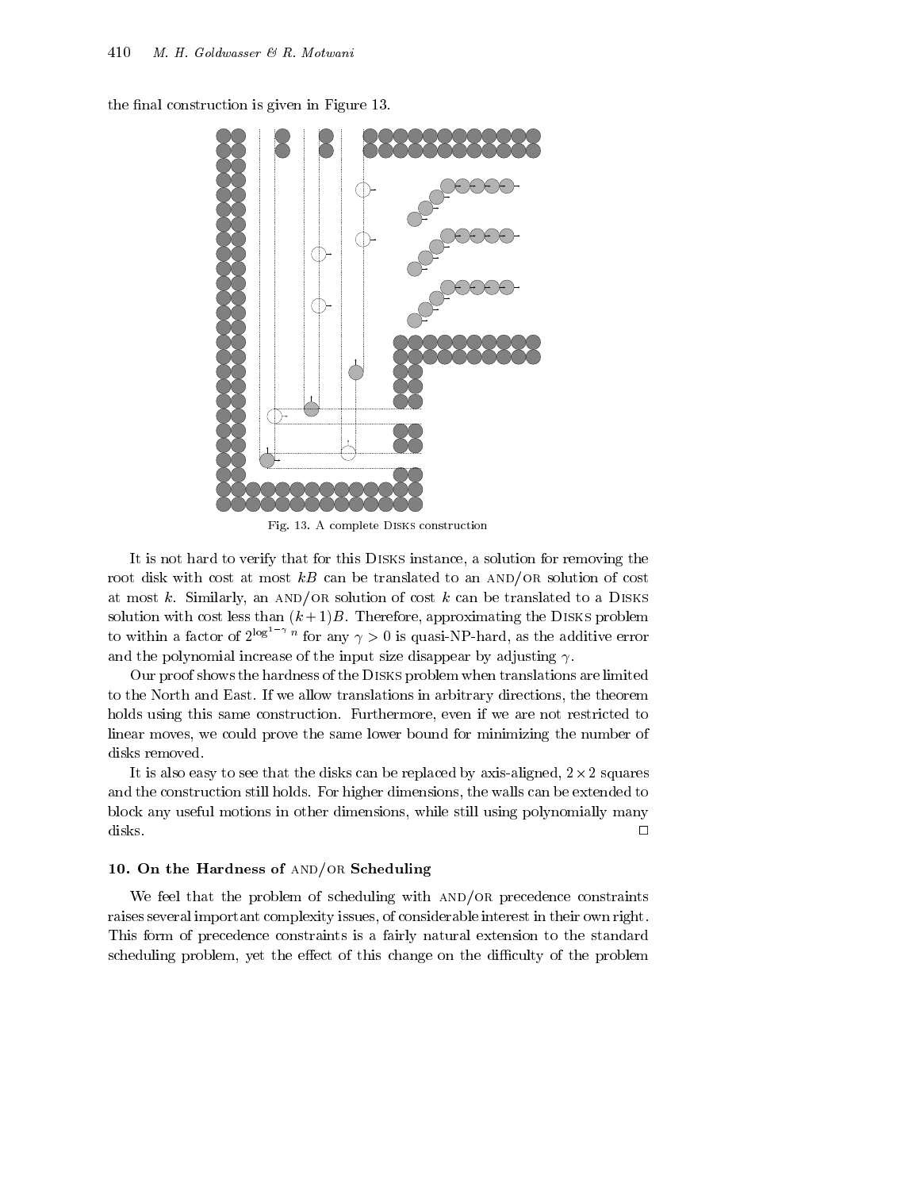the final construction is given in Figure 13.

Fig. 13. A complete DISKS construction

It is not hard to verify that for this DISKS instance, a solution for removing the root disk with cost at most $kB$ can be translated to an AND/OR solution of cost at most $k$. Similarly, an AND/OR solution of cost $k$ can be translated to a DISKS solution with cost less than $(k+1)B$. Therefore, approximating the DISKS problem to within a factor of $2^{\log^{1-\gamma} n}$ for any $\gamma > 0$ is quasi-NP-hard, as the additive error and the polynomial increase of the input size disappear by adjusting $\gamma$.

Our proof shows the hardness of the DISKS problem when translations are limited to the North and East. If we allow translations in arbitrary directions, the theorem holds using this same construction. Furthermore, even if we are not restricted to linear moves, we could prove the same lower bound for minimizing the number of disks removed.

It is also easy to see that the disks can be replaced by axis-aligned, $2 \times 2$ squares and the construction still holds. For higher dimensions, the walls can be extended to block any useful motions in other dimensions, while still using polynomially many disks. □

## 10. On the Hardness of AND/OR Scheduling

We feel that the problem of scheduling with AND/OR precedence constraints raises several important complexity issues, of considerable interest in their own right. This form of precedence constraints is a fairly natural extension to the standard scheduling problem, yet the effect of this change on the difficulty of the problem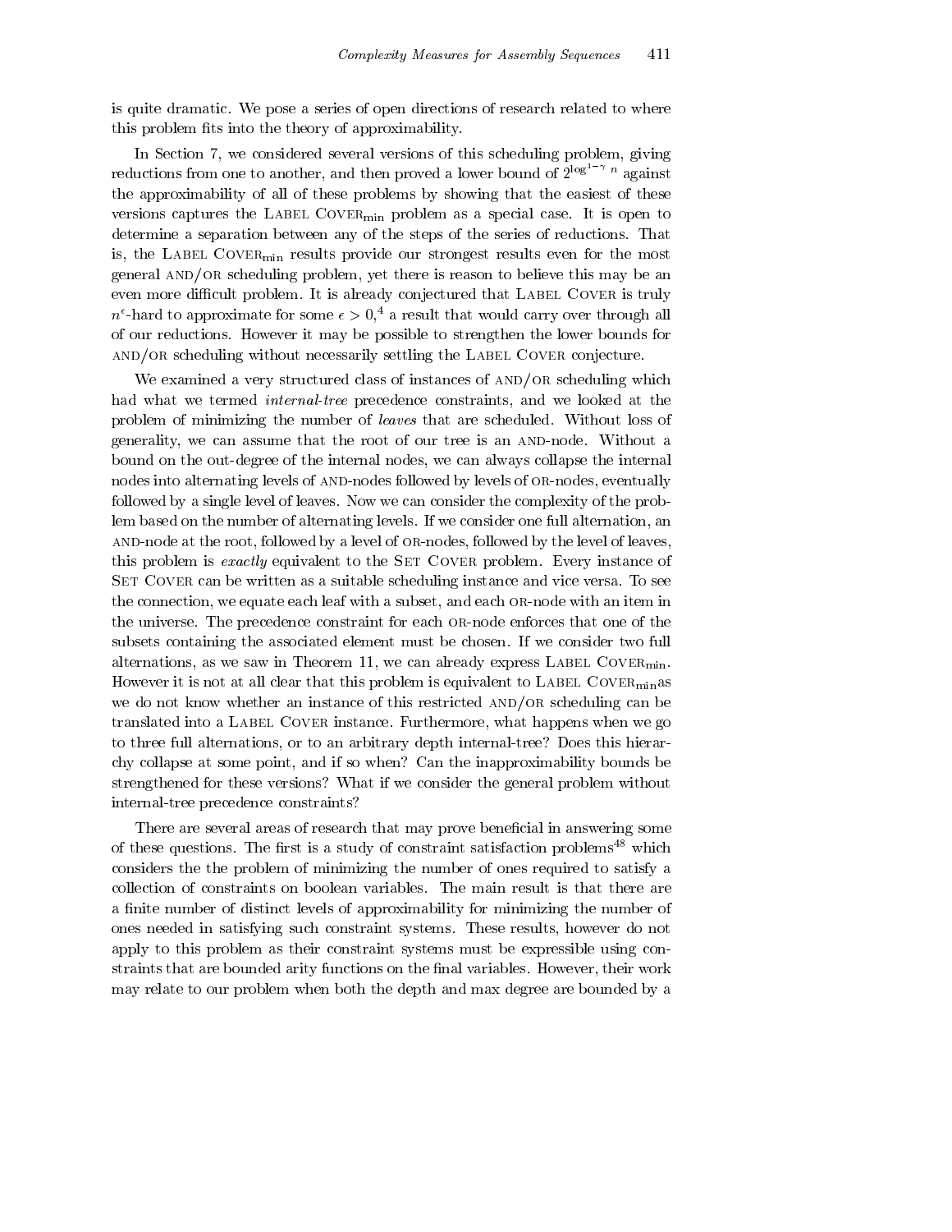is quite dramatic. We pose a series of open directions of research related to where this problem fits into the theory of approximability.

In Section 7, we considered several versions of this scheduling problem, giving reductions from one to another, and then proved a lower bound of $2^{\log^{1-\gamma} n}$ against the approximability of all of these problems by showing that the easiest of these versions captures the Label Cover$_{\min}$ problem as a special case. It is open to determine a separation between any of the steps of the series of reductions. That is, the Label Cover$_{\min}$ results provide our strongest results even for the most general and/or scheduling problem, yet there is reason to believe this may be an even more difficult problem. It is already conjectured that Label Cover is truly $n^{\epsilon}$-hard to approximate for some $\epsilon > 0$,[4] a result that would carry over through all of our reductions. However it may be possible to strengthen the lower bounds for and/or scheduling without necessarily settling the Label Cover conjecture.

We examined a very structured class of instances of and/or scheduling which had what we termed *internal-tree* precedence constraints, and we looked at the problem of minimizing the number of *leaves* that are scheduled. Without loss of generality, we can assume that the root of our tree is an and-node. Without a bound on the out-degree of the internal nodes, we can always collapse the internal nodes into alternating levels of and-nodes followed by levels of or-nodes, eventually followed by a single level of leaves. Now we can consider the complexity of the problem based on the number of alternating levels. If we consider one full alternation, an and-node at the root, followed by a level of or-nodes, followed by the level of leaves, this problem is *exactly* equivalent to the Set Cover problem. Every instance of Set Cover can be written as a suitable scheduling instance and vice versa. To see the connection, we equate each leaf with a subset, and each or-node with an item in the universe. The precedence constraint for each or-node enforces that one of the subsets containing the associated element must be chosen. If we consider two full alternations, as we saw in Theorem 11, we can already express Label Cover$_{\min}$. However it is not at all clear that this problem is equivalent to Label Cover$_{\min}$as we do not know whether an instance of this restricted and/or scheduling can be translated into a Label Cover instance. Furthermore, what happens when we go to three full alternations, or to an arbitrary depth internal-tree? Does this hierarchy collapse at some point, and if so when? Can the inapproximability bounds be strengthened for these versions? What if we consider the general problem without internal-tree precedence constraints?

There are several areas of research that may prove beneficial in answering some of these questions. The first is a study of constraint satisfaction problems[48] which considers the the problem of minimizing the number of ones required to satisfy a collection of constraints on boolean variables. The main result is that there are a finite number of distinct levels of approximability for minimizing the number of ones needed in satisfying such constraint systems. These results, however do not apply to this problem as their constraint systems must be expressible using constraints that are bounded arity functions on the final variables. However, their work may relate to our problem when both the depth and max degree are bounded by a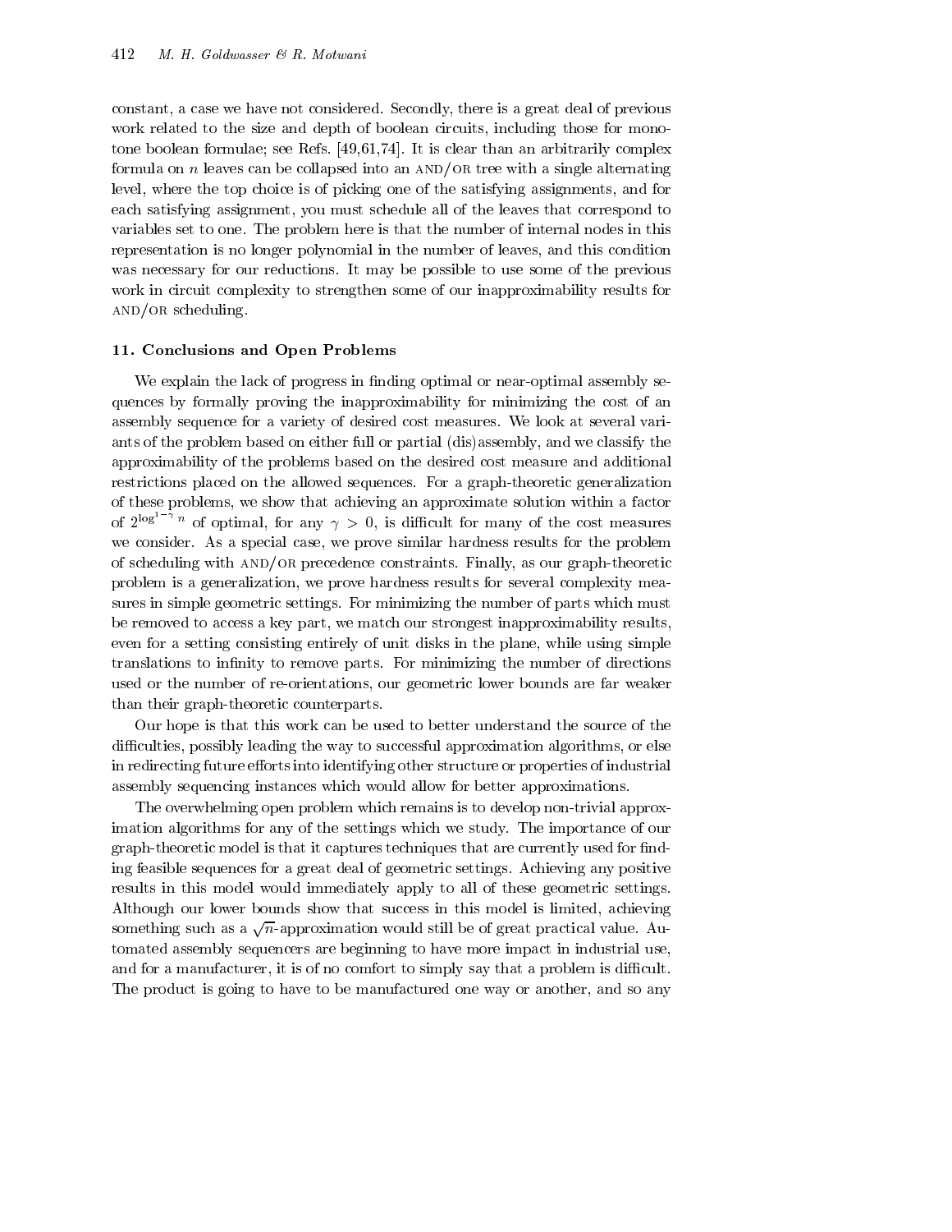constant, a case we have not considered. Secondly, there is a great deal of previous work related to the size and depth of boolean circuits, including those for monotone boolean formulae; see Refs. [49,61,74]. It is clear than an arbitrarily complex formula on $n$ leaves can be collapsed into an AND/OR tree with a single alternating level, where the top choice is of picking one of the satisfying assignments, and for each satisfying assignment, you must schedule all of the leaves that correspond to variables set to one. The problem here is that the number of internal nodes in this representation is no longer polynomial in the number of leaves, and this condition was necessary for our reductions. It may be possible to use some of the previous work in circuit complexity to strengthen some of our inapproximability results for AND/OR scheduling.

## 11. Conclusions and Open Problems

We explain the lack of progress in finding optimal or near-optimal assembly sequences by formally proving the inapproximability for minimizing the cost of an assembly sequence for a variety of desired cost measures. We look at several variants of the problem based on either full or partial (dis)assembly, and we classify the approximability of the problems based on the desired cost measure and additional restrictions placed on the allowed sequences. For a graph-theoretic generalization of these problems, we show that achieving an approximate solution within a factor of $2^{\log^{1-\gamma} n}$ of optimal, for any $\gamma > 0$, is difficult for many of the cost measures we consider. As a special case, we prove similar hardness results for the problem of scheduling with AND/OR precedence constraints. Finally, as our graph-theoretic problem is a generalization, we prove hardness results for several complexity measures in simple geometric settings. For minimizing the number of parts which must be removed to access a key part, we match our strongest inapproximability results, even for a setting consisting entirely of unit disks in the plane, while using simple translations to infinity to remove parts. For minimizing the number of directions used or the number of re-orientations, our geometric lower bounds are far weaker than their graph-theoretic counterparts.

Our hope is that this work can be used to better understand the source of the difficulties, possibly leading the way to successful approximation algorithms, or else in redirecting future efforts into identifying other structure or properties of industrial assembly sequencing instances which would allow for better approximations.

The overwhelming open problem which remains is to develop non-trivial approximation algorithms for any of the settings which we study. The importance of our graph-theoretic model is that it captures techniques that are currently used for finding feasible sequences for a great deal of geometric settings. Achieving any positive results in this model would immediately apply to all of these geometric settings. Although our lower bounds show that success in this model is limited, achieving something such as a $\sqrt{n}$-approximation would still be of great practical value. Automated assembly sequencers are beginning to have more impact in industrial use, and for a manufacturer, it is of no comfort to simply say that a problem is difficult. The product is going to have to be manufactured one way or another, and so any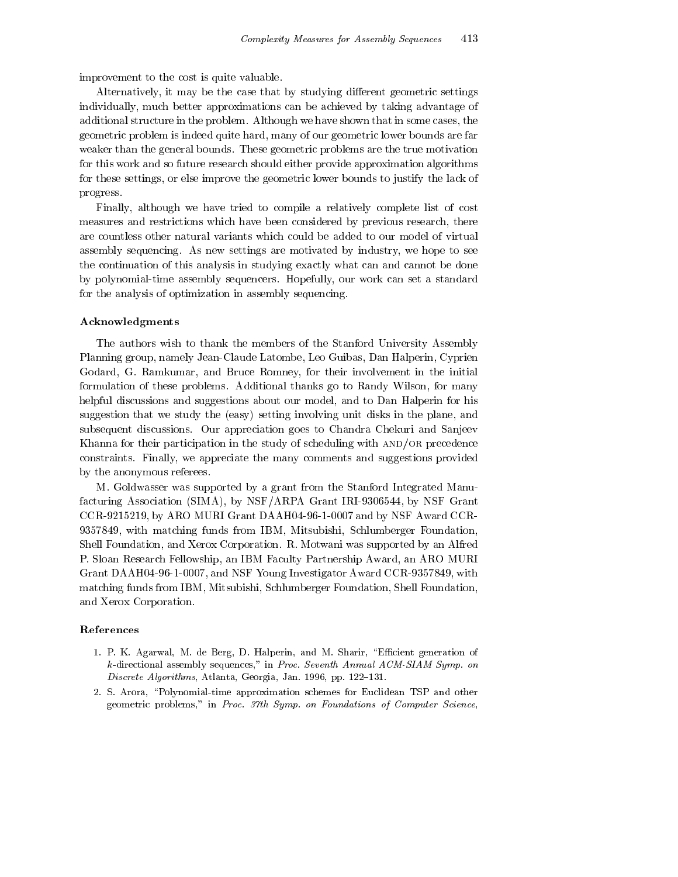improvement to the cost is quite valuable.

Alternatively, it may be the case that by studying different geometric settings individually, much better approximations can be achieved by taking advantage of additional structure in the problem. Although we have shown that in some cases, the geometric problem is indeed quite hard, many of our geometric lower bounds are far weaker than the general bounds. These geometric problems are the true motivation for this work and so future research should either provide approximation algorithms for these settings, or else improve the geometric lower bounds to justify the lack of progress.

Finally, although we have tried to compile a relatively complete list of cost measures and restrictions which have been considered by previous research, there are countless other natural variants which could be added to our model of virtual assembly sequencing. As new settings are motivated by industry, we hope to see the continuation of this analysis in studying exactly what can and cannot be done by polynomial-time assembly sequencers. Hopefully, our work can set a standard for the analysis of optimization in assembly sequencing.

### Acknowledgments

The authors wish to thank the members of the Stanford University Assembly Planning group, namely Jean-Claude Latombe, Leo Guibas, Dan Halperin, Cyprien Godard, G. Ramkumar, and Bruce Romney, for their involvement in the initial formulation of these problems. Additional thanks go to Randy Wilson, for many helpful discussions and suggestions about our model, and to Dan Halperin for his suggestion that we study the (easy) setting involving unit disks in the plane, and subsequent discussions. Our appreciation goes to Chandra Chekuri and Sanjeev Khanna for their participation in the study of scheduling with AND/OR precedence constraints. Finally, we appreciate the many comments and suggestions provided by the anonymous referees.

M. Goldwasser was supported by a grant from the Stanford Integrated Manufacturing Association (SIMA), by NSF/ARPA Grant IRI-9306544, by NSF Grant CCR-9215219, by ARO MURI Grant DAAH04-96-1-0007 and by NSF Award CCR-9357849, with matching funds from IBM, Mitsubishi, Schlumberger Foundation, Shell Foundation, and Xerox Corporation. R. Motwani was supported by an Alfred P. Sloan Research Fellowship, an IBM Faculty Partnership Award, an ARO MURI Grant DAAH04-96-1-0007, and NSF Young Investigator Award CCR-9357849, with matching funds from IBM, Mitsubishi, Schlumberger Foundation, Shell Foundation, and Xerox Corporation.

### References

1. P. K. Agarwal, M. de Berg, D. Halperin, and M. Sharir, "Efficient generation of $k$-directional assembly sequences," in *Proc. Seventh Annual ACM-SIAM Symp. on Discrete Algorithms*, Atlanta, Georgia, Jan. 1996, pp. 122–131.
2. S. Arora, "Polynomial-time approximation schemes for Euclidean TSP and other geometric problems," in *Proc. 37th Symp. on Foundations of Computer Science*,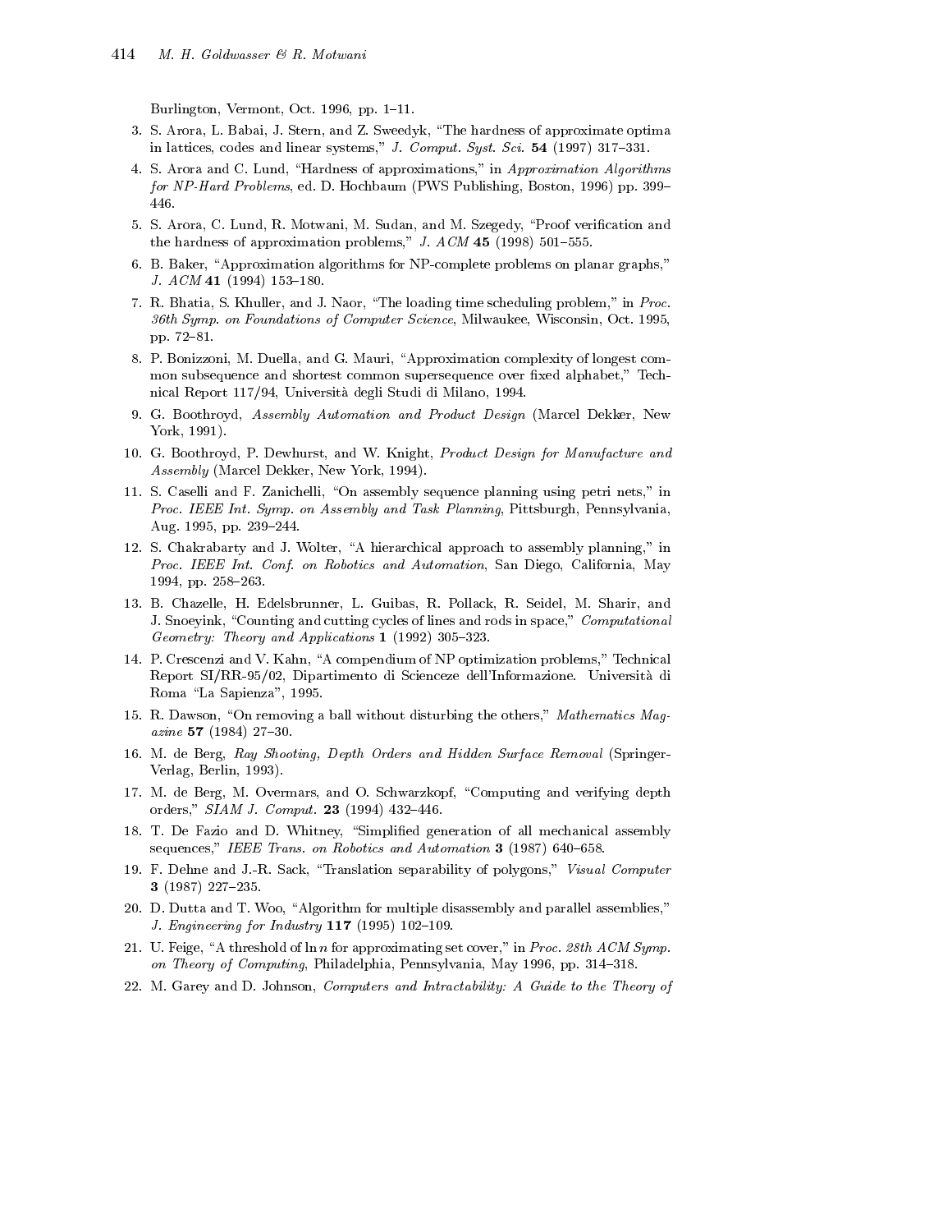Burlington, Vermont, Oct. 1996, pp. 1–11.

3. S. Arora, L. Babai, J. Stern, and Z. Sweedyk, "The hardness of approximate optima in lattices, codes and linear systems," *J. Comput. Syst. Sci.* **54** (1997) 317–331.
4. S. Arora and C. Lund, "Hardness of approximations," in *Approximation Algorithms for NP-Hard Problems*, ed. D. Hochbaum (PWS Publishing, Boston, 1996) pp. 399–446.
5. S. Arora, C. Lund, R. Motwani, M. Sudan, and M. Szegedy, "Proof verification and the hardness of approximation problems," *J. ACM* **45** (1998) 501–555.
6. B. Baker, "Approximation algorithms for NP-complete problems on planar graphs," *J. ACM* **41** (1994) 153–180.
7. R. Bhatia, S. Khuller, and J. Naor, "The loading time scheduling problem," in *Proc. 36th Symp. on Foundations of Computer Science*, Milwaukee, Wisconsin, Oct. 1995, pp. 72–81.
8. P. Bonizzoni, M. Duella, and G. Mauri, "Approximation complexity of longest common subsequence and shortest common supersequence over fixed alphabet," Technical Report 117/94, Università degli Studi di Milano, 1994.
9. G. Boothroyd, *Assembly Automation and Product Design* (Marcel Dekker, New York, 1991).
10. G. Boothroyd, P. Dewhurst, and W. Knight, *Product Design for Manufacture and Assembly* (Marcel Dekker, New York, 1994).
11. S. Caselli and F. Zanichelli, "On assembly sequence planning using petri nets," in *Proc. IEEE Int. Symp. on Assembly and Task Planning*, Pittsburgh, Pennsylvania, Aug. 1995, pp. 239–244.
12. S. Chakrabarty and J. Wolter, "A hierarchical approach to assembly planning," in *Proc. IEEE Int. Conf. on Robotics and Automation*, San Diego, California, May 1994, pp. 258–263.
13. B. Chazelle, H. Edelsbrunner, L. Guibas, R. Pollack, R. Seidel, M. Sharir, and J. Snoeyink, "Counting and cutting cycles of lines and rods in space," *Computational Geometry: Theory and Applications* **1** (1992) 305–323.
14. P. Crescenzi and V. Kahn, "A compendium of NP optimization problems," Technical Report SI/RR-95/02, Dipartimento di Scienceze dell'Informazione. Università di Roma "La Sapienza", 1995.
15. R. Dawson, "On removing a ball without disturbing the others," *Mathematics Magazine* **57** (1984) 27–30.
16. M. de Berg, *Ray Shooting, Depth Orders and Hidden Surface Removal* (Springer-Verlag, Berlin, 1993).
17. M. de Berg, M. Overmars, and O. Schwarzkopf, "Computing and verifying depth orders," *SIAM J. Comput.* **23** (1994) 432–446.
18. T. De Fazio and D. Whitney, "Simplified generation of all mechanical assembly sequences," *IEEE Trans. on Robotics and Automation* **3** (1987) 640–658.
19. F. Dehne and J.-R. Sack, "Translation separability of polygons," *Visual Computer* **3** (1987) 227–235.
20. D. Dutta and T. Woo, "Algorithm for multiple disassembly and parallel assemblies," *J. Engineering for Industry* **117** (1995) 102–109.
21. U. Feige, "A threshold of $\ln n$ for approximating set cover," in *Proc. 28th ACM Symp. on Theory of Computing*, Philadelphia, Pennsylvania, May 1996, pp. 314–318.
22. M. Garey and D. Johnson, *Computers and Intractability: A Guide to the Theory of*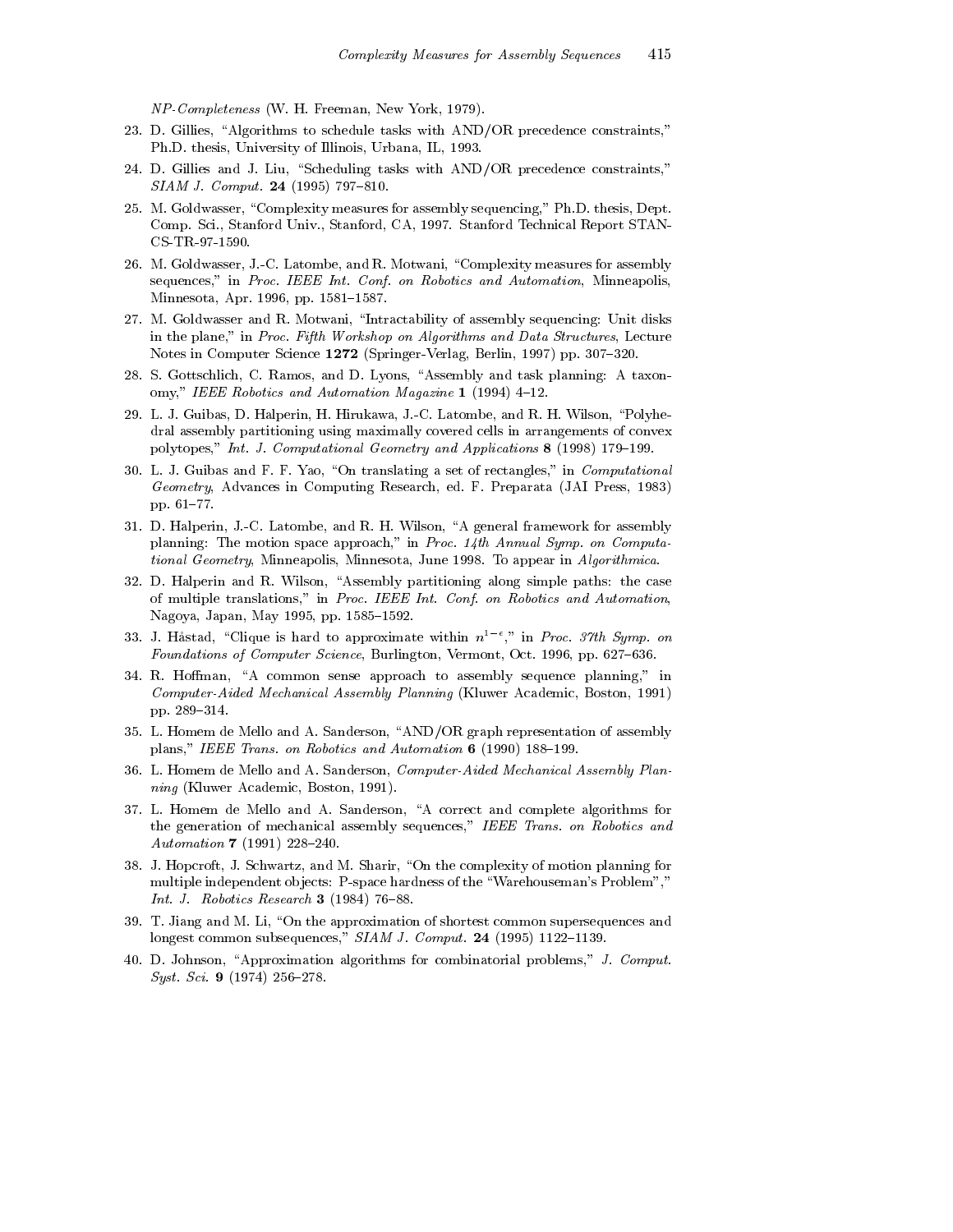*NP-Completeness* (W. H. Freeman, New York, 1979).

23. D. Gillies, "Algorithms to schedule tasks with AND/OR precedence constraints," Ph.D. thesis, University of Illinois, Urbana, IL, 1993.
24. D. Gillies and J. Liu, "Scheduling tasks with AND/OR precedence constraints," *SIAM J. Comput.* **24** (1995) 797–810.
25. M. Goldwasser, "Complexity measures for assembly sequencing," Ph.D. thesis, Dept. Comp. Sci., Stanford Univ., Stanford, CA, 1997. Stanford Technical Report STAN-CS-TR-97-1590.
26. M. Goldwasser, J.-C. Latombe, and R. Motwani, "Complexity measures for assembly sequences," in *Proc. IEEE Int. Conf. on Robotics and Automation*, Minneapolis, Minnesota, Apr. 1996, pp. 1581–1587.
27. M. Goldwasser and R. Motwani, "Intractability of assembly sequencing: Unit disks in the plane," in *Proc. Fifth Workshop on Algorithms and Data Structures*, Lecture Notes in Computer Science **1272** (Springer-Verlag, Berlin, 1997) pp. 307–320.
28. S. Gottschlich, C. Ramos, and D. Lyons, "Assembly and task planning: A taxonomy," *IEEE Robotics and Automation Magazine* **1** (1994) 4–12.
29. L. J. Guibas, D. Halperin, H. Hirukawa, J.-C. Latombe, and R. H. Wilson, "Polyhedral assembly partitioning using maximally covered cells in arrangements of convex polytopes," *Int. J. Computational Geometry and Applications* **8** (1998) 179–199.
30. L. J. Guibas and F. F. Yao, "On translating a set of rectangles," in *Computational Geometry*, Advances in Computing Research, ed. F. Preparata (JAI Press, 1983) pp. 61–77.
31. D. Halperin, J.-C. Latombe, and R. H. Wilson, "A general framework for assembly planning: The motion space approach," in *Proc. 14th Annual Symp. on Computational Geometry*, Minneapolis, Minnesota, June 1998. To appear in *Algorithmica*.
32. D. Halperin and R. Wilson, "Assembly partitioning along simple paths: the case of multiple translations," in *Proc. IEEE Int. Conf. on Robotics and Automation*, Nagoya, Japan, May 1995, pp. 1585–1592.
33. J. Håstad, "Clique is hard to approximate within $n^{1-\epsilon}$," in *Proc. 37th Symp. on Foundations of Computer Science*, Burlington, Vermont, Oct. 1996, pp. 627–636.
34. R. Hoffman, "A common sense approach to assembly sequence planning," in *Computer-Aided Mechanical Assembly Planning* (Kluwer Academic, Boston, 1991) pp. 289–314.
35. L. Homem de Mello and A. Sanderson, "AND/OR graph representation of assembly plans," *IEEE Trans. on Robotics and Automation* **6** (1990) 188–199.
36. L. Homem de Mello and A. Sanderson, *Computer-Aided Mechanical Assembly Planning* (Kluwer Academic, Boston, 1991).
37. L. Homem de Mello and A. Sanderson, "A correct and complete algorithms for the generation of mechanical assembly sequences," *IEEE Trans. on Robotics and Automation* **7** (1991) 228–240.
38. J. Hopcroft, J. Schwartz, and M. Sharir, "On the complexity of motion planning for multiple independent objects: P-space hardness of the "Warehouseman's Problem"," *Int. J. Robotics Research* **3** (1984) 76–88.
39. T. Jiang and M. Li, "On the approximation of shortest common supersequences and longest common subsequences," *SIAM J. Comput.* **24** (1995) 1122–1139.
40. D. Johnson, "Approximation algorithms for combinatorial problems," *J. Comput. Syst. Sci.* **9** (1974) 256–278.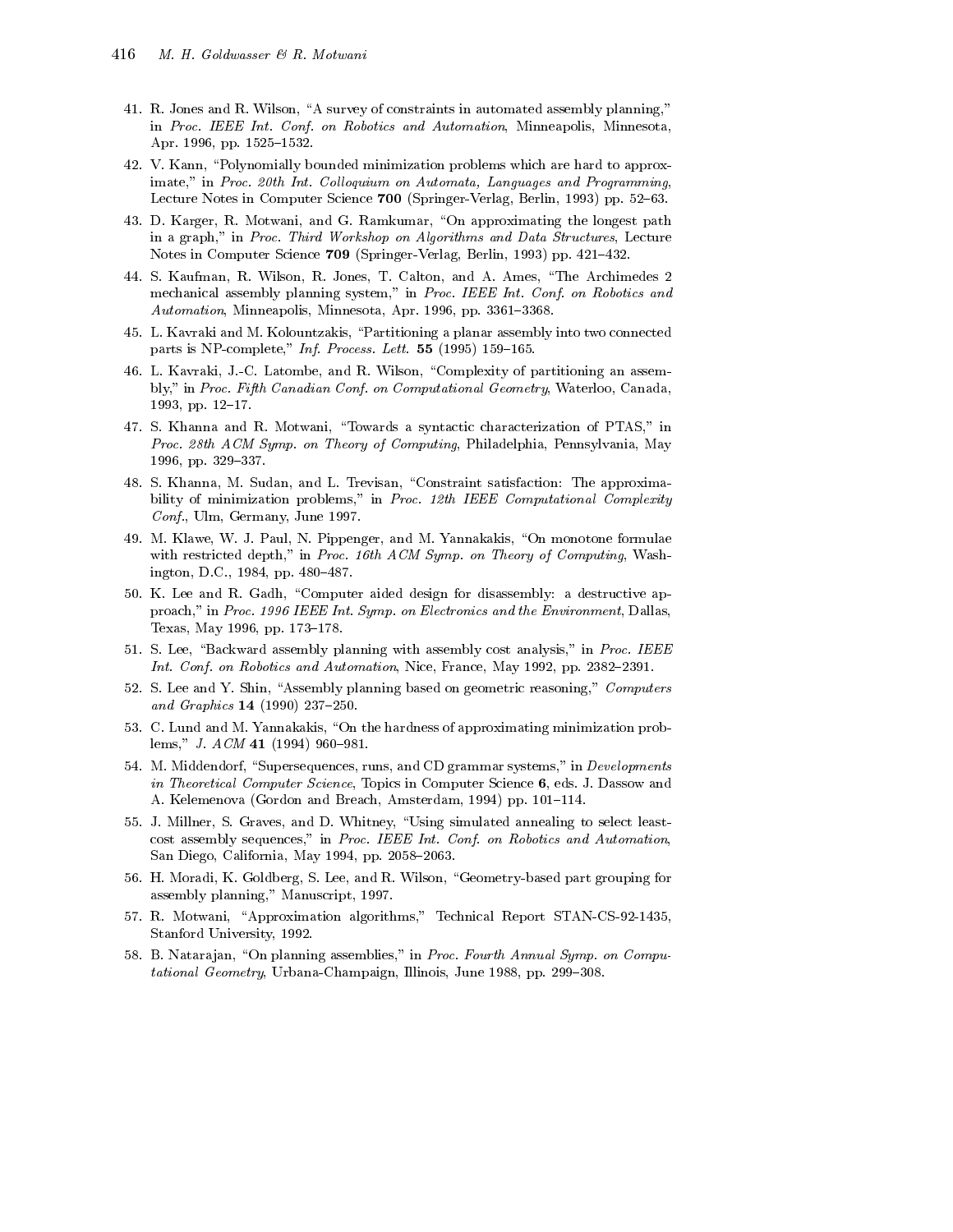41. R. Jones and R. Wilson, "A survey of constraints in automated assembly planning," in *Proc. IEEE Int. Conf. on Robotics and Automation*, Minneapolis, Minnesota, Apr. 1996, pp. 1525–1532.

42. V. Kann, "Polynomially bounded minimization problems which are hard to approximate," in *Proc. 20th Int. Colloquium on Automata, Languages and Programming*, Lecture Notes in Computer Science **700** (Springer-Verlag, Berlin, 1993) pp. 52–63.

43. D. Karger, R. Motwani, and G. Ramkumar, "On approximating the longest path in a graph," in *Proc. Third Workshop on Algorithms and Data Structures*, Lecture Notes in Computer Science **709** (Springer-Verlag, Berlin, 1993) pp. 421–432.

44. S. Kaufman, R. Wilson, R. Jones, T. Calton, and A. Ames, "The Archimedes 2 mechanical assembly planning system," in *Proc. IEEE Int. Conf. on Robotics and Automation*, Minneapolis, Minnesota, Apr. 1996, pp. 3361–3368.

45. L. Kavraki and M. Kolountzakis, "Partitioning a planar assembly into two connected parts is NP-complete," *Inf. Process. Lett.* **55** (1995) 159–165.

46. L. Kavraki, J.-C. Latombe, and R. Wilson, "Complexity of partitioning an assembly," in *Proc. Fifth Canadian Conf. on Computational Geometry*, Waterloo, Canada, 1993, pp. 12–17.

47. S. Khanna and R. Motwani, "Towards a syntactic characterization of PTAS," in *Proc. 28th ACM Symp. on Theory of Computing*, Philadelphia, Pennsylvania, May 1996, pp. 329–337.

48. S. Khanna, M. Sudan, and L. Trevisan, "Constraint satisfaction: The approximability of minimization problems," in *Proc. 12th IEEE Computational Complexity Conf.*, Ulm, Germany, June 1997.

49. M. Klawe, W. J. Paul, N. Pippenger, and M. Yannakakis, "On monotone formulae with restricted depth," in *Proc. 16th ACM Symp. on Theory of Computing*, Washington, D.C., 1984, pp. 480–487.

50. K. Lee and R. Gadh, "Computer aided design for disassembly: a destructive approach," in *Proc. 1996 IEEE Int. Symp. on Electronics and the Environment*, Dallas, Texas, May 1996, pp. 173–178.

51. S. Lee, "Backward assembly planning with assembly cost analysis," in *Proc. IEEE Int. Conf. on Robotics and Automation*, Nice, France, May 1992, pp. 2382–2391.

52. S. Lee and Y. Shin, "Assembly planning based on geometric reasoning," *Computers and Graphics* **14** (1990) 237–250.

53. C. Lund and M. Yannakakis, "On the hardness of approximating minimization problems," *J. ACM* **41** (1994) 960–981.

54. M. Middendorf, "Supersequences, runs, and CD grammar systems," in *Developments in Theoretical Computer Science*, Topics in Computer Science **6**, eds. J. Dassow and A. Kelemenova (Gordon and Breach, Amsterdam, 1994) pp. 101–114.

55. J. Millner, S. Graves, and D. Whitney, "Using simulated annealing to select least-cost assembly sequences," in *Proc. IEEE Int. Conf. on Robotics and Automation*, San Diego, California, May 1994, pp. 2058–2063.

56. H. Moradi, K. Goldberg, S. Lee, and R. Wilson, "Geometry-based part grouping for assembly planning," Manuscript, 1997.

57. R. Motwani, "Approximation algorithms," Technical Report STAN-CS-92-1435, Stanford University, 1992.

58. B. Natarajan, "On planning assemblies," in *Proc. Fourth Annual Symp. on Computational Geometry*, Urbana-Champaign, Illinois, June 1988, pp. 299–308.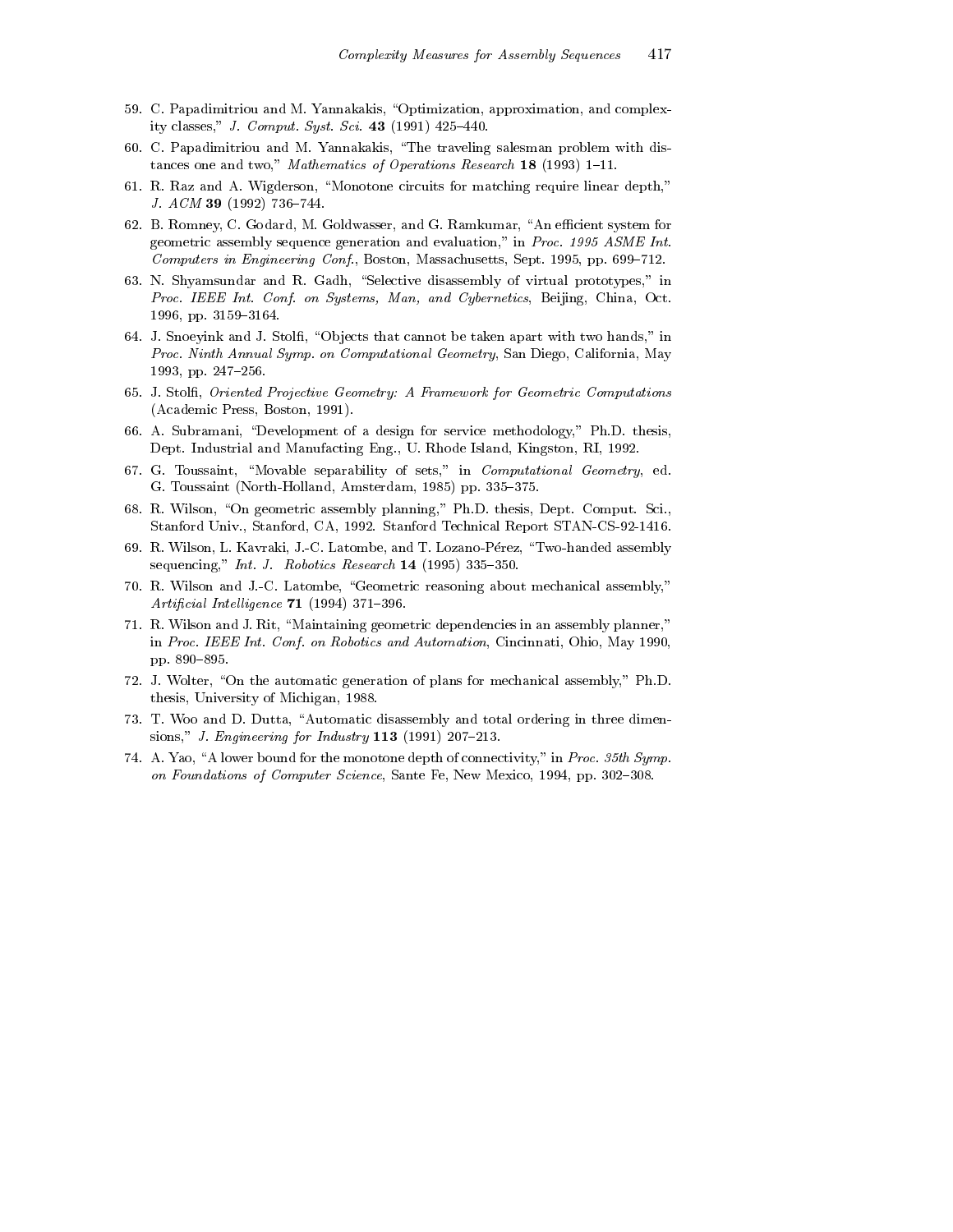59. C. Papadimitriou and M. Yannakakis, "Optimization, approximation, and complexity classes," *J. Comput. Syst. Sci.* **43** (1991) 425–440.

60. C. Papadimitriou and M. Yannakakis, "The traveling salesman problem with distances one and two," *Mathematics of Operations Research* **18** (1993) 1–11.

61. R. Raz and A. Wigderson, "Monotone circuits for matching require linear depth," *J. ACM* **39** (1992) 736–744.

62. B. Romney, C. Godard, M. Goldwasser, and G. Ramkumar, "An efficient system for geometric assembly sequence generation and evaluation," in *Proc. 1995 ASME Int. Computers in Engineering Conf.*, Boston, Massachusetts, Sept. 1995, pp. 699–712.

63. N. Shyamsundar and R. Gadh, "Selective disassembly of virtual prototypes," in *Proc. IEEE Int. Conf. on Systems, Man, and Cybernetics*, Beijing, China, Oct. 1996, pp. 3159–3164.

64. J. Snoeyink and J. Stolfi, "Objects that cannot be taken apart with two hands," in *Proc. Ninth Annual Symp. on Computational Geometry*, San Diego, California, May 1993, pp. 247–256.

65. J. Stolfi, *Oriented Projective Geometry: A Framework for Geometric Computations* (Academic Press, Boston, 1991).

66. A. Subramani, "Development of a design for service methodology," Ph.D. thesis, Dept. Industrial and Manufacting Eng., U. Rhode Island, Kingston, RI, 1992.

67. G. Toussaint, "Movable separability of sets," in *Computational Geometry*, ed. G. Toussaint (North-Holland, Amsterdam, 1985) pp. 335–375.

68. R. Wilson, "On geometric assembly planning," Ph.D. thesis, Dept. Comput. Sci., Stanford Univ., Stanford, CA, 1992. Stanford Technical Report STAN-CS-92-1416.

69. R. Wilson, L. Kavraki, J.-C. Latombe, and T. Lozano-Pérez, "Two-handed assembly sequencing," *Int. J. Robotics Research* **14** (1995) 335–350.

70. R. Wilson and J.-C. Latombe, "Geometric reasoning about mechanical assembly," *Artificial Intelligence* **71** (1994) 371–396.

71. R. Wilson and J. Rit, "Maintaining geometric dependencies in an assembly planner," in *Proc. IEEE Int. Conf. on Robotics and Automation*, Cincinnati, Ohio, May 1990, pp. 890–895.

72. J. Wolter, "On the automatic generation of plans for mechanical assembly," Ph.D. thesis, University of Michigan, 1988.

73. T. Woo and D. Dutta, "Automatic disassembly and total ordering in three dimensions," *J. Engineering for Industry* **113** (1991) 207–213.

74. A. Yao, "A lower bound for the monotone depth of connectivity," in *Proc. 35th Symp. on Foundations of Computer Science*, Sante Fe, New Mexico, 1994, pp. 302–308.